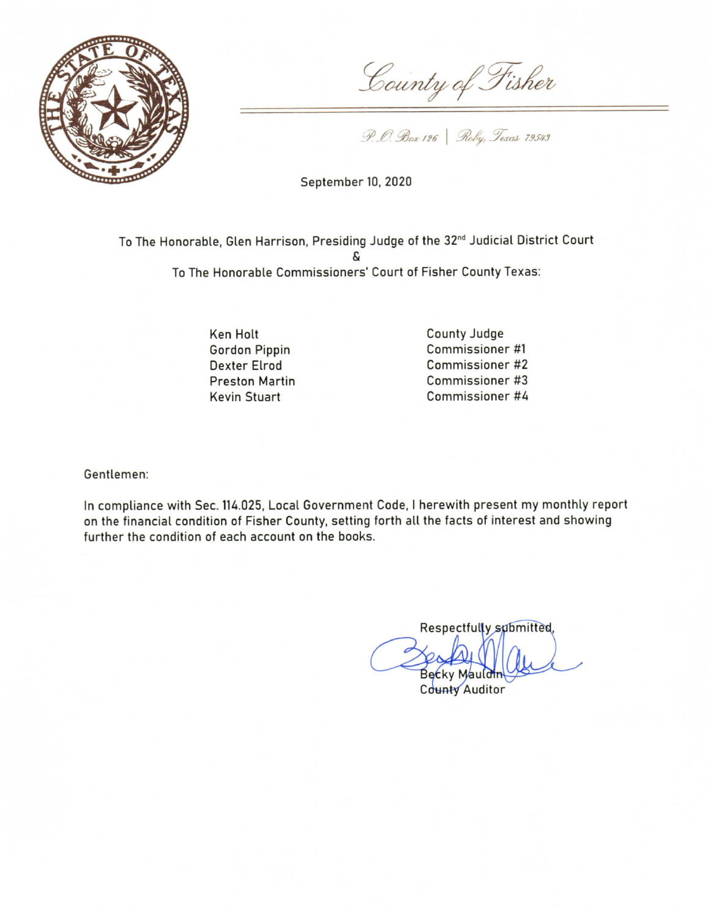# County of Fisher

*P.O. Box 126 | Roby, Texas 79543*

September 10, 2020

To The Honorable, Glen Harrison, Presiding Judge of the 32nd Judicial District Court
&
To The Honorable Commissioners' Court of Fisher County Texas:

| | |
|---|---|
| Ken Holt | County Judge |
| Gordon Pippin | Commissioner #1 |
| Dexter Elrod | Commissioner #2 |
| Preston Martin | Commissioner #3 |
| Kevin Stuart | Commissioner #4 |

Gentlemen:

In compliance with Sec. 114.025, Local Government Code, I herewith present my monthly report on the financial condition of Fisher County, setting forth all the facts of interest and showing further the condition of each account on the books.

Respectfully submitted,

Becky Mauldin
County Auditor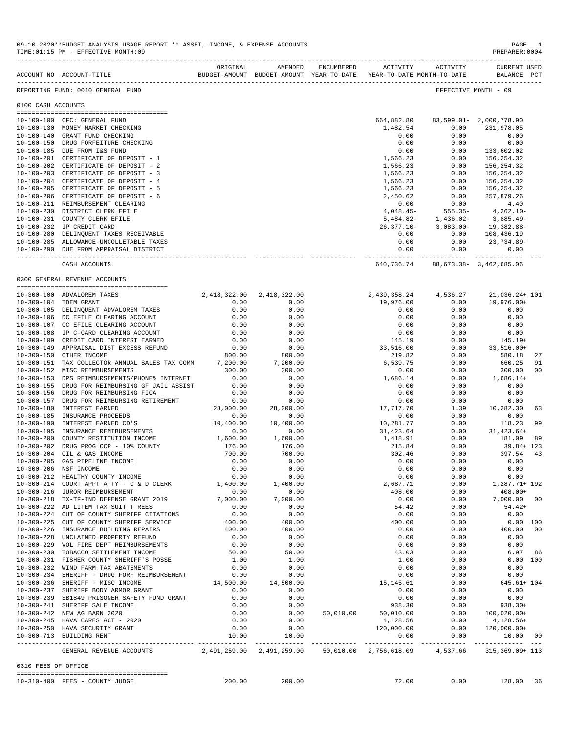09-10-2020**BUDGET ANALYSIS USAGE REPORT ** ASSET, INCOME, & EXPENSE ACCOUNTS

TIME:01:15 PM - EFFECTIVE MONTH:09

PREPARER:0004

REPORTING FUND: 0010 GENERAL FUND — EFFECTIVE MONTH - 09

## 0100 CASH ACCOUNTS

| ACCOUNT NO | ACCOUNT-TITLE | ORIGINAL BUDGET-AMOUNT | AMENDED BUDGET-AMOUNT | ENCUMBERED YEAR-TO-DATE | ACTIVITY YEAR-TO-DATE | ACTIVITY MONTH-TO-DATE | CURRENT BALANCE | USED PCT |
|---|---|---|---|---|---|---|---|---|
| 10-100-100 | CFC: GENERAL FUND | | | | 664,882.80 | 83,599.01- | 2,000,778.90 | |
| 10-100-130 | MONEY MARKET CHECKING | | | | 1,482.54 | 0.00 | 231,978.05 | |
| 10-100-140 | GRANT FUND CHECKING | | | | 0.00 | 0.00 | 0.00 | |
| 10-100-150 | DRUG FORFEITURE CHECKING | | | | 0.00 | 0.00 | 0.00 | |
| 10-100-185 | DUE FROM I&S FUND | | | | 0.00 | 0.00 | 133,602.02 | |
| 10-100-201 | CERTIFICATE OF DEPOSIT - 1 | | | | 1,566.23 | 0.00 | 156,254.32 | |
| 10-100-202 | CERTIFICATE OF DEPOSIT - 2 | | | | 1,566.23 | 0.00 | 156,254.32 | |
| 10-100-203 | CERTIFICATE OF DEPOSIT - 3 | | | | 1,566.23 | 0.00 | 156,254.32 | |
| 10-100-204 | CERTIFICATE OF DEPOSIT - 4 | | | | 1,566.23 | 0.00 | 156,254.32 | |
| 10-100-205 | CERTIFICATE OF DEPOSIT - 5 | | | | 1,566.23 | 0.00 | 156,254.32 | |
| 10-100-206 | CERTIFICATE OF DEPOSIT - 6 | | | | 2,450.62 | 0.00 | 257,879.26 | |
| 10-100-211 | REIMBURSEMENT CLEARING | | | | 0.00 | 0.00 | 4.40 | |
| 10-100-230 | DISTRICT CLERK EFILE | | | | 4,048.45- | 555.35- | 4,262.10- | |
| 10-100-231 | COUNTY CLERK EFILE | | | | 5,484.82- | 1,436.02- | 3,885.49- | |
| 10-100-232 | JP CREDIT CARD | | | | 26,377.10- | 3,083.00- | 19,382.88- | |
| 10-100-280 | DELINQUENT TAXES RECEIVABLE | | | | 0.00 | 0.00 | 108,436.19 | |
| 10-100-285 | ALLOWANCE-UNCOLLETABLE TAXES | | | | 0.00 | 0.00 | 23,734.89- | |
| 10-100-290 | DUE FROM APPRAISAL DISTRICT | | | | 0.00 | 0.00 | 0.00 | |
| | CASH ACCOUNTS | | | | 640,736.74 | 88,673.38- | 3,462,685.06 | |

## 0300 GENERAL REVENUE ACCOUNTS

| ACCOUNT NO | ACCOUNT-TITLE | ORIGINAL BUDGET-AMOUNT | AMENDED BUDGET-AMOUNT | ENCUMBERED YEAR-TO-DATE | ACTIVITY YEAR-TO-DATE | ACTIVITY MONTH-TO-DATE | CURRENT BALANCE | USED PCT |
|---|---|---|---|---|---|---|---|---|
| 10-300-100 | ADVALOREM TAXES | 2,418,322.00 | 2,418,322.00 | | 2,439,358.24 | 4,536.27 | 21,036.24+ | 101 |
| 10-300-104 | TDEM GRANT | 0.00 | 0.00 | | 19,976.00 | 0.00 | 19,976.00+ | |
| 10-300-105 | DELINQUENT ADVALOREM TAXES | 0.00 | 0.00 | | 0.00 | 0.00 | 0.00 | |
| 10-300-106 | DC EFILE CLEARING ACCOUNT | 0.00 | 0.00 | | 0.00 | 0.00 | 0.00 | |
| 10-300-107 | CC EFILE CLEARING ACCOUNT | 0.00 | 0.00 | | 0.00 | 0.00 | 0.00 | |
| 10-300-108 | JP C-CARD CLEARING ACCOUNT | 0.00 | 0.00 | | 0.00 | 0.00 | 0.00 | |
| 10-300-109 | CREDIT CARD INTEREST EARNED | 0.00 | 0.00 | | 145.19 | 0.00 | 145.19+ | |
| 10-300-149 | APPRAISAL DIST EXCESS REFUND | 0.00 | 0.00 | | 33,516.00 | 0.00 | 33,516.00+ | |
| 10-300-150 | OTHER INCOME | 800.00 | 800.00 | | 219.82 | 0.00 | 580.18 | 27 |
| 10-300-151 | TAX COLLECTOR ANNUAL SALES TAX COMM | 7,200.00 | 7,200.00 | | 6,539.75 | 0.00 | 660.25 | 91 |
| 10-300-152 | MISC REIMBURSEMENTS | 300.00 | 300.00 | | 0.00 | 0.00 | 300.00 | 00 |
| 10-300-153 | DPS REIMBURSEMENTS/PHONE& INTERNET | 0.00 | 0.00 | | 1,686.14 | 0.00 | 1,686.14+ | |
| 10-300-155 | DRUG FOR REIMBURSING GF JAIL ASSIST | 0.00 | 0.00 | | 0.00 | 0.00 | 0.00 | |
| 10-300-156 | DRUG FOR REIMBURSING FICA | 0.00 | 0.00 | | 0.00 | 0.00 | 0.00 | |
| 10-300-157 | DRUG FOR REIMBURSING RETIREMENT | 0.00 | 0.00 | | 0.00 | 0.00 | 0.00 | |
| 10-300-180 | INTEREST EARNED | 28,000.00 | 28,000.00 | | 17,717.70 | 1.39 | 10,282.30 | 63 |
| 10-300-185 | INSURANCE PROCEEDS | 0.00 | 0.00 | | 0.00 | 0.00 | 0.00 | |
| 10-300-190 | INTEREST EARNED CD'S | 10,400.00 | 10,400.00 | | 10,281.77 | 0.00 | 118.23 | 99 |
| 10-300-195 | INSURANCE REMIBURSEMENTS | 0.00 | 0.00 | | 31,423.64 | 0.00 | 31,423.64+ | |
| 10-300-200 | COUNTY RESTITUTION INCOME | 1,600.00 | 1,600.00 | | 1,418.91 | 0.00 | 181.09 | 89 |
| 10-300-202 | DRUG PROG CCP - 10% COUNTY | 176.00 | 176.00 | | 215.84 | 0.00 | 39.84+ | 123 |
| 10-300-204 | OIL & GAS INCOME | 700.00 | 700.00 | | 302.46 | 0.00 | 397.54 | 43 |
| 10-300-205 | GAS PIPELINE INCOME | 0.00 | 0.00 | | 0.00 | 0.00 | 0.00 | |
| 10-300-206 | NSF INCOME | 0.00 | 0.00 | | 0.00 | 0.00 | 0.00 | |
| 10-300-212 | HEALTHY COUNTY INCOME | 0.00 | 0.00 | | 0.00 | 0.00 | 0.00 | |
| 10-300-214 | COURT APPT ATTY - C & D CLERK | 1,400.00 | 1,400.00 | | 2,687.71 | 0.00 | 1,287.71+ | 192 |
| 10-300-216 | JUROR REIMBURSEMENT | 0.00 | 0.00 | | 408.00 | 0.00 | 408.00+ | |
| 10-300-218 | TX-TF-IND DEFENSE GRANT 2019 | 7,000.00 | 7,000.00 | | 0.00 | 0.00 | 7,000.00 | 00 |
| 10-300-222 | AD LITEM TAX SUIT T REES | 0.00 | 0.00 | | 54.42 | 0.00 | 54.42+ | |
| 10-300-224 | OUT OF COUNTY SHERIFF CITATIONS | 0.00 | 0.00 | | 0.00 | 0.00 | 0.00 | |
| 10-300-225 | OUT OF COUNTY SHERIFF SERVICE | 400.00 | 400.00 | | 400.00 | 0.00 | 0.00 | 100 |
| 10-300-226 | INSURANCE BUILDING REPAIRS | 400.00 | 400.00 | | 0.00 | 0.00 | 400.00 | 00 |
| 10-300-228 | UNCLAIMED PROPERTY REFUND | 0.00 | 0.00 | | 0.00 | 0.00 | 0.00 | |
| 10-300-229 | VOL FIRE DEPT REIMBURSEMENTS | 0.00 | 0.00 | | 0.00 | 0.00 | 0.00 | |
| 10-300-230 | TOBACCO SETTLEMENT INCOME | 50.00 | 50.00 | | 43.03 | 0.00 | 6.97 | 86 |
| 10-300-231 | FISHER COUNTY SHERIFF'S POSSE | 1.00 | 1.00 | | 1.00 | 0.00 | 0.00 | 100 |
| 10-300-232 | WIND FARM TAX ABATEMENTS | 0.00 | 0.00 | | 0.00 | 0.00 | 0.00 | |
| 10-300-234 | SHERIFF - DRUG FORF REIMBURSEMENT | 0.00 | 0.00 | | 0.00 | 0.00 | 0.00 | |
| 10-300-236 | SHERIFF - MISC INCOME | 14,500.00 | 14,500.00 | | 15,145.61 | 0.00 | 645.61+ | 104 |
| 10-300-237 | SHERIFF BODY ARMOR GRANT | 0.00 | 0.00 | | 0.00 | 0.00 | 0.00 | |
| 10-300-239 | SB1849 PRISONER SAFETY FUND GRANT | 0.00 | 0.00 | | 0.00 | 0.00 | 0.00 | |
| 10-300-241 | SHERIFF SALE INCOME | 0.00 | 0.00 | | 938.30 | 0.00 | 938.30+ | |
| 10-300-242 | NEW AG BARN 2020 | 0.00 | 0.00 | 50,010.00 | 50,010.00 | 0.00 | 100,020.00+ | |
| 10-300-245 | HAVA CARES ACT - 2020 | 0.00 | 0.00 | | 4,128.56 | 0.00 | 4,128.56+ | |
| 10-300-250 | HAVA SECURITY GRANT | 0.00 | 0.00 | | 120,000.00 | 0.00 | 120,000.00+ | |
| 10-300-713 | BUILDING RENT | 10.00 | 10.00 | | 0.00 | 0.00 | 10.00 | 00 |
| | GENERAL REVENUE ACCOUNTS | 2,491,259.00 | 2,491,259.00 | 50,010.00 | 2,756,618.09 | 4,537.66 | 315,369.09+ | 113 |

## 0310 FEES OF OFFICE

| ACCOUNT NO | ACCOUNT-TITLE | ORIGINAL BUDGET-AMOUNT | AMENDED BUDGET-AMOUNT | ENCUMBERED YEAR-TO-DATE | ACTIVITY YEAR-TO-DATE | ACTIVITY MONTH-TO-DATE | CURRENT BALANCE | USED PCT |
|---|---|---|---|---|---|---|---|---|
| 10-310-400 | FEES - COUNTY JUDGE | 200.00 | 200.00 | | 72.00 | 0.00 | 128.00 | 36 |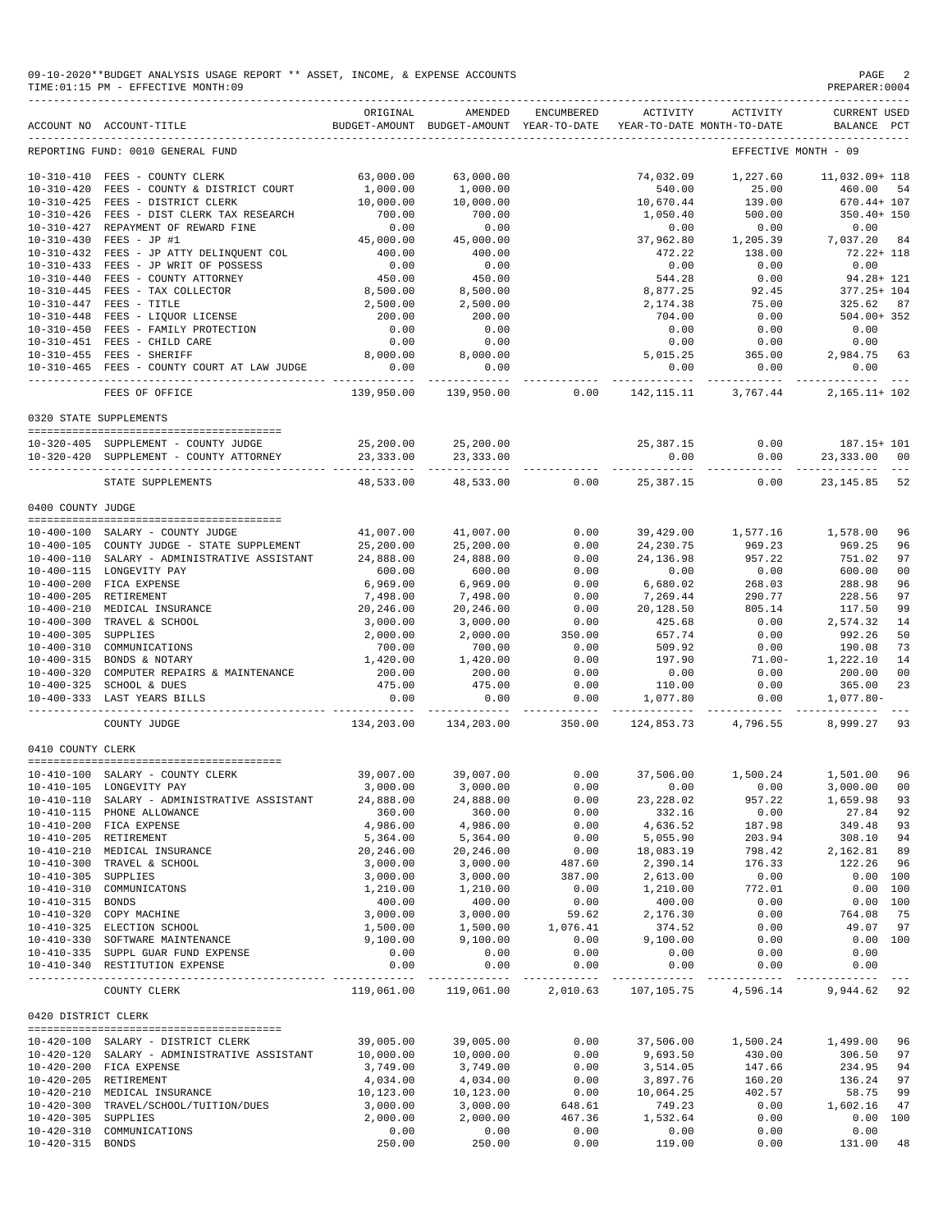09-10-2020**BUDGET ANALYSIS USAGE REPORT ** ASSET, INCOME, & EXPENSE ACCOUNTS
TIME:01:15 PM - EFFECTIVE MONTH:09
PREPARER:0004

| ACCOUNT NO | ACCOUNT-TITLE | ORIGINAL BUDGET-AMOUNT | AMENDED BUDGET-AMOUNT | ENCUMBERED YEAR-TO-DATE | ACTIVITY YEAR-TO-DATE | ACTIVITY MONTH-TO-DATE | CURRENT BALANCE | USED PCT |
|---|---|---|---|---|---|---|---|---|
| REPORTING FUND: 0010 GENERAL FUND | | | | | | EFFECTIVE MONTH - 09 | | |
| 10-310-410 | FEES - COUNTY CLERK | 63,000.00 | 63,000.00 | | 74,032.09 | 1,227.60 | 11,032.09+ | 118 |
| 10-310-420 | FEES - COUNTY & DISTRICT COURT | 1,000.00 | 1,000.00 | | 540.00 | 25.00 | 460.00 | 54 |
| 10-310-425 | FEES - DISTRICT CLERK | 10,000.00 | 10,000.00 | | 10,670.44 | 139.00 | 670.44+ | 107 |
| 10-310-426 | FEES - DIST CLERK TAX RESEARCH | 700.00 | 700.00 | | 1,050.40 | 500.00 | 350.40+ | 150 |
| 10-310-427 | REPAYMENT OF REWARD FINE | 0.00 | 0.00 | | 0.00 | 0.00 | 0.00 | |
| 10-310-430 | FEES - JP #1 | 45,000.00 | 45,000.00 | | 37,962.80 | 1,205.39 | 7,037.20 | 84 |
| 10-310-432 | FEES - JP ATTY DELINQUENT COL | 400.00 | 400.00 | | 472.22 | 138.00 | 72.22+ | 118 |
| 10-310-433 | FEES - JP WRIT OF POSSESS | 0.00 | 0.00 | | 0.00 | 0.00 | 0.00 | |
| 10-310-440 | FEES - COUNTY ATTORNEY | 450.00 | 450.00 | | 544.28 | 0.00 | 94.28+ | 121 |
| 10-310-445 | FEES - TAX COLLECTOR | 8,500.00 | 8,500.00 | | 8,877.25 | 92.45 | 377.25+ | 104 |
| 10-310-447 | FEES - TITLE | 2,500.00 | 2,500.00 | | 2,174.38 | 75.00 | 325.62 | 87 |
| 10-310-448 | FEES - LIQUOR LICENSE | 200.00 | 200.00 | | 704.00 | 0.00 | 504.00+ | 352 |
| 10-310-450 | FEES - FAMILY PROTECTION | 0.00 | 0.00 | | 0.00 | 0.00 | 0.00 | |
| 10-310-451 | FEES - CHILD CARE | 0.00 | 0.00 | | 0.00 | 0.00 | 0.00 | |
| 10-310-455 | FEES - SHERIFF | 8,000.00 | 8,000.00 | | 5,015.25 | 365.00 | 2,984.75 | 63 |
| 10-310-465 | FEES - COUNTY COURT AT LAW JUDGE | 0.00 | 0.00 | | 0.00 | 0.00 | 0.00 | |
| | FEES OF OFFICE | 139,950.00 | 139,950.00 | 0.00 | 142,115.11 | 3,767.44 | 2,165.11+ | 102 |
| 0320 STATE SUPPLEMENTS | | | | | | | | |
| 10-320-405 | SUPPLEMENT - COUNTY JUDGE | 25,200.00 | 25,200.00 | | 25,387.15 | 0.00 | 187.15+ | 101 |
| 10-320-420 | SUPPLEMENT - COUNTY ATTORNEY | 23,333.00 | 23,333.00 | | 0.00 | 0.00 | 23,333.00 | 00 |
| | STATE SUPPLEMENTS | 48,533.00 | 48,533.00 | 0.00 | 25,387.15 | 0.00 | 23,145.85 | 52 |
| 0400 COUNTY JUDGE | | | | | | | | |
| 10-400-100 | SALARY - COUNTY JUDGE | 41,007.00 | 41,007.00 | 0.00 | 39,429.00 | 1,577.16 | 1,578.00 | 96 |
| 10-400-105 | COUNTY JUDGE - STATE SUPPLEMENT | 25,200.00 | 25,200.00 | 0.00 | 24,230.75 | 969.23 | 969.25 | 96 |
| 10-400-110 | SALARY - ADMINISTRATIVE ASSISTANT | 24,888.00 | 24,888.00 | 0.00 | 24,136.98 | 957.22 | 751.02 | 97 |
| 10-400-115 | LONGEVITY PAY | 600.00 | 600.00 | 0.00 | 0.00 | 0.00 | 600.00 | 00 |
| 10-400-200 | FICA EXPENSE | 6,969.00 | 6,969.00 | 0.00 | 6,680.02 | 268.03 | 288.98 | 96 |
| 10-400-205 | RETIREMENT | 7,498.00 | 7,498.00 | 0.00 | 7,269.44 | 290.77 | 228.56 | 97 |
| 10-400-210 | MEDICAL INSURANCE | 20,246.00 | 20,246.00 | 0.00 | 20,128.50 | 805.14 | 117.50 | 99 |
| 10-400-300 | TRAVEL & SCHOOL | 3,000.00 | 3,000.00 | 0.00 | 425.68 | 0.00 | 2,574.32 | 14 |
| 10-400-305 | SUPPLIES | 2,000.00 | 2,000.00 | 350.00 | 657.74 | 0.00 | 992.26 | 50 |
| 10-400-310 | COMMUNICATIONS | 700.00 | 700.00 | 0.00 | 509.92 | 0.00 | 190.08 | 73 |
| 10-400-315 | BONDS & NOTARY | 1,420.00 | 1,420.00 | 0.00 | 197.90 | 71.00- | 1,222.10 | 14 |
| 10-400-320 | COMPUTER REPAIRS & MAINTENANCE | 200.00 | 200.00 | 0.00 | 0.00 | 0.00 | 200.00 | 00 |
| 10-400-325 | SCHOOL & DUES | 475.00 | 475.00 | 0.00 | 110.00 | 0.00 | 365.00 | 23 |
| 10-400-333 | LAST YEARS BILLS | 0.00 | 0.00 | 0.00 | 1,077.80 | 0.00 | 1,077.80- | |
| | COUNTY JUDGE | 134,203.00 | 134,203.00 | 350.00 | 124,853.73 | 4,796.55 | 8,999.27 | 93 |
| 0410 COUNTY CLERK | | | | | | | | |
| 10-410-100 | SALARY - COUNTY CLERK | 39,007.00 | 39,007.00 | 0.00 | 37,506.00 | 1,500.24 | 1,501.00 | 96 |
| 10-410-105 | LONGEVITY PAY | 3,000.00 | 3,000.00 | 0.00 | 0.00 | 0.00 | 3,000.00 | 00 |
| 10-410-110 | SALARY - ADMINISTRATIVE ASSISTANT | 24,888.00 | 24,888.00 | 0.00 | 23,228.02 | 957.22 | 1,659.98 | 93 |
| 10-410-115 | PHONE ALLOWANCE | 360.00 | 360.00 | 0.00 | 332.16 | 0.00 | 27.84 | 92 |
| 10-410-200 | FICA EXPENSE | 4,986.00 | 4,986.00 | 0.00 | 4,636.52 | 187.98 | 349.48 | 93 |
| 10-410-205 | RETIREMENT | 5,364.00 | 5,364.00 | 0.00 | 5,055.90 | 203.94 | 308.10 | 94 |
| 10-410-210 | MEDICAL INSURANCE | 20,246.00 | 20,246.00 | 0.00 | 18,083.19 | 798.42 | 2,162.81 | 89 |
| 10-410-300 | TRAVEL & SCHOOL | 3,000.00 | 3,000.00 | 487.60 | 2,390.14 | 176.33 | 122.26 | 96 |
| 10-410-305 | SUPPLIES | 3,000.00 | 3,000.00 | 387.00 | 2,613.00 | 0.00 | 0.00 | 100 |
| 10-410-310 | COMMUNICATONS | 1,210.00 | 1,210.00 | 0.00 | 1,210.00 | 772.01 | 0.00 | 100 |
| 10-410-315 | BONDS | 400.00 | 400.00 | 0.00 | 400.00 | 0.00 | 0.00 | 100 |
| 10-410-320 | COPY MACHINE | 3,000.00 | 3,000.00 | 59.62 | 2,176.30 | 0.00 | 764.08 | 75 |
| 10-410-325 | ELECTION SCHOOL | 1,500.00 | 1,500.00 | 1,076.41 | 374.52 | 0.00 | 49.07 | 97 |
| 10-410-330 | SOFTWARE MAINTENANCE | 9,100.00 | 9,100.00 | 0.00 | 9,100.00 | 0.00 | 0.00 | 100 |
| 10-410-335 | SUPPL GUAR FUND EXPENSE | 0.00 | 0.00 | 0.00 | 0.00 | 0.00 | 0.00 | |
| 10-410-340 | RESTITUTION EXPENSE | 0.00 | 0.00 | 0.00 | 0.00 | 0.00 | 0.00 | |
| | COUNTY CLERK | 119,061.00 | 119,061.00 | 2,010.63 | 107,105.75 | 4,596.14 | 9,944.62 | 92 |
| 0420 DISTRICT CLERK | | | | | | | | |
| 10-420-100 | SALARY - DISTRICT CLERK | 39,005.00 | 39,005.00 | 0.00 | 37,506.00 | 1,500.24 | 1,499.00 | 96 |
| 10-420-120 | SALARY - ADMINISTRATIVE ASSISTANT | 10,000.00 | 10,000.00 | 0.00 | 9,693.50 | 430.00 | 306.50 | 97 |
| 10-420-200 | FICA EXPENSE | 3,749.00 | 3,749.00 | 0.00 | 3,514.05 | 147.66 | 234.95 | 94 |
| 10-420-205 | RETIREMENT | 4,034.00 | 4,034.00 | 0.00 | 3,897.76 | 160.20 | 136.24 | 97 |
| 10-420-210 | MEDICAL INSURANCE | 10,123.00 | 10,123.00 | 0.00 | 10,064.25 | 402.57 | 58.75 | 99 |
| 10-420-300 | TRAVEL/SCHOOL/TUITION/DUES | 3,000.00 | 3,000.00 | 648.61 | 749.23 | 0.00 | 1,602.16 | 47 |
| 10-420-305 | SUPPLIES | 2,000.00 | 2,000.00 | 467.36 | 1,532.64 | 0.00 | 0.00 | 100 |
| 10-420-310 | COMMUNICATIONS | 0.00 | 0.00 | 0.00 | 0.00 | 0.00 | 0.00 | |
| 10-420-315 | BONDS | 250.00 | 250.00 | 0.00 | 119.00 | 0.00 | 131.00 | 48 |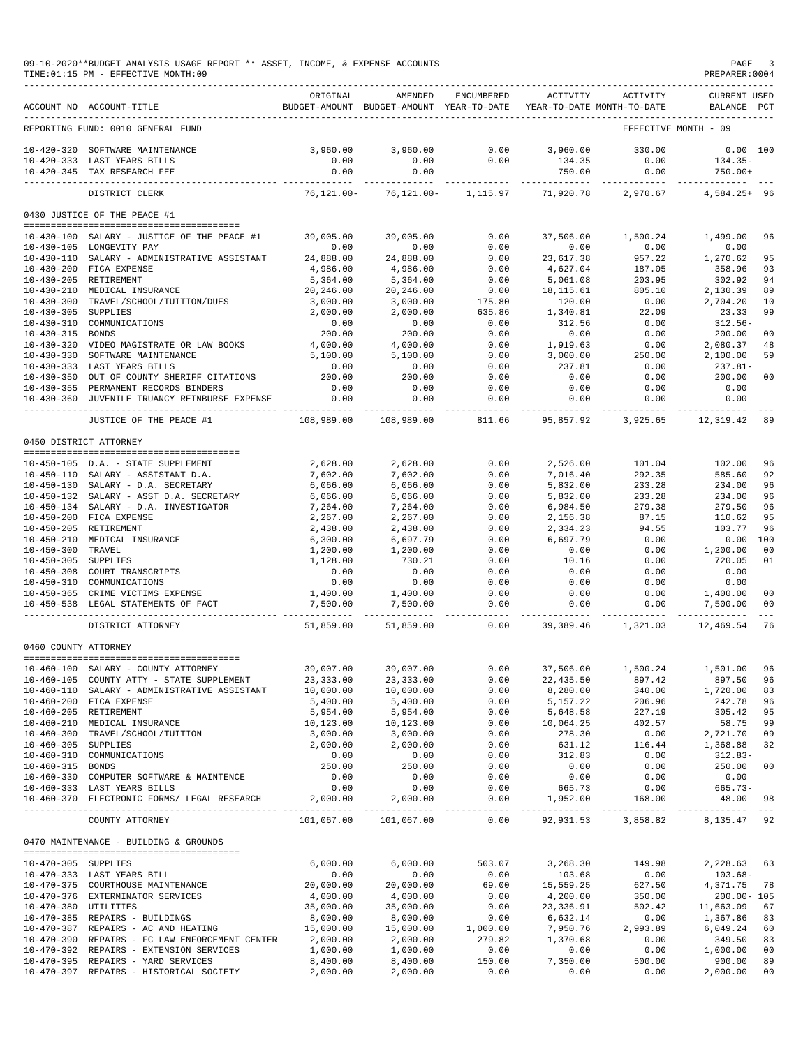09-10-2020**BUDGET ANALYSIS USAGE REPORT ** ASSET, INCOME, & EXPENSE ACCOUNTS

TIME:01:15 PM - EFFECTIVE MONTH:09

PREPARER:0004

| ACCOUNT NO | ACCOUNT-TITLE | ORIGINAL BUDGET-AMOUNT | AMENDED BUDGET-AMOUNT | ENCUMBERED YEAR-TO-DATE | ACTIVITY YEAR-TO-DATE | ACTIVITY MONTH-TO-DATE | CURRENT BALANCE | USED PCT |
|---|---|---|---|---|---|---|---|---|
| REPORTING FUND: 0010 GENERAL FUND | | | | | | EFFECTIVE MONTH - 09 | | |
| 10-420-320 | SOFTWARE MAINTENANCE | 3,960.00 | 3,960.00 | 0.00 | 3,960.00 | 330.00 | 0.00 | 100 |
| 10-420-333 | LAST YEARS BILLS | 0.00 | 0.00 | 0.00 | 134.35 | 0.00 | 134.35- | |
| 10-420-345 | TAX RESEARCH FEE | 0.00 | 0.00 | | 750.00 | 0.00 | 750.00+ | |
| | DISTRICT CLERK | 76,121.00- | 76,121.00- | 1,115.97 | 71,920.78 | 2,970.67 | 4,584.25+ | 96 |
| **0430 JUSTICE OF THE PEACE #1** | | | | | | | | |
| 10-430-100 | SALARY - JUSTICE OF THE PEACE #1 | 39,005.00 | 39,005.00 | 0.00 | 37,506.00 | 1,500.24 | 1,499.00 | 96 |
| 10-430-105 | LONGEVITY PAY | 0.00 | 0.00 | 0.00 | 0.00 | 0.00 | 0.00 | |
| 10-430-110 | SALARY - ADMINISTRATIVE ASSISTANT | 24,888.00 | 24,888.00 | 0.00 | 23,617.38 | 957.22 | 1,270.62 | 95 |
| 10-430-200 | FICA EXPENSE | 4,986.00 | 4,986.00 | 0.00 | 4,627.04 | 187.05 | 358.96 | 93 |
| 10-430-205 | RETIREMENT | 5,364.00 | 5,364.00 | 0.00 | 5,061.08 | 203.95 | 302.92 | 94 |
| 10-430-210 | MEDICAL INSURANCE | 20,246.00 | 20,246.00 | 0.00 | 18,115.61 | 805.10 | 2,130.39 | 89 |
| 10-430-300 | TRAVEL/SCHOOL/TUITION/DUES | 3,000.00 | 3,000.00 | 175.80 | 120.00 | 0.00 | 2,704.20 | 10 |
| 10-430-305 | SUPPLIES | 2,000.00 | 2,000.00 | 635.86 | 1,340.81 | 22.09 | 23.33 | 99 |
| 10-430-310 | COMMUNICATIONS | 0.00 | 0.00 | 0.00 | 312.56 | 0.00 | 312.56- | |
| 10-430-315 | BONDS | 200.00 | 200.00 | 0.00 | 0.00 | 0.00 | 200.00 | 00 |
| 10-430-320 | VIDEO MAGISTRATE OR LAW BOOKS | 4,000.00 | 4,000.00 | 0.00 | 1,919.63 | 0.00 | 2,080.37 | 48 |
| 10-430-330 | SOFTWARE MAINTENANCE | 5,100.00 | 5,100.00 | 0.00 | 3,000.00 | 250.00 | 2,100.00 | 59 |
| 10-430-333 | LAST YEARS BILLS | 0.00 | 0.00 | 0.00 | 237.81 | 0.00 | 237.81- | |
| 10-430-350 | OUT OF COUNTY SHERIFF CITATIONS | 200.00 | 200.00 | 0.00 | 0.00 | 0.00 | 200.00 | 00 |
| 10-430-355 | PERMANENT RECORDS BINDERS | 0.00 | 0.00 | 0.00 | 0.00 | 0.00 | 0.00 | |
| 10-430-360 | JUVENILE TRUANCY REINBURSE EXPENSE | 0.00 | 0.00 | 0.00 | 0.00 | 0.00 | 0.00 | |
| | JUSTICE OF THE PEACE #1 | 108,989.00 | 108,989.00 | 811.66 | 95,857.92 | 3,925.65 | 12,319.42 | 89 |
| **0450 DISTRICT ATTORNEY** | | | | | | | | |
| 10-450-105 | D.A. - STATE SUPPLEMENT | 2,628.00 | 2,628.00 | 0.00 | 2,526.00 | 101.04 | 102.00 | 96 |
| 10-450-110 | SALARY - ASSISTANT D.A. | 7,602.00 | 7,602.00 | 0.00 | 7,016.40 | 292.35 | 585.60 | 92 |
| 10-450-130 | SALARY - D.A. SECRETARY | 6,066.00 | 6,066.00 | 0.00 | 5,832.00 | 233.28 | 234.00 | 96 |
| 10-450-132 | SALARY - ASST D.A. SECRETARY | 6,066.00 | 6,066.00 | 0.00 | 5,832.00 | 233.28 | 234.00 | 96 |
| 10-450-134 | SALARY - D.A. INVESTIGATOR | 7,264.00 | 7,264.00 | 0.00 | 6,984.50 | 279.38 | 279.50 | 96 |
| 10-450-200 | FICA EXPENSE | 2,267.00 | 2,267.00 | 0.00 | 2,156.38 | 87.15 | 110.62 | 95 |
| 10-450-205 | RETIREMENT | 2,438.00 | 2,438.00 | 0.00 | 2,334.23 | 94.55 | 103.77 | 96 |
| 10-450-210 | MEDICAL INSURANCE | 6,300.00 | 6,697.79 | 0.00 | 6,697.79 | 0.00 | 0.00 | 100 |
| 10-450-300 | TRAVEL | 1,200.00 | 1,200.00 | 0.00 | 0.00 | 0.00 | 1,200.00 | 00 |
| 10-450-305 | SUPPLIES | 1,128.00 | 730.21 | 0.00 | 10.16 | 0.00 | 720.05 | 01 |
| 10-450-308 | COURT TRANSCRIPTS | 0.00 | 0.00 | 0.00 | 0.00 | 0.00 | 0.00 | |
| 10-450-310 | COMMUNICATIONS | 0.00 | 0.00 | 0.00 | 0.00 | 0.00 | 0.00 | |
| 10-450-365 | CRIME VICTIMS EXPENSE | 1,400.00 | 1,400.00 | 0.00 | 0.00 | 0.00 | 1,400.00 | 00 |
| 10-450-538 | LEGAL STATEMENTS OF FACT | 7,500.00 | 7,500.00 | 0.00 | 0.00 | 0.00 | 7,500.00 | 00 |
| | DISTRICT ATTORNEY | 51,859.00 | 51,859.00 | 0.00 | 39,389.46 | 1,321.03 | 12,469.54 | 76 |
| **0460 COUNTY ATTORNEY** | | | | | | | | |
| 10-460-100 | SALARY - COUNTY ATTORNEY | 39,007.00 | 39,007.00 | 0.00 | 37,506.00 | 1,500.24 | 1,501.00 | 96 |
| 10-460-105 | COUNTY ATTY - STATE SUPPLEMENT | 23,333.00 | 23,333.00 | 0.00 | 22,435.50 | 897.42 | 897.50 | 96 |
| 10-460-110 | SALARY - ADMINISTRATIVE ASSISTANT | 10,000.00 | 10,000.00 | 0.00 | 8,280.00 | 340.00 | 1,720.00 | 83 |
| 10-460-200 | FICA EXPENSE | 5,400.00 | 5,400.00 | 0.00 | 5,157.22 | 206.96 | 242.78 | 96 |
| 10-460-205 | RETIREMENT | 5,954.00 | 5,954.00 | 0.00 | 5,648.58 | 227.19 | 305.42 | 95 |
| 10-460-210 | MEDICAL INSURANCE | 10,123.00 | 10,123.00 | 0.00 | 10,064.25 | 402.57 | 58.75 | 99 |
| 10-460-300 | TRAVEL/SCHOOL/TUITION | 3,000.00 | 3,000.00 | 0.00 | 278.30 | 0.00 | 2,721.70 | 09 |
| 10-460-305 | SUPPLIES | 2,000.00 | 2,000.00 | 0.00 | 631.12 | 116.44 | 1,368.88 | 32 |
| 10-460-310 | COMMUNICATIONS | 0.00 | 0.00 | 0.00 | 312.83 | 0.00 | 312.83- | |
| 10-460-315 | BONDS | 250.00 | 250.00 | 0.00 | 0.00 | 0.00 | 250.00 | 00 |
| 10-460-330 | COMPUTER SOFTWARE & MAINTENCE | 0.00 | 0.00 | 0.00 | 0.00 | 0.00 | 0.00 | |
| 10-460-333 | LAST YEARS BILLS | 0.00 | 0.00 | 0.00 | 665.73 | 0.00 | 665.73- | |
| 10-460-370 | ELECTRONIC FORMS/ LEGAL RESEARCH | 2,000.00 | 2,000.00 | 0.00 | 1,952.00 | 168.00 | 48.00 | 98 |
| | COUNTY ATTORNEY | 101,067.00 | 101,067.00 | 0.00 | 92,931.53 | 3,858.82 | 8,135.47 | 92 |
| **0470 MAINTENANCE - BUILDING & GROUNDS** | | | | | | | | |
| 10-470-305 | SUPPLIES | 6,000.00 | 6,000.00 | 503.07 | 3,268.30 | 149.98 | 2,228.63 | 63 |
| 10-470-333 | LAST YEARS BILL | 0.00 | 0.00 | 0.00 | 103.68 | 0.00 | 103.68- | |
| 10-470-375 | COURTHOUSE MAINTENANCE | 20,000.00 | 20,000.00 | 69.00 | 15,559.25 | 627.50 | 4,371.75 | 78 |
| 10-470-376 | EXTERMINATOR SERVICES | 4,000.00 | 4,000.00 | 0.00 | 4,200.00 | 350.00 | 200.00- | 105 |
| 10-470-380 | UTILITIES | 35,000.00 | 35,000.00 | 0.00 | 23,336.91 | 502.42 | 11,663.09 | 67 |
| 10-470-385 | REPAIRS - BUILDINGS | 8,000.00 | 8,000.00 | 0.00 | 6,632.14 | 0.00 | 1,367.86 | 83 |
| 10-470-387 | REPAIRS - AC AND HEATING | 15,000.00 | 15,000.00 | 1,000.00 | 7,950.76 | 2,993.89 | 6,049.24 | 60 |
| 10-470-390 | REPAIRS - FC LAW ENFORCEMENT CENTER | 2,000.00 | 2,000.00 | 279.82 | 1,370.68 | 0.00 | 349.50 | 83 |
| 10-470-392 | REPAIRS - EXTENSION SERVICES | 1,000.00 | 1,000.00 | 0.00 | 0.00 | 0.00 | 1,000.00 | 00 |
| 10-470-395 | REPAIRS - YARD SERVICES | 8,400.00 | 8,400.00 | 150.00 | 7,350.00 | 500.00 | 900.00 | 89 |
| 10-470-397 | REPAIRS - HISTORICAL SOCIETY | 2,000.00 | 2,000.00 | 0.00 | 0.00 | 0.00 | 2,000.00 | 00 |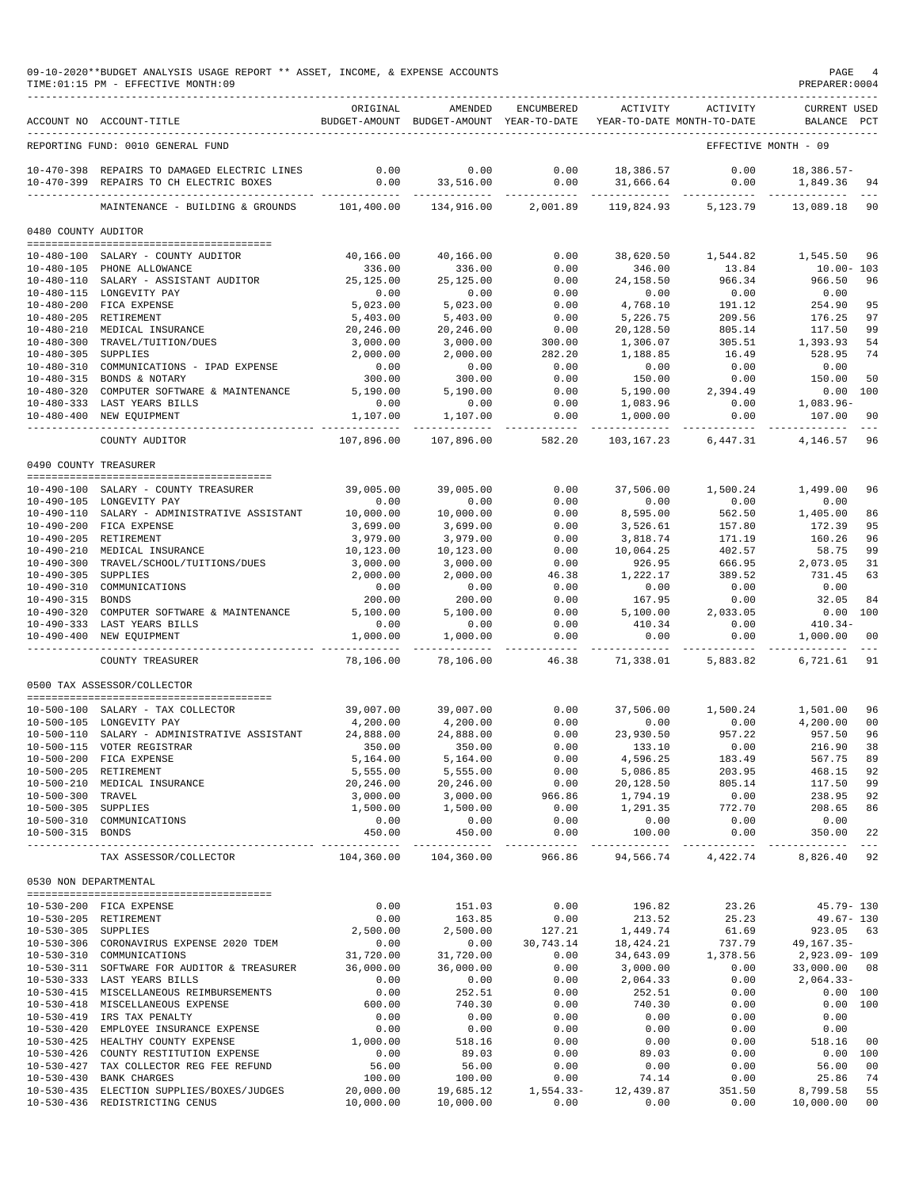09-10-2020**BUDGET ANALYSIS USAGE REPORT ** ASSET, INCOME, & EXPENSE ACCOUNTS

TIME:01:15 PM - EFFECTIVE MONTH:09

PREPARER:0004

| ACCOUNT NO | ACCOUNT-TITLE | ORIGINAL BUDGET-AMOUNT | AMENDED BUDGET-AMOUNT | ENCUMBERED YEAR-TO-DATE | ACTIVITY YEAR-TO-DATE | ACTIVITY MONTH-TO-DATE | CURRENT USED BALANCE | PCT |
|---|---|---|---|---|---|---|---|---|
| REPORTING FUND: 0010 GENERAL FUND | | | | | | EFFECTIVE MONTH - 09 | | |
| 10-470-398 | REPAIRS TO DAMAGED ELECTRIC LINES | 0.00 | 0.00 | 0.00 | 18,386.57 | 0.00 | 18,386.57- | |
| 10-470-399 | REPAIRS TO CH ELECTRIC BOXES | 0.00 | 33,516.00 | 0.00 | 31,666.64 | 0.00 | 1,849.36 | 94 |
| | MAINTENANCE - BUILDING & GROUNDS | 101,400.00 | 134,916.00 | 2,001.89 | 119,824.93 | 5,123.79 | 13,089.18 | 90 |
| 0480 COUNTY AUDITOR | | | | | | | | |
| 10-480-100 | SALARY - COUNTY AUDITOR | 40,166.00 | 40,166.00 | 0.00 | 38,620.50 | 1,544.82 | 1,545.50 | 96 |
| 10-480-105 | PHONE ALLOWANCE | 336.00 | 336.00 | 0.00 | 346.00 | 13.84 | 10.00- | 103 |
| 10-480-110 | SALARY - ASSISTANT AUDITOR | 25,125.00 | 25,125.00 | 0.00 | 24,158.50 | 966.34 | 966.50 | 96 |
| 10-480-115 | LONGEVITY PAY | 0.00 | 0.00 | 0.00 | 0.00 | 0.00 | 0.00 | |
| 10-480-200 | FICA EXPENSE | 5,023.00 | 5,023.00 | 0.00 | 4,768.10 | 191.12 | 254.90 | 95 |
| 10-480-205 | RETIREMENT | 5,403.00 | 5,403.00 | 0.00 | 5,226.75 | 209.56 | 176.25 | 97 |
| 10-480-210 | MEDICAL INSURANCE | 20,246.00 | 20,246.00 | 0.00 | 20,128.50 | 805.14 | 117.50 | 99 |
| 10-480-300 | TRAVEL/TUITION/DUES | 3,000.00 | 3,000.00 | 300.00 | 1,306.07 | 305.51 | 1,393.93 | 54 |
| 10-480-305 | SUPPLIES | 2,000.00 | 2,000.00 | 282.20 | 1,188.85 | 16.49 | 528.95 | 74 |
| 10-480-310 | COMMUNICATIONS - IPAD EXPENSE | 0.00 | 0.00 | 0.00 | 0.00 | 0.00 | 0.00 | |
| 10-480-315 | BONDS & NOTARY | 300.00 | 300.00 | 0.00 | 150.00 | 0.00 | 150.00 | 50 |
| 10-480-320 | COMPUTER SOFTWARE & MAINTENANCE | 5,190.00 | 5,190.00 | 0.00 | 5,190.00 | 2,394.49 | 0.00 | 100 |
| 10-480-333 | LAST YEARS BILLS | 0.00 | 0.00 | 0.00 | 1,083.96 | 0.00 | 1,083.96- | |
| 10-480-400 | NEW EQUIPMENT | 1,107.00 | 1,107.00 | 0.00 | 1,000.00 | 0.00 | 107.00 | 90 |
| | COUNTY AUDITOR | 107,896.00 | 107,896.00 | 582.20 | 103,167.23 | 6,447.31 | 4,146.57 | 96 |
| 0490 COUNTY TREASURER | | | | | | | | |
| 10-490-100 | SALARY - COUNTY TREASURER | 39,005.00 | 39,005.00 | 0.00 | 37,506.00 | 1,500.24 | 1,499.00 | 96 |
| 10-490-105 | LONGEVITY PAY | 0.00 | 0.00 | 0.00 | 0.00 | 0.00 | 0.00 | |
| 10-490-110 | SALARY - ADMINISTRATIVE ASSISTANT | 10,000.00 | 10,000.00 | 0.00 | 8,595.00 | 562.50 | 1,405.00 | 86 |
| 10-490-200 | FICA EXPENSE | 3,699.00 | 3,699.00 | 0.00 | 3,526.61 | 157.80 | 172.39 | 95 |
| 10-490-205 | RETIREMENT | 3,979.00 | 3,979.00 | 0.00 | 3,818.74 | 171.19 | 160.26 | 96 |
| 10-490-210 | MEDICAL INSURANCE | 10,123.00 | 10,123.00 | 0.00 | 10,064.25 | 402.57 | 58.75 | 99 |
| 10-490-300 | TRAVEL/SCHOOL/TUITIONS/DUES | 3,000.00 | 3,000.00 | 0.00 | 926.95 | 666.95 | 2,073.05 | 31 |
| 10-490-305 | SUPPLIES | 2,000.00 | 2,000.00 | 46.38 | 1,222.17 | 389.52 | 731.45 | 63 |
| 10-490-310 | COMMUNICATIONS | 0.00 | 0.00 | 0.00 | 0.00 | 0.00 | 0.00 | |
| 10-490-315 | BONDS | 200.00 | 200.00 | 0.00 | 167.95 | 0.00 | 32.05 | 84 |
| 10-490-320 | COMPUTER SOFTWARE & MAINTENANCE | 5,100.00 | 5,100.00 | 0.00 | 5,100.00 | 2,033.05 | 0.00 | 100 |
| 10-490-333 | LAST YEARS BILLS | 0.00 | 0.00 | 0.00 | 410.34 | 0.00 | 410.34- | |
| 10-490-400 | NEW EQUIPMENT | 1,000.00 | 1,000.00 | 0.00 | 0.00 | 0.00 | 1,000.00 | 00 |
| | COUNTY TREASURER | 78,106.00 | 78,106.00 | 46.38 | 71,338.01 | 5,883.82 | 6,721.61 | 91 |
| 0500 TAX ASSESSOR/COLLECTOR | | | | | | | | |
| 10-500-100 | SALARY - TAX COLLECTOR | 39,007.00 | 39,007.00 | 0.00 | 37,506.00 | 1,500.24 | 1,501.00 | 96 |
| 10-500-105 | LONGEVITY PAY | 4,200.00 | 4,200.00 | 0.00 | 0.00 | 0.00 | 4,200.00 | 00 |
| 10-500-110 | SALARY - ADMINISTRATIVE ASSISTANT | 24,888.00 | 24,888.00 | 0.00 | 23,930.50 | 957.22 | 957.50 | 96 |
| 10-500-115 | VOTER REGISTRAR | 350.00 | 350.00 | 0.00 | 133.10 | 0.00 | 216.90 | 38 |
| 10-500-200 | FICA EXPENSE | 5,164.00 | 5,164.00 | 0.00 | 4,596.25 | 183.49 | 567.75 | 89 |
| 10-500-205 | RETIREMENT | 5,555.00 | 5,555.00 | 0.00 | 5,086.85 | 203.95 | 468.15 | 92 |
| 10-500-210 | MEDICAL INSURANCE | 20,246.00 | 20,246.00 | 0.00 | 20,128.50 | 805.14 | 117.50 | 99 |
| 10-500-300 | TRAVEL | 3,000.00 | 3,000.00 | 966.86 | 1,794.19 | 0.00 | 238.95 | 92 |
| 10-500-305 | SUPPLIES | 1,500.00 | 1,500.00 | 0.00 | 1,291.35 | 772.70 | 208.65 | 86 |
| 10-500-310 | COMMUNICATIONS | 0.00 | 0.00 | 0.00 | 0.00 | 0.00 | 0.00 | |
| 10-500-315 | BONDS | 450.00 | 450.00 | 0.00 | 100.00 | 0.00 | 350.00 | 22 |
| | TAX ASSESSOR/COLLECTOR | 104,360.00 | 104,360.00 | 966.86 | 94,566.74 | 4,422.74 | 8,826.40 | 92 |
| 0530 NON DEPARTMENTAL | | | | | | | | |
| 10-530-200 | FICA EXPENSE | 0.00 | 151.03 | 0.00 | 196.82 | 23.26 | 45.79- | 130 |
| 10-530-205 | RETIREMENT | 0.00 | 163.85 | 0.00 | 213.52 | 25.23 | 49.67- | 130 |
| 10-530-305 | SUPPLIES | 2,500.00 | 2,500.00 | 127.21 | 1,449.74 | 61.69 | 923.05 | 63 |
| 10-530-306 | CORONAVIRUS EXPENSE 2020 TDEM | 0.00 | 0.00 | 30,743.14 | 18,424.21 | 737.79 | 49,167.35- | |
| 10-530-310 | COMMUNICATIONS | 31,720.00 | 31,720.00 | 0.00 | 34,643.09 | 1,378.56 | 2,923.09- | 109 |
| 10-530-311 | SOFTWARE FOR AUDITOR & TREASURER | 36,000.00 | 36,000.00 | 0.00 | 3,000.00 | 0.00 | 33,000.00 | 08 |
| 10-530-333 | LAST YEARS BILLS | 0.00 | 0.00 | 0.00 | 2,064.33 | 0.00 | 2,064.33- | |
| 10-530-415 | MISCELLANEOUS REIMBURSEMENTS | 0.00 | 252.51 | 0.00 | 252.51 | 0.00 | 0.00 | 100 |
| 10-530-418 | MISCELLANEOUS EXPENSE | 600.00 | 740.30 | 0.00 | 740.30 | 0.00 | 0.00 | 100 |
| 10-530-419 | IRS TAX PENALTY | 0.00 | 0.00 | 0.00 | 0.00 | 0.00 | 0.00 | |
| 10-530-420 | EMPLOYEE INSURANCE EXPENSE | 0.00 | 0.00 | 0.00 | 0.00 | 0.00 | 0.00 | |
| 10-530-425 | HEALTHY COUNTY EXPENSE | 1,000.00 | 518.16 | 0.00 | 0.00 | 0.00 | 518.16 | 00 |
| 10-530-426 | COUNTY RESTITUTION EXPENSE | 0.00 | 89.03 | 0.00 | 89.03 | 0.00 | 0.00 | 100 |
| 10-530-427 | TAX COLLECTOR REG FEE REFUND | 56.00 | 56.00 | 0.00 | 0.00 | 0.00 | 56.00 | 00 |
| 10-530-430 | BANK CHARGES | 100.00 | 100.00 | 0.00 | 74.14 | 0.00 | 25.86 | 74 |
| 10-530-435 | ELECTION SUPPLIES/BOXES/JUDGES | 20,000.00 | 19,685.12 | 1,554.33- | 12,439.87 | 351.50 | 8,799.58 | 55 |
| 10-530-436 | REDISTRICTING CENUS | 10,000.00 | 10,000.00 | 0.00 | 0.00 | 0.00 | 10,000.00 | 00 |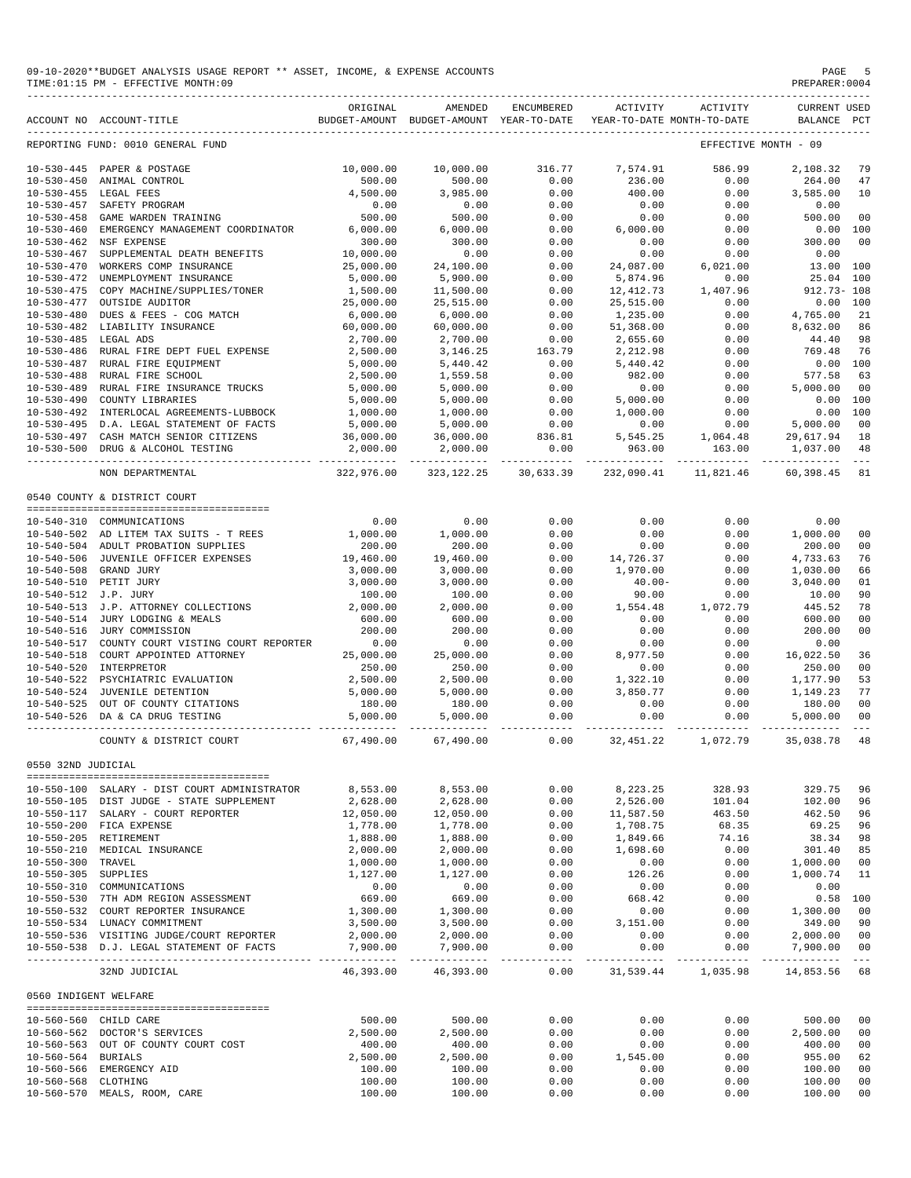09-10-2020**BUDGET ANALYSIS USAGE REPORT ** ASSET, INCOME, & EXPENSE ACCOUNTS

TIME:01:15 PM - EFFECTIVE MONTH:09

PREPARER:0004

| ACCOUNT NO | ACCOUNT-TITLE | ORIGINAL BUDGET-AMOUNT | AMENDED BUDGET-AMOUNT | ENCUMBERED YEAR-TO-DATE | ACTIVITY YEAR-TO-DATE | ACTIVITY MONTH-TO-DATE | CURRENT BALANCE | USED PCT |
|---|---|---|---|---|---|---|---|---|
| REPORTING FUND: 0010 GENERAL FUND | | | | | | EFFECTIVE MONTH - 09 | | |
| 10-530-445 | PAPER & POSTAGE | 10,000.00 | 10,000.00 | 316.77 | 7,574.91 | 586.99 | 2,108.32 | 79 |
| 10-530-450 | ANIMAL CONTROL | 500.00 | 500.00 | 0.00 | 236.00 | 0.00 | 264.00 | 47 |
| 10-530-455 | LEGAL FEES | 4,500.00 | 3,985.00 | 0.00 | 400.00 | 0.00 | 3,585.00 | 10 |
| 10-530-457 | SAFETY PROGRAM | 0.00 | 0.00 | 0.00 | 0.00 | 0.00 | 0.00 | |
| 10-530-458 | GAME WARDEN TRAINING | 500.00 | 500.00 | 0.00 | 0.00 | 0.00 | 500.00 | 00 |
| 10-530-460 | EMERGENCY MANAGEMENT COORDINATOR | 6,000.00 | 6,000.00 | 0.00 | 6,000.00 | 0.00 | 0.00 | 100 |
| 10-530-462 | NSF EXPENSE | 300.00 | 300.00 | 0.00 | 0.00 | 0.00 | 300.00 | 00 |
| 10-530-467 | SUPPLEMENTAL DEATH BENEFITS | 10,000.00 | 0.00 | 0.00 | 0.00 | 0.00 | 0.00 | |
| 10-530-470 | WORKERS COMP INSURANCE | 25,000.00 | 24,100.00 | 0.00 | 24,087.00 | 6,021.00 | 13.00 | 100 |
| 10-530-472 | UNEMPLOYMENT INSURANCE | 5,000.00 | 5,900.00 | 0.00 | 5,874.96 | 0.00 | 25.04 | 100 |
| 10-530-475 | COPY MACHINE/SUPPLIES/TONER | 1,500.00 | 11,500.00 | 0.00 | 12,412.73 | 1,407.96 | 912.73- | 108 |
| 10-530-477 | OUTSIDE AUDITOR | 25,000.00 | 25,515.00 | 0.00 | 25,515.00 | 0.00 | 0.00 | 100 |
| 10-530-480 | DUES & FEES - COG MATCH | 6,000.00 | 6,000.00 | 0.00 | 1,235.00 | 0.00 | 4,765.00 | 21 |
| 10-530-482 | LIABILITY INSURANCE | 60,000.00 | 60,000.00 | 0.00 | 51,368.00 | 0.00 | 8,632.00 | 86 |
| 10-530-485 | LEGAL ADS | 2,700.00 | 2,700.00 | 0.00 | 2,655.60 | 0.00 | 44.40 | 98 |
| 10-530-486 | RURAL FIRE DEPT FUEL EXPENSE | 2,500.00 | 3,146.25 | 163.79 | 2,212.98 | 0.00 | 769.48 | 76 |
| 10-530-487 | RURAL FIRE EQUIPMENT | 5,000.00 | 5,440.42 | 0.00 | 5,440.42 | 0.00 | 0.00 | 100 |
| 10-530-488 | RURAL FIRE SCHOOL | 2,500.00 | 1,559.58 | 0.00 | 982.00 | 0.00 | 577.58 | 63 |
| 10-530-489 | RURAL FIRE INSURANCE TRUCKS | 5,000.00 | 5,000.00 | 0.00 | 0.00 | 0.00 | 5,000.00 | 00 |
| 10-530-490 | COUNTY LIBRARIES | 5,000.00 | 5,000.00 | 0.00 | 5,000.00 | 0.00 | 0.00 | 100 |
| 10-530-492 | INTERLOCAL AGREEMENTS-LUBBOCK | 1,000.00 | 1,000.00 | 0.00 | 1,000.00 | 0.00 | 0.00 | 100 |
| 10-530-495 | D.A. LEGAL STATEMENT OF FACTS | 5,000.00 | 5,000.00 | 0.00 | 0.00 | 0.00 | 5,000.00 | 00 |
| 10-530-497 | CASH MATCH SENIOR CITIZENS | 36,000.00 | 36,000.00 | 836.81 | 5,545.25 | 1,064.48 | 29,617.94 | 18 |
| 10-530-500 | DRUG & ALCOHOL TESTING | 2,000.00 | 2,000.00 | 0.00 | 963.00 | 163.00 | 1,037.00 | 48 |
| | NON DEPARTMENTAL | 322,976.00 | 323,122.25 | 30,633.39 | 232,090.41 | 11,821.46 | 60,398.45 | 81 |
| 0540 COUNTY & DISTRICT COURT | | | | | | | | |
| 10-540-310 | COMMUNICATIONS | 0.00 | 0.00 | 0.00 | 0.00 | 0.00 | 0.00 | |
| 10-540-502 | AD LITEM TAX SUITS - T REES | 1,000.00 | 1,000.00 | 0.00 | 0.00 | 0.00 | 1,000.00 | 00 |
| 10-540-504 | ADULT PROBATION SUPPLIES | 200.00 | 200.00 | 0.00 | 0.00 | 0.00 | 200.00 | 00 |
| 10-540-506 | JUVENILE OFFICER EXPENSES | 19,460.00 | 19,460.00 | 0.00 | 14,726.37 | 0.00 | 4,733.63 | 76 |
| 10-540-508 | GRAND JURY | 3,000.00 | 3,000.00 | 0.00 | 1,970.00 | 0.00 | 1,030.00 | 66 |
| 10-540-510 | PETIT JURY | 3,000.00 | 3,000.00 | 0.00 | 40.00- | 0.00 | 3,040.00 | 01 |
| 10-540-512 | J.P. JURY | 100.00 | 100.00 | 0.00 | 90.00 | 0.00 | 10.00 | 90 |
| 10-540-513 | J.P. ATTORNEY COLLECTIONS | 2,000.00 | 2,000.00 | 0.00 | 1,554.48 | 1,072.79 | 445.52 | 78 |
| 10-540-514 | JURY LODGING & MEALS | 600.00 | 600.00 | 0.00 | 0.00 | 0.00 | 600.00 | 00 |
| 10-540-516 | JURY COMMISSION | 200.00 | 200.00 | 0.00 | 0.00 | 0.00 | 200.00 | 00 |
| 10-540-517 | COUNTY COURT VISTING COURT REPORTER | 0.00 | 0.00 | 0.00 | 0.00 | 0.00 | 0.00 | |
| 10-540-518 | COURT APPOINTED ATTORNEY | 25,000.00 | 25,000.00 | 0.00 | 8,977.50 | 0.00 | 16,022.50 | 36 |
| 10-540-520 | INTERPRETOR | 250.00 | 250.00 | 0.00 | 0.00 | 0.00 | 250.00 | 00 |
| 10-540-522 | PSYCHIATRIC EVALUATION | 2,500.00 | 2,500.00 | 0.00 | 1,322.10 | 0.00 | 1,177.90 | 53 |
| 10-540-524 | JUVENILE DETENTION | 5,000.00 | 5,000.00 | 0.00 | 3,850.77 | 0.00 | 1,149.23 | 77 |
| 10-540-525 | OUT OF COUNTY CITATIONS | 180.00 | 180.00 | 0.00 | 0.00 | 0.00 | 180.00 | 00 |
| 10-540-526 | DA & CA DRUG TESTING | 5,000.00 | 5,000.00 | 0.00 | 0.00 | 0.00 | 5,000.00 | 00 |
| | COUNTY & DISTRICT COURT | 67,490.00 | 67,490.00 | 0.00 | 32,451.22 | 1,072.79 | 35,038.78 | 48 |
| 0550 32ND JUDICIAL | | | | | | | | |
| 10-550-100 | SALARY - DIST COURT ADMINISTRATOR | 8,553.00 | 8,553.00 | 0.00 | 8,223.25 | 328.93 | 329.75 | 96 |
| 10-550-105 | DIST JUDGE - STATE SUPPLEMENT | 2,628.00 | 2,628.00 | 0.00 | 2,526.00 | 101.04 | 102.00 | 96 |
| 10-550-117 | SALARY - COURT REPORTER | 12,050.00 | 12,050.00 | 0.00 | 11,587.50 | 463.50 | 462.50 | 96 |
| 10-550-200 | FICA EXPENSE | 1,778.00 | 1,778.00 | 0.00 | 1,708.75 | 68.35 | 69.25 | 96 |
| 10-550-205 | RETIREMENT | 1,888.00 | 1,888.00 | 0.00 | 1,849.66 | 74.16 | 38.34 | 98 |
| 10-550-210 | MEDICAL INSURANCE | 2,000.00 | 2,000.00 | 0.00 | 1,698.60 | 0.00 | 301.40 | 85 |
| 10-550-300 | TRAVEL | 1,000.00 | 1,000.00 | 0.00 | 0.00 | 0.00 | 1,000.00 | 00 |
| 10-550-305 | SUPPLIES | 1,127.00 | 1,127.00 | 0.00 | 126.26 | 0.00 | 1,000.74 | 11 |
| 10-550-310 | COMMUNICATIONS | 0.00 | 0.00 | 0.00 | 0.00 | 0.00 | 0.00 | |
| 10-550-530 | 7TH ADM REGION ASSESSMENT | 669.00 | 669.00 | 0.00 | 668.42 | 0.00 | 0.58 | 100 |
| 10-550-532 | COURT REPORTER INSURANCE | 1,300.00 | 1,300.00 | 0.00 | 0.00 | 0.00 | 1,300.00 | 00 |
| 10-550-534 | LUNACY COMMITMENT | 3,500.00 | 3,500.00 | 0.00 | 3,151.00 | 0.00 | 349.00 | 90 |
| 10-550-536 | VISITING JUDGE/COURT REPORTER | 2,000.00 | 2,000.00 | 0.00 | 0.00 | 0.00 | 2,000.00 | 00 |
| 10-550-538 | D.J. LEGAL STATEMENT OF FACTS | 7,900.00 | 7,900.00 | 0.00 | 0.00 | 0.00 | 7,900.00 | 00 |
| | 32ND JUDICIAL | 46,393.00 | 46,393.00 | 0.00 | 31,539.44 | 1,035.98 | 14,853.56 | 68 |
| 0560 INDIGENT WELFARE | | | | | | | | |
| 10-560-560 | CHILD CARE | 500.00 | 500.00 | 0.00 | 0.00 | 0.00 | 500.00 | 00 |
| 10-560-562 | DOCTOR'S SERVICES | 2,500.00 | 2,500.00 | 0.00 | 0.00 | 0.00 | 2,500.00 | 00 |
| 10-560-563 | OUT OF COUNTY COURT COST | 400.00 | 400.00 | 0.00 | 0.00 | 0.00 | 400.00 | 00 |
| 10-560-564 | BURIALS | 2,500.00 | 2,500.00 | 0.00 | 1,545.00 | 0.00 | 955.00 | 62 |
| 10-560-566 | EMERGENCY AID | 100.00 | 100.00 | 0.00 | 0.00 | 0.00 | 100.00 | 00 |
| 10-560-568 | CLOTHING | 100.00 | 100.00 | 0.00 | 0.00 | 0.00 | 100.00 | 00 |
| 10-560-570 | MEALS, ROOM, CARE | 100.00 | 100.00 | 0.00 | 0.00 | 0.00 | 100.00 | 00 |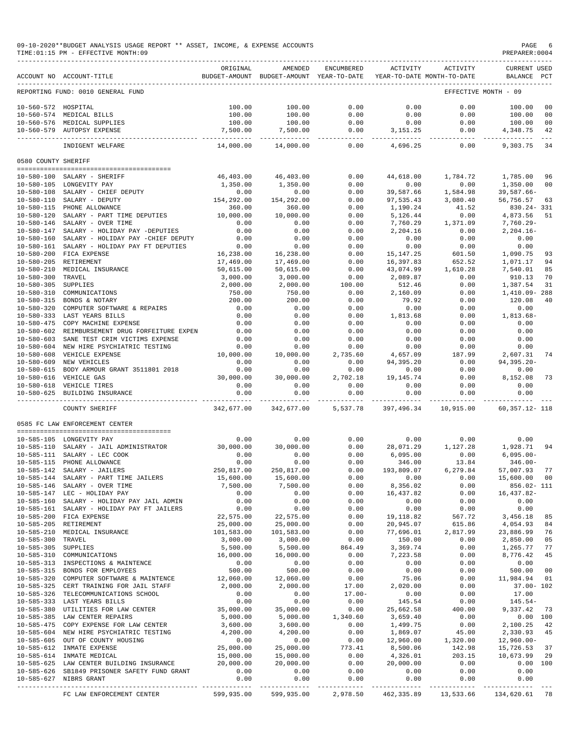09-10-2020**BUDGET ANALYSIS USAGE REPORT ** ASSET, INCOME, & EXPENSE ACCOUNTS
TIME:01:15 PM - EFFECTIVE MONTH:09

PREPARER:0004

| ACCOUNT NO | ACCOUNT-TITLE | ORIGINAL BUDGET-AMOUNT | AMENDED BUDGET-AMOUNT | ENCUMBERED YEAR-TO-DATE | ACTIVITY YEAR-TO-DATE | ACTIVITY MONTH-TO-DATE | CURRENT BALANCE | USED PCT |
|---|---|---|---|---|---|---|---|---|
| REPORTING FUND: 0010 GENERAL FUND | | | | | | EFFECTIVE MONTH - 09 | | |
| 10-560-572 | HOSPITAL | 100.00 | 100.00 | 0.00 | 0.00 | 0.00 | 100.00 | 00 |
| 10-560-574 | MEDICAL BILLS | 100.00 | 100.00 | 0.00 | 0.00 | 0.00 | 100.00 | 00 |
| 10-560-576 | MEDICAL SUPPLIES | 100.00 | 100.00 | 0.00 | 0.00 | 0.00 | 100.00 | 00 |
| 10-560-579 | AUTOPSY EXPENSE | 7,500.00 | 7,500.00 | 0.00 | 3,151.25 | 0.00 | 4,348.75 | 42 |
| | INDIGENT WELFARE | 14,000.00 | 14,000.00 | 0.00 | 4,696.25 | 0.00 | 9,303.75 | 34 |
| 0580 COUNTY SHERIFF | | | | | | | | |
| 10-580-100 | SALARY - SHERIFF | 46,403.00 | 46,403.00 | 0.00 | 44,618.00 | 1,784.72 | 1,785.00 | 96 |
| 10-580-105 | LONGEVITY PAY | 1,350.00 | 1,350.00 | 0.00 | 0.00 | 0.00 | 1,350.00 | 00 |
| 10-580-108 | SALARY - CHIEF DEPUTY | 0.00 | 0.00 | 0.00 | 39,587.66 | 1,584.98 | 39,587.66- | |
| 10-580-110 | SALARY - DEPUTY | 154,292.00 | 154,292.00 | 0.00 | 97,535.43 | 3,080.40 | 56,756.57 | 63 |
| 10-580-115 | PHONE ALLOWANCE | 360.00 | 360.00 | 0.00 | 1,190.24 | 41.52 | 830.24- | 331 |
| 10-580-120 | SALARY - PART TIME DEPUTIES | 10,000.00 | 10,000.00 | 0.00 | 5,126.44 | 0.00 | 4,873.56 | 51 |
| 10-580-146 | SALARY - OVER TIME | 0.00 | 0.00 | 0.00 | 7,760.29 | 1,371.09 | 7,760.29- | |
| 10-580-147 | SALARY - HOLIDAY PAY -DEPUTIES | 0.00 | 0.00 | 0.00 | 2,204.16 | 0.00 | 2,204.16- | |
| 10-580-160 | SALARY - HOLIDAY PAY -CHIEF DEPUTY | 0.00 | 0.00 | 0.00 | 0.00 | 0.00 | 0.00 | |
| 10-580-161 | SALARY - HOLIDAY PAY FT DEPUTIES | 0.00 | 0.00 | 0.00 | 0.00 | 0.00 | 0.00 | |
| 10-580-200 | FICA EXPENSE | 16,238.00 | 16,238.00 | 0.00 | 15,147.25 | 601.50 | 1,090.75 | 93 |
| 10-580-205 | RETIREMENT | 17,469.00 | 17,469.00 | 0.00 | 16,397.83 | 652.52 | 1,071.17 | 94 |
| 10-580-210 | MEDICAL INSURANCE | 50,615.00 | 50,615.00 | 0.00 | 43,074.99 | 1,610.28 | 7,540.01 | 85 |
| 10-580-300 | TRAVEL | 3,000.00 | 3,000.00 | 0.00 | 2,089.87 | 0.00 | 910.13 | 70 |
| 10-580-305 | SUPPLIES | 2,000.00 | 2,000.00 | 100.00 | 512.46 | 0.00 | 1,387.54 | 31 |
| 10-580-310 | COMMUNICATIONS | 750.00 | 750.00 | 0.00 | 2,160.09 | 0.00 | 1,410.09- | 288 |
| 10-580-315 | BONDS & NOTARY | 200.00 | 200.00 | 0.00 | 79.92 | 0.00 | 120.08 | 40 |
| 10-580-320 | COMPUTER SOFTWARE & REPAIRS | 0.00 | 0.00 | 0.00 | 0.00 | 0.00 | 0.00 | |
| 10-580-333 | LAST YEARS BILLS | 0.00 | 0.00 | 0.00 | 1,813.68 | 0.00 | 1,813.68- | |
| 10-580-475 | COPY MACHINE EXPENSE | 0.00 | 0.00 | 0.00 | 0.00 | 0.00 | 0.00 | |
| 10-580-602 | REIMBURSEMENT DRUG FORFEITURE EXPEN | 0.00 | 0.00 | 0.00 | 0.00 | 0.00 | 0.00 | |
| 10-580-603 | SANE TEST CRIM VICTIMS EXPENSE | 0.00 | 0.00 | 0.00 | 0.00 | 0.00 | 0.00 | |
| 10-580-604 | NEW HIRE PSYCHIATRIC TESTING | 0.00 | 0.00 | 0.00 | 0.00 | 0.00 | 0.00 | |
| 10-580-608 | VEHICLE EXPENSE | 10,000.00 | 10,000.00 | 2,735.60 | 4,657.09 | 187.99 | 2,607.31 | 74 |
| 10-580-609 | NEW VEHICLES | 0.00 | 0.00 | 0.00 | 94,395.20 | 0.00 | 94,395.20- | |
| 10-580-615 | BODY ARMOUR GRANT 3511801 2018 | 0.00 | 0.00 | 0.00 | 0.00 | 0.00 | 0.00 | |
| 10-580-616 | VEHICLE GAS | 30,000.00 | 30,000.00 | 2,702.18 | 19,145.74 | 0.00 | 8,152.08 | 73 |
| 10-580-618 | VEHICLE TIRES | 0.00 | 0.00 | 0.00 | 0.00 | 0.00 | 0.00 | |
| 10-580-625 | BUILDING INSURANCE | 0.00 | 0.00 | 0.00 | 0.00 | 0.00 | 0.00 | |
| | COUNTY SHERIFF | 342,677.00 | 342,677.00 | 5,537.78 | 397,496.34 | 10,915.00 | 60,357.12- | 118 |
| 0585 FC LAW ENFORCEMENT CENTER | | | | | | | | |
| 10-585-105 | LONGEVITY PAY | 0.00 | 0.00 | 0.00 | 0.00 | 0.00 | 0.00 | |
| 10-585-110 | SALARY - JAIL ADMINISTRATOR | 30,000.00 | 30,000.00 | 0.00 | 28,071.29 | 1,127.28 | 1,928.71 | 94 |
| 10-585-111 | SALARY - LEC COOK | 0.00 | 0.00 | 0.00 | 6,095.00 | 0.00 | 6,095.00- | |
| 10-585-115 | PHONE ALLOWANCE | 0.00 | 0.00 | 0.00 | 346.00 | 13.84 | 346.00- | |
| 10-585-142 | SALARY - JAILERS | 250,817.00 | 250,817.00 | 0.00 | 193,809.07 | 6,279.84 | 57,007.93 | 77 |
| 10-585-144 | SALARY - PART TIME JAILERS | 15,600.00 | 15,600.00 | 0.00 | 0.00 | 0.00 | 15,600.00 | 00 |
| 10-585-146 | SALARY - OVER TIME | 7,500.00 | 7,500.00 | 0.00 | 8,356.02 | 0.00 | 856.02- | 111 |
| 10-585-147 | LEC - HOLIDAY PAY | 0.00 | 0.00 | 0.00 | 16,437.82 | 0.00 | 16,437.82- | |
| 10-585-160 | SALARY - HOLIDAY PAY JAIL ADMIN | 0.00 | 0.00 | 0.00 | 0.00 | 0.00 | 0.00 | |
| 10-585-161 | SALARY - HOLIDAY PAY FT JAILERS | 0.00 | 0.00 | 0.00 | 0.00 | 0.00 | 0.00 | |
| 10-585-200 | FICA EXPENSE | 22,575.00 | 22,575.00 | 0.00 | 19,118.82 | 567.72 | 3,456.18 | 85 |
| 10-585-205 | RETIREMENT | 25,000.00 | 25,000.00 | 0.00 | 20,945.07 | 615.86 | 4,054.93 | 84 |
| 10-585-210 | MEDICAL INSURANCE | 101,583.00 | 101,583.00 | 0.00 | 77,696.01 | 2,817.99 | 23,886.99 | 76 |
| 10-585-300 | TRAVEL | 3,000.00 | 3,000.00 | 0.00 | 150.00 | 0.00 | 2,850.00 | 05 |
| 10-585-305 | SUPPLIES | 5,500.00 | 5,500.00 | 864.49 | 3,369.74 | 0.00 | 1,265.77 | 77 |
| 10-585-310 | COMMUNICATIONS | 16,000.00 | 16,000.00 | 0.00 | 7,223.58 | 0.00 | 8,776.42 | 45 |
| 10-585-313 | INSPECTIONS & MAINTENCE | 0.00 | 0.00 | 0.00 | 0.00 | 0.00 | 0.00 | |
| 10-585-315 | BONDS FOR EMPLOYEES | 500.00 | 500.00 | 0.00 | 0.00 | 0.00 | 500.00 | 00 |
| 10-585-320 | COMPUTER SOFTWARE & MAINTENCE | 12,060.00 | 12,060.00 | 0.00 | 75.06 | 0.00 | 11,984.94 | 01 |
| 10-585-325 | CERT TRAINING FOR JAIL STAFF | 2,000.00 | 2,000.00 | 17.00 | 2,020.00 | 0.00 | 37.00- | 102 |
| 10-585-326 | TELECOMMUNICATIONS SCHOOL | 0.00 | 0.00 | 17.00- | 0.00 | 0.00 | 17.00 | |
| 10-585-333 | LAST YEARS BILLS | 0.00 | 0.00 | 0.00 | 145.54 | 0.00 | 145.54- | |
| 10-585-380 | UTILITIES FOR LAW CENTER | 35,000.00 | 35,000.00 | 0.00 | 25,662.58 | 400.00 | 9,337.42 | 73 |
| 10-585-385 | LAW CENTER REPAIRS | 5,000.00 | 5,000.00 | 1,340.60 | 3,659.40 | 0.00 | 0.00 | 100 |
| 10-585-475 | COPY EXPENSE FOR LAW CENTER | 3,600.00 | 3,600.00 | 0.00 | 1,499.75 | 0.00 | 2,100.25 | 42 |
| 10-585-604 | NEW HIRE PSYCHIATRIC TESTING | 4,200.00 | 4,200.00 | 0.00 | 1,869.07 | 45.00 | 2,330.93 | 45 |
| 10-585-605 | OUT OF COUNTY HOUSING | 0.00 | 0.00 | 0.00 | 12,960.00 | 1,320.00 | 12,960.00- | |
| 10-585-612 | INMATE EXPENSE | 25,000.00 | 25,000.00 | 773.41 | 8,500.06 | 142.98 | 15,726.53 | 37 |
| 10-585-614 | INMATE MEDICAL | 15,000.00 | 15,000.00 | 0.00 | 4,326.01 | 203.15 | 10,673.99 | 29 |
| 10-585-625 | LAW CENTER BUILDING INSURANCE | 20,000.00 | 20,000.00 | 0.00 | 20,000.00 | 0.00 | 0.00 | 100 |
| 10-585-626 | SB1849 PRISONER SAFETY FUND GRANT | 0.00 | 0.00 | 0.00 | 0.00 | 0.00 | 0.00 | |
| 10-585-627 | NIBRS GRANT | 0.00 | 0.00 | 0.00 | 0.00 | 0.00 | 0.00 | |
| | FC LAW ENFORCEMENT CENTER | 599,935.00 | 599,935.00 | 2,978.50 | 462,335.89 | 13,533.66 | 134,620.61 | 78 |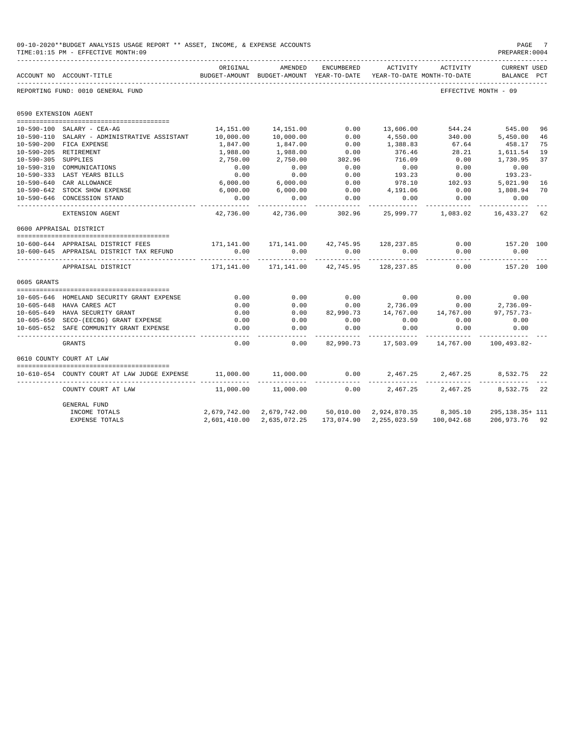09-10-2020**BUDGET ANALYSIS USAGE REPORT ** ASSET, INCOME, & EXPENSE ACCOUNTS
TIME:01:15 PM - EFFECTIVE MONTH:09
PREPARER:0004

REPORTING FUND: 0010 GENERAL FUND — EFFECTIVE MONTH - 09

| ACCOUNT NO | ACCOUNT-TITLE | ORIGINAL BUDGET-AMOUNT | AMENDED BUDGET-AMOUNT | ENCUMBERED YEAR-TO-DATE | ACTIVITY YEAR-TO-DATE | ACTIVITY MONTH-TO-DATE | CURRENT USED BALANCE | PCT |
|---|---|---|---|---|---|---|---|---|
| **0590 EXTENSION AGENT** | | | | | | | | |
| 10-590-100 | SALARY - CEA-AG | 14,151.00 | 14,151.00 | 0.00 | 13,606.00 | 544.24 | 545.00 | 96 |
| 10-590-110 | SALARY - ADMINISTRATIVE ASSISTANT | 10,000.00 | 10,000.00 | 0.00 | 4,550.00 | 340.00 | 5,450.00 | 46 |
| 10-590-200 | FICA EXPENSE | 1,847.00 | 1,847.00 | 0.00 | 1,388.83 | 67.64 | 458.17 | 75 |
| 10-590-205 | RETIREMENT | 1,988.00 | 1,988.00 | 0.00 | 376.46 | 28.21 | 1,611.54 | 19 |
| 10-590-305 | SUPPLIES | 2,750.00 | 2,750.00 | 302.96 | 716.09 | 0.00 | 1,730.95 | 37 |
| 10-590-310 | COMMUNICATIONS | 0.00 | 0.00 | 0.00 | 0.00 | 0.00 | 0.00 | |
| 10-590-333 | LAST YEARS BILLS | 0.00 | 0.00 | 0.00 | 193.23 | 0.00 | 193.23- | |
| 10-590-640 | CAR ALLOWANCE | 6,000.00 | 6,000.00 | 0.00 | 978.10 | 102.93 | 5,021.90 | 16 |
| 10-590-642 | STOCK SHOW EXPENSE | 6,000.00 | 6,000.00 | 0.00 | 4,191.06 | 0.00 | 1,808.94 | 70 |
| 10-590-646 | CONCESSION STAND | 0.00 | 0.00 | 0.00 | 0.00 | 0.00 | 0.00 | |
| | EXTENSION AGENT | 42,736.00 | 42,736.00 | 302.96 | 25,999.77 | 1,083.02 | 16,433.27 | 62 |
| **0600 APPRAISAL DISTRICT** | | | | | | | | |
| 10-600-644 | APPRAISAL DISTRICT FEES | 171,141.00 | 171,141.00 | 42,745.95 | 128,237.85 | 0.00 | 157.20 | 100 |
| 10-600-645 | APPRAISAL DISTRICT TAX REFUND | 0.00 | 0.00 | 0.00 | 0.00 | 0.00 | 0.00 | |
| | APPRAISAL DISTRICT | 171,141.00 | 171,141.00 | 42,745.95 | 128,237.85 | 0.00 | 157.20 | 100 |
| **0605 GRANTS** | | | | | | | | |
| 10-605-646 | HOMELAND SECURITY GRANT EXPENSE | 0.00 | 0.00 | 0.00 | 0.00 | 0.00 | 0.00 | |
| 10-605-648 | HAVA CARES ACT | 0.00 | 0.00 | 0.00 | 2,736.09 | 0.00 | 2,736.09- | |
| 10-605-649 | HAVA SECURITY GRANT | 0.00 | 0.00 | 82,990.73 | 14,767.00 | 14,767.00 | 97,757.73- | |
| 10-605-650 | SECO-(EECBG) GRANT EXPENSE | 0.00 | 0.00 | 0.00 | 0.00 | 0.00 | 0.00 | |
| 10-605-652 | SAFE COMMUNITY GRANT EXPENSE | 0.00 | 0.00 | 0.00 | 0.00 | 0.00 | 0.00 | |
| | GRANTS | 0.00 | 0.00 | 82,990.73 | 17,503.09 | 14,767.00 | 100,493.82- | |
| **0610 COUNTY COURT AT LAW** | | | | | | | | |
| 10-610-654 | COUNTY COURT AT LAW JUDGE EXPENSE | 11,000.00 | 11,000.00 | 0.00 | 2,467.25 | 2,467.25 | 8,532.75 | 22 |
| | COUNTY COURT AT LAW | 11,000.00 | 11,000.00 | 0.00 | 2,467.25 | 2,467.25 | 8,532.75 | 22 |
| | **GENERAL FUND** | | | | | | | |
| | INCOME TOTALS | 2,679,742.00 | 2,679,742.00 | 50,010.00 | 2,924,870.35 | 8,305.10 | 295,138.35+ | 111 |
| | EXPENSE TOTALS | 2,601,410.00 | 2,635,072.25 | 173,074.90 | 2,255,023.59 | 100,042.68 | 206,973.76 | 92 |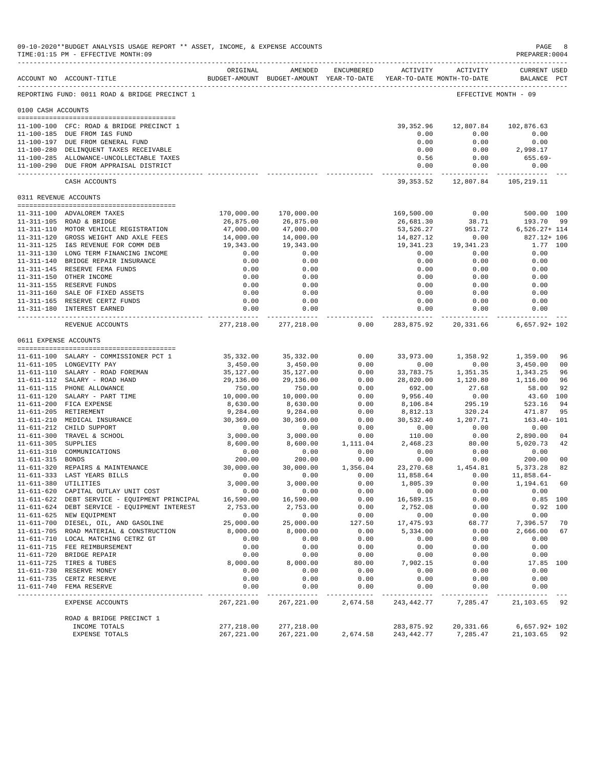09-10-2020**BUDGET ANALYSIS USAGE REPORT ** ASSET, INCOME, & EXPENSE ACCOUNTS
TIME:01:15 PM - EFFECTIVE MONTH:09

REPORTING FUND: 0011 ROAD & BRIDGE PRECINCT 1 — EFFECTIVE MONTH - 09

| ACCOUNT NO | ACCOUNT-TITLE | ORIGINAL BUDGET-AMOUNT | AMENDED BUDGET-AMOUNT | ENCUMBERED YEAR-TO-DATE | ACTIVITY YEAR-TO-DATE | ACTIVITY MONTH-TO-DATE | CURRENT USED BALANCE | PCT |
|---|---|---|---|---|---|---|---|---|
| **0100 CASH ACCOUNTS** | | | | | | | | |
| 11-100-100 | CFC: ROAD & BRIDGE PRECINCT 1 | | | | 39,352.96 | 12,807.84 | 102,876.63 | |
| 11-100-185 | DUE FROM I&S FUND | | | | 0.00 | 0.00 | 0.00 | |
| 11-100-197 | DUE FROM GENERAL FUND | | | | 0.00 | 0.00 | 0.00 | |
| 11-100-280 | DELINQUENT TAXES RECEIVABLE | | | | 0.00 | 0.00 | 2,998.17 | |
| 11-100-285 | ALLOWANCE-UNCOLLECTABLE TAXES | | | | 0.56 | 0.00 | 655.69- | |
| 11-100-290 | DUE FROM APPRAISAL DISTRICT | | | | 0.00 | 0.00 | 0.00 | |
| | CASH ACCOUNTS | | | | 39,353.52 | 12,807.84 | 105,219.11 | |
| **0311 REVENUE ACCOUNTS** | | | | | | | | |
| 11-311-100 | ADVALOREM TAXES | 170,000.00 | 170,000.00 | | 169,500.00 | 0.00 | 500.00 | 100 |
| 11-311-105 | ROAD & BRIDGE | 26,875.00 | 26,875.00 | | 26,681.30 | 38.71 | 193.70 | 99 |
| 11-311-110 | MOTOR VEHICLE REGISTRATION | 47,000.00 | 47,000.00 | | 53,526.27 | 951.72 | 6,526.27+ | 114 |
| 11-311-120 | GROSS WEIGHT AND AXLE FEES | 14,000.00 | 14,000.00 | | 14,827.12 | 0.00 | 827.12+ | 106 |
| 11-311-125 | I&S REVENUE FOR COMM DEB | 19,343.00 | 19,343.00 | | 19,341.23 | 19,341.23 | 1.77 | 100 |
| 11-311-130 | LONG TERM FINANCING INCOME | 0.00 | 0.00 | | 0.00 | 0.00 | 0.00 | |
| 11-311-140 | BRIDGE REPAIR INSURANCE | 0.00 | 0.00 | | 0.00 | 0.00 | 0.00 | |
| 11-311-145 | RESERVE FEMA FUNDS | 0.00 | 0.00 | | 0.00 | 0.00 | 0.00 | |
| 11-311-150 | OTHER INCOME | 0.00 | 0.00 | | 0.00 | 0.00 | 0.00 | |
| 11-311-155 | RESERVE FUNDS | 0.00 | 0.00 | | 0.00 | 0.00 | 0.00 | |
| 11-311-160 | SALE OF FIXED ASSETS | 0.00 | 0.00 | | 0.00 | 0.00 | 0.00 | |
| 11-311-165 | RESERVE CERTZ FUNDS | 0.00 | 0.00 | | 0.00 | 0.00 | 0.00 | |
| 11-311-180 | INTEREST EARNED | 0.00 | 0.00 | | 0.00 | 0.00 | 0.00 | |
| | REVENUE ACCOUNTS | 277,218.00 | 277,218.00 | 0.00 | 283,875.92 | 20,331.66 | 6,657.92+ | 102 |
| **0611 EXPENSE ACCOUNTS** | | | | | | | | |
| 11-611-100 | SALARY - COMMISSIONER PCT 1 | 35,332.00 | 35,332.00 | 0.00 | 33,973.00 | 1,358.92 | 1,359.00 | 96 |
| 11-611-105 | LONGEVITY PAY | 3,450.00 | 3,450.00 | 0.00 | 0.00 | 0.00 | 3,450.00 | 00 |
| 11-611-110 | SALARY - ROAD FOREMAN | 35,127.00 | 35,127.00 | 0.00 | 33,783.75 | 1,351.35 | 1,343.25 | 96 |
| 11-611-112 | SALARY - ROAD HAND | 29,136.00 | 29,136.00 | 0.00 | 28,020.00 | 1,120.80 | 1,116.00 | 96 |
| 11-611-115 | PHONE ALLOWANCE | 750.00 | 750.00 | 0.00 | 692.00 | 27.68 | 58.00 | 92 |
| 11-611-120 | SALARY - PART TIME | 10,000.00 | 10,000.00 | 0.00 | 9,956.40 | 0.00 | 43.60 | 100 |
| 11-611-200 | FICA EXPENSE | 8,630.00 | 8,630.00 | 0.00 | 8,106.84 | 295.19 | 523.16 | 94 |
| 11-611-205 | RETIREMENT | 9,284.00 | 9,284.00 | 0.00 | 8,812.13 | 320.24 | 471.87 | 95 |
| 11-611-210 | MEDICAL INSURANCE | 30,369.00 | 30,369.00 | 0.00 | 30,532.40 | 1,207.71 | 163.40- | 101 |
| 11-611-212 | CHILD SUPPORT | 0.00 | 0.00 | 0.00 | 0.00 | 0.00 | 0.00 | |
| 11-611-300 | TRAVEL & SCHOOL | 3,000.00 | 3,000.00 | 0.00 | 110.00 | 0.00 | 2,890.00 | 04 |
| 11-611-305 | SUPPLIES | 8,600.00 | 8,600.00 | 1,111.04 | 2,468.23 | 80.00 | 5,020.73 | 42 |
| 11-611-310 | COMMUNICATIONS | 0.00 | 0.00 | 0.00 | 0.00 | 0.00 | 0.00 | |
| 11-611-315 | BONDS | 200.00 | 200.00 | 0.00 | 0.00 | 0.00 | 200.00 | 00 |
| 11-611-320 | REPAIRS & MAINTENANCE | 30,000.00 | 30,000.00 | 1,356.04 | 23,270.68 | 1,454.81 | 5,373.28 | 82 |
| 11-611-333 | LAST YEARS BILLS | 0.00 | 0.00 | 0.00 | 11,858.64 | 0.00 | 11,858.64- | |
| 11-611-380 | UTILITIES | 3,000.00 | 3,000.00 | 0.00 | 1,805.39 | 0.00 | 1,194.61 | 60 |
| 11-611-620 | CAPITAL OUTLAY UNIT COST | 0.00 | 0.00 | 0.00 | 0.00 | 0.00 | 0.00 | |
| 11-611-622 | DEBT SERVICE - EQUIPMENT PRINCIPAL | 16,590.00 | 16,590.00 | 0.00 | 16,589.15 | 0.00 | 0.85 | 100 |
| 11-611-624 | DEBT SERVICE - EQUIPMENT INTEREST | 2,753.00 | 2,753.00 | 0.00 | 2,752.08 | 0.00 | 0.92 | 100 |
| 11-611-625 | NEW EQUIPMENT | 0.00 | 0.00 | 0.00 | 0.00 | 0.00 | 0.00 | |
| 11-611-700 | DIESEL, OIL, AND GASOLINE | 25,000.00 | 25,000.00 | 127.50 | 17,475.93 | 68.77 | 7,396.57 | 70 |
| 11-611-705 | ROAD MATERIAL & CONSTRUCTION | 8,000.00 | 8,000.00 | 0.00 | 5,334.00 | 0.00 | 2,666.00 | 67 |
| 11-611-710 | LOCAL MATCHING CETRZ GT | 0.00 | 0.00 | 0.00 | 0.00 | 0.00 | 0.00 | |
| 11-611-715 | FEE REIMBURSEMENT | 0.00 | 0.00 | 0.00 | 0.00 | 0.00 | 0.00 | |
| 11-611-720 | BRIDGE REPAIR | 0.00 | 0.00 | 0.00 | 0.00 | 0.00 | 0.00 | |
| 11-611-725 | TIRES & TUBES | 8,000.00 | 8,000.00 | 80.00 | 7,902.15 | 0.00 | 17.85 | 100 |
| 11-611-730 | RESERVE MONEY | 0.00 | 0.00 | 0.00 | 0.00 | 0.00 | 0.00 | |
| 11-611-735 | CERTZ RESERVE | 0.00 | 0.00 | 0.00 | 0.00 | 0.00 | 0.00 | |
| 11-611-740 | FEMA RESERVE | 0.00 | 0.00 | 0.00 | 0.00 | 0.00 | 0.00 | |
| | EXPENSE ACCOUNTS | 267,221.00 | 267,221.00 | 2,674.58 | 243,442.77 | 7,285.47 | 21,103.65 | 92 |
| | ROAD & BRIDGE PRECINCT 1 | | | | | | | |
| | INCOME TOTALS | 277,218.00 | 277,218.00 | | 283,875.92 | 20,331.66 | 6,657.92+ | 102 |
| | EXPENSE TOTALS | 267,221.00 | 267,221.00 | 2,674.58 | 243,442.77 | 7,285.47 | 21,103.65 | 92 |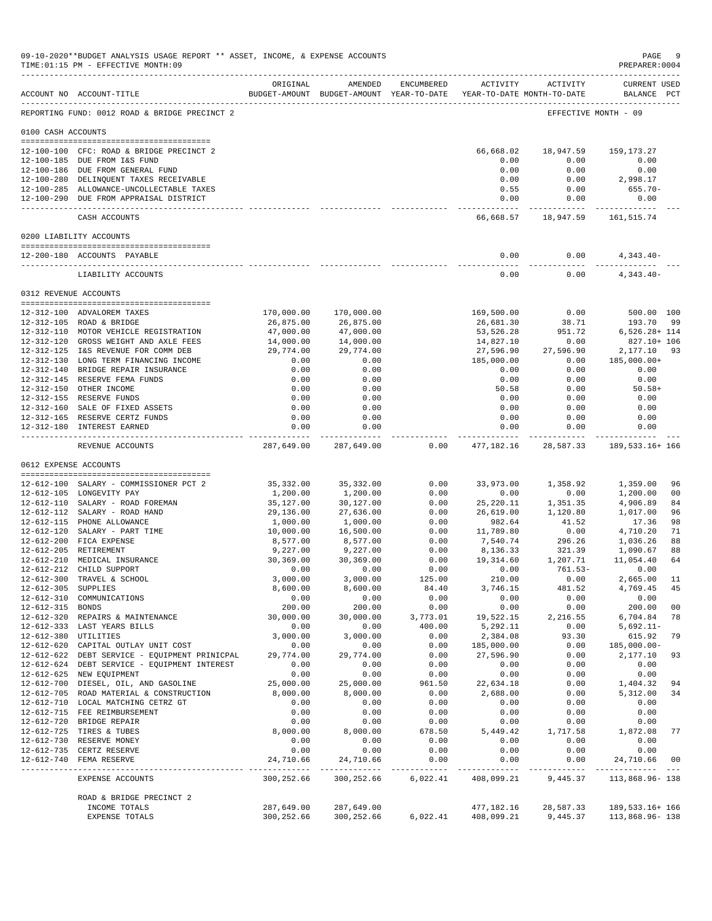09-10-2020**BUDGET ANALYSIS USAGE REPORT ** ASSET, INCOME, & EXPENSE ACCOUNTS
TIME:01:15 PM - EFFECTIVE MONTH:09
PREPARER:0004

REPORTING FUND: 0012 ROAD & BRIDGE PRECINCT 2 — EFFECTIVE MONTH - 09

| ACCOUNT NO | ACCOUNT-TITLE | ORIGINAL BUDGET-AMOUNT | AMENDED BUDGET-AMOUNT | ENCUMBERED YEAR-TO-DATE | ACTIVITY YEAR-TO-DATE | ACTIVITY MONTH-TO-DATE | CURRENT USED BALANCE | PCT |
|---|---|---|---|---|---|---|---|---|
| **0100 CASH ACCOUNTS** | | | | | | | | |
| 12-100-100 | CFC: ROAD & BRIDGE PRECINCT 2 | | | | 66,668.02 | 18,947.59 | 159,173.27 | |
| 12-100-185 | DUE FROM I&S FUND | | | | 0.00 | 0.00 | 0.00 | |
| 12-100-186 | DUE FROM GENERAL FUND | | | | 0.00 | 0.00 | 0.00 | |
| 12-100-280 | DELINQUENT TAXES RECEIVABLE | | | | 0.00 | 0.00 | 2,998.17 | |
| 12-100-285 | ALLOWANCE-UNCOLLECTABLE TAXES | | | | 0.55 | 0.00 | 655.70- | |
| 12-100-290 | DUE FROM APPRAISAL DISTRICT | | | | 0.00 | 0.00 | 0.00 | |
| | CASH ACCOUNTS | | | | 66,668.57 | 18,947.59 | 161,515.74 | |
| **0200 LIABILITY ACCOUNTS** | | | | | | | | |
| 12-200-180 | ACCOUNTS PAYABLE | | | | 0.00 | 0.00 | 4,343.40- | |
| | LIABILITY ACCOUNTS | | | | 0.00 | 0.00 | 4,343.40- | |
| **0312 REVENUE ACCOUNTS** | | | | | | | | |
| 12-312-100 | ADVALOREM TAXES | 170,000.00 | 170,000.00 | | 169,500.00 | 0.00 | 500.00 | 100 |
| 12-312-105 | ROAD & BRIDGE | 26,875.00 | 26,875.00 | | 26,681.30 | 38.71 | 193.70 | 99 |
| 12-312-110 | MOTOR VEHICLE REGISTRATION | 47,000.00 | 47,000.00 | | 53,526.28 | 951.72 | 6,526.28+ | 114 |
| 12-312-120 | GROSS WEIGHT AND AXLE FEES | 14,000.00 | 14,000.00 | | 14,827.10 | 0.00 | 827.10+ | 106 |
| 12-312-125 | I&S REVENUE FOR COMM DEB | 29,774.00 | 29,774.00 | | 27,596.90 | 27,596.90 | 2,177.10 | 93 |
| 12-312-130 | LONG TERM FINANCING INCOME | 0.00 | 0.00 | | 185,000.00 | 0.00 | 185,000.00+ | |
| 12-312-140 | BRIDGE REPAIR INSURANCE | 0.00 | 0.00 | | 0.00 | 0.00 | 0.00 | |
| 12-312-145 | RESERVE FEMA FUNDS | 0.00 | 0.00 | | 0.00 | 0.00 | 0.00 | |
| 12-312-150 | OTHER INCOME | 0.00 | 0.00 | | 50.58 | 0.00 | 50.58+ | |
| 12-312-155 | RESERVE FUNDS | 0.00 | 0.00 | | 0.00 | 0.00 | 0.00 | |
| 12-312-160 | SALE OF FIXED ASSETS | 0.00 | 0.00 | | 0.00 | 0.00 | 0.00 | |
| 12-312-165 | RESERVE CERTZ FUNDS | 0.00 | 0.00 | | 0.00 | 0.00 | 0.00 | |
| 12-312-180 | INTEREST EARNED | 0.00 | 0.00 | | 0.00 | 0.00 | 0.00 | |
| | REVENUE ACCOUNTS | 287,649.00 | 287,649.00 | 0.00 | 477,182.16 | 28,587.33 | 189,533.16+ | 166 |
| **0612 EXPENSE ACCOUNTS** | | | | | | | | |
| 12-612-100 | SALARY - COMMISSIONER PCT 2 | 35,332.00 | 35,332.00 | 0.00 | 33,973.00 | 1,358.92 | 1,359.00 | 96 |
| 12-612-105 | LONGEVITY PAY | 1,200.00 | 1,200.00 | 0.00 | 0.00 | 0.00 | 1,200.00 | 00 |
| 12-612-110 | SALARY - ROAD FOREMAN | 35,127.00 | 30,127.00 | 0.00 | 25,220.11 | 1,351.35 | 4,906.89 | 84 |
| 12-612-112 | SALARY - ROAD HAND | 29,136.00 | 27,636.00 | 0.00 | 26,619.00 | 1,120.80 | 1,017.00 | 96 |
| 12-612-115 | PHONE ALLOWANCE | 1,000.00 | 1,000.00 | 0.00 | 982.64 | 41.52 | 17.36 | 98 |
| 12-612-120 | SALARY - PART TIME | 10,000.00 | 16,500.00 | 0.00 | 11,789.80 | 0.00 | 4,710.20 | 71 |
| 12-612-200 | FICA EXPENSE | 8,577.00 | 8,577.00 | 0.00 | 7,540.74 | 296.26 | 1,036.26 | 88 |
| 12-612-205 | RETIREMENT | 9,227.00 | 9,227.00 | 0.00 | 8,136.33 | 321.39 | 1,090.67 | 88 |
| 12-612-210 | MEDICAL INSURANCE | 30,369.00 | 30,369.00 | 0.00 | 19,314.60 | 1,207.71 | 11,054.40 | 64 |
| 12-612-212 | CHILD SUPPORT | 0.00 | 0.00 | 0.00 | 0.00 | 761.53- | 0.00 | |
| 12-612-300 | TRAVEL & SCHOOL | 3,000.00 | 3,000.00 | 125.00 | 210.00 | 0.00 | 2,665.00 | 11 |
| 12-612-305 | SUPPLIES | 8,600.00 | 8,600.00 | 84.40 | 3,746.15 | 481.52 | 4,769.45 | 45 |
| 12-612-310 | COMMUNICATIONS | 0.00 | 0.00 | 0.00 | 0.00 | 0.00 | 0.00 | |
| 12-612-315 | BONDS | 200.00 | 200.00 | 0.00 | 0.00 | 0.00 | 200.00 | 00 |
| 12-612-320 | REPAIRS & MAINTENANCE | 30,000.00 | 30,000.00 | 3,773.01 | 19,522.15 | 2,216.55 | 6,704.84 | 78 |
| 12-612-333 | LAST YEARS BILLS | 0.00 | 0.00 | 400.00 | 5,292.11 | 0.00 | 5,692.11- | |
| 12-612-380 | UTILITIES | 3,000.00 | 3,000.00 | 0.00 | 2,384.08 | 93.30 | 615.92 | 79 |
| 12-612-620 | CAPITAL OUTLAY UNIT COST | 0.00 | 0.00 | 0.00 | 185,000.00 | 0.00 | 185,000.00- | |
| 12-612-622 | DEBT SERVICE - EQUIPMENT PRINICPAL | 29,774.00 | 29,774.00 | 0.00 | 27,596.90 | 0.00 | 2,177.10 | 93 |
| 12-612-624 | DEBT SERVICE - EQUIPMENT INTEREST | 0.00 | 0.00 | 0.00 | 0.00 | 0.00 | 0.00 | |
| 12-612-625 | NEW EQUIPMENT | 0.00 | 0.00 | 0.00 | 0.00 | 0.00 | 0.00 | |
| 12-612-700 | DIESEL, OIL, AND GASOLINE | 25,000.00 | 25,000.00 | 961.50 | 22,634.18 | 0.00 | 1,404.32 | 94 |
| 12-612-705 | ROAD MATERIAL & CONSTRUCTION | 8,000.00 | 8,000.00 | 0.00 | 2,688.00 | 0.00 | 5,312.00 | 34 |
| 12-612-710 | LOCAL MATCHING CETRZ GT | 0.00 | 0.00 | 0.00 | 0.00 | 0.00 | 0.00 | |
| 12-612-715 | FEE REIMBURSEMENT | 0.00 | 0.00 | 0.00 | 0.00 | 0.00 | 0.00 | |
| 12-612-720 | BRIDGE REPAIR | 0.00 | 0.00 | 0.00 | 0.00 | 0.00 | 0.00 | |
| 12-612-725 | TIRES & TUBES | 8,000.00 | 8,000.00 | 678.50 | 5,449.42 | 1,717.58 | 1,872.08 | 77 |
| 12-612-730 | RESERVE MONEY | 0.00 | 0.00 | 0.00 | 0.00 | 0.00 | 0.00 | |
| 12-612-735 | CERTZ RESERVE | 0.00 | 0.00 | 0.00 | 0.00 | 0.00 | 0.00 | |
| 12-612-740 | FEMA RESERVE | 24,710.66 | 24,710.66 | 0.00 | 0.00 | 0.00 | 24,710.66 | 00 |
| | EXPENSE ACCOUNTS | 300,252.66 | 300,252.66 | 6,022.41 | 408,099.21 | 9,445.37 | 113,868.96- | 138 |
| | **ROAD & BRIDGE PRECINCT 2** | | | | | | | |
| | INCOME TOTALS | 287,649.00 | 287,649.00 | | 477,182.16 | 28,587.33 | 189,533.16+ | 166 |
| | EXPENSE TOTALS | 300,252.66 | 300,252.66 | 6,022.41 | 408,099.21 | 9,445.37 | 113,868.96- | 138 |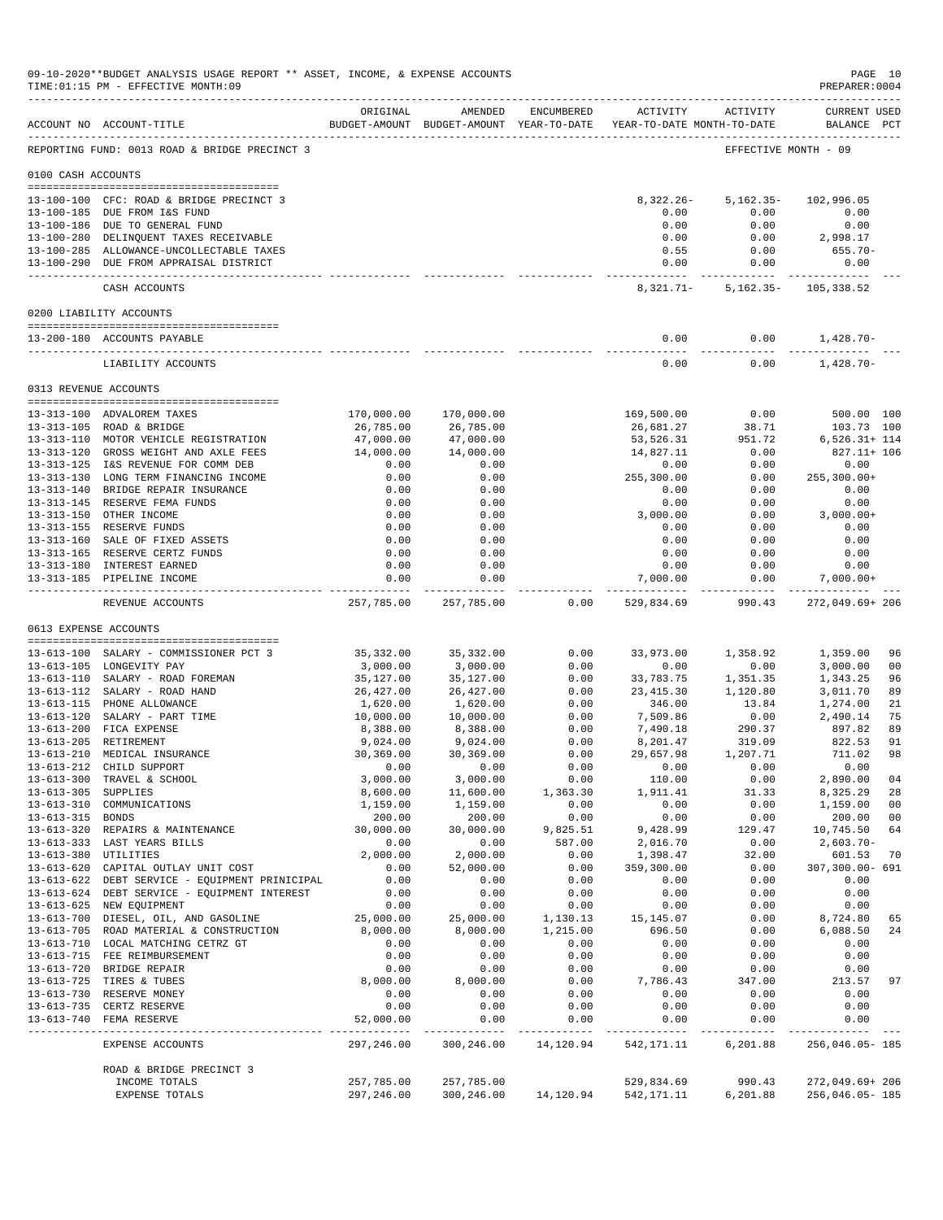09-10-2020**BUDGET ANALYSIS USAGE REPORT ** ASSET, INCOME, & EXPENSE ACCOUNTS
TIME:01:15 PM - EFFECTIVE MONTH:09

PREPARER:0004

REPORTING FUND: 0013 ROAD & BRIDGE PRECINCT 3 — EFFECTIVE MONTH - 09

| ACCOUNT NO | ACCOUNT-TITLE | ORIGINAL BUDGET-AMOUNT | AMENDED BUDGET-AMOUNT | ENCUMBERED YEAR-TO-DATE | ACTIVITY YEAR-TO-DATE | ACTIVITY MONTH-TO-DATE | CURRENT USED BALANCE | PCT |
|---|---|---|---|---|---|---|---|---|
| **0100 CASH ACCOUNTS** | | | | | | | | |
| 13-100-100 | CFC: ROAD & BRIDGE PRECINCT 3 | | | | 8,322.26- | 5,162.35- | 102,996.05 | |
| 13-100-185 | DUE FROM I&S FUND | | | | 0.00 | 0.00 | 0.00 | |
| 13-100-186 | DUE TO GENERAL FUND | | | | 0.00 | 0.00 | 0.00 | |
| 13-100-280 | DELINQUENT TAXES RECEIVABLE | | | | 0.00 | 0.00 | 2,998.17 | |
| 13-100-285 | ALLOWANCE-UNCOLLECTABLE TAXES | | | | 0.55 | 0.00 | 655.70- | |
| 13-100-290 | DUE FROM APPRAISAL DISTRICT | | | | 0.00 | 0.00 | 0.00 | |
| | CASH ACCOUNTS | | | | 8,321.71- | 5,162.35- | 105,338.52 | |
| **0200 LIABILITY ACCOUNTS** | | | | | | | | |
| 13-200-180 | ACCOUNTS PAYABLE | | | | 0.00 | 0.00 | 1,428.70- | |
| | LIABILITY ACCOUNTS | | | | 0.00 | 0.00 | 1,428.70- | |
| **0313 REVENUE ACCOUNTS** | | | | | | | | |
| 13-313-100 | ADVALOREM TAXES | 170,000.00 | 170,000.00 | | 169,500.00 | 0.00 | 500.00 | 100 |
| 13-313-105 | ROAD & BRIDGE | 26,785.00 | 26,785.00 | | 26,681.27 | 38.71 | 103.73 | 100 |
| 13-313-110 | MOTOR VEHICLE REGISTRATION | 47,000.00 | 47,000.00 | | 53,526.31 | 951.72 | 6,526.31+ | 114 |
| 13-313-120 | GROSS WEIGHT AND AXLE FEES | 14,000.00 | 14,000.00 | | 14,827.11 | 0.00 | 827.11+ | 106 |
| 13-313-125 | I&S REVENUE FOR COMM DEB | 0.00 | 0.00 | | 0.00 | 0.00 | 0.00 | |
| 13-313-130 | LONG TERM FINANCING INCOME | 0.00 | 0.00 | | 255,300.00 | 0.00 | 255,300.00+ | |
| 13-313-140 | BRIDGE REPAIR INSURANCE | 0.00 | 0.00 | | 0.00 | 0.00 | 0.00 | |
| 13-313-145 | RESERVE FEMA FUNDS | 0.00 | 0.00 | | 0.00 | 0.00 | 0.00 | |
| 13-313-150 | OTHER INCOME | 0.00 | 0.00 | | 3,000.00 | 0.00 | 3,000.00+ | |
| 13-313-155 | RESERVE FUNDS | 0.00 | 0.00 | | 0.00 | 0.00 | 0.00 | |
| 13-313-160 | SALE OF FIXED ASSETS | 0.00 | 0.00 | | 0.00 | 0.00 | 0.00 | |
| 13-313-165 | RESERVE CERTZ FUNDS | 0.00 | 0.00 | | 0.00 | 0.00 | 0.00 | |
| 13-313-180 | INTEREST EARNED | 0.00 | 0.00 | | 0.00 | 0.00 | 0.00 | |
| 13-313-185 | PIPELINE INCOME | 0.00 | 0.00 | | 7,000.00 | 0.00 | 7,000.00+ | |
| | REVENUE ACCOUNTS | 257,785.00 | 257,785.00 | 0.00 | 529,834.69 | 990.43 | 272,049.69+ | 206 |
| **0613 EXPENSE ACCOUNTS** | | | | | | | | |
| 13-613-100 | SALARY - COMMISSIONER PCT 3 | 35,332.00 | 35,332.00 | 0.00 | 33,973.00 | 1,358.92 | 1,359.00 | 96 |
| 13-613-105 | LONGEVITY PAY | 3,000.00 | 3,000.00 | 0.00 | 0.00 | 0.00 | 3,000.00 | 00 |
| 13-613-110 | SALARY - ROAD FOREMAN | 35,127.00 | 35,127.00 | 0.00 | 33,783.75 | 1,351.35 | 1,343.25 | 96 |
| 13-613-112 | SALARY - ROAD HAND | 26,427.00 | 26,427.00 | 0.00 | 23,415.30 | 1,120.80 | 3,011.70 | 89 |
| 13-613-115 | PHONE ALLOWANCE | 1,620.00 | 1,620.00 | 0.00 | 346.00 | 13.84 | 1,274.00 | 21 |
| 13-613-120 | SALARY - PART TIME | 10,000.00 | 10,000.00 | 0.00 | 7,509.86 | 0.00 | 2,490.14 | 75 |
| 13-613-200 | FICA EXPENSE | 8,388.00 | 8,388.00 | 0.00 | 7,490.18 | 290.37 | 897.82 | 89 |
| 13-613-205 | RETIREMENT | 9,024.00 | 9,024.00 | 0.00 | 8,201.47 | 319.09 | 822.53 | 91 |
| 13-613-210 | MEDICAL INSURANCE | 30,369.00 | 30,369.00 | 0.00 | 29,657.98 | 1,207.71 | 711.02 | 98 |
| 13-613-212 | CHILD SUPPORT | 0.00 | 0.00 | 0.00 | 0.00 | 0.00 | 0.00 | |
| 13-613-300 | TRAVEL & SCHOOL | 3,000.00 | 3,000.00 | 0.00 | 110.00 | 0.00 | 2,890.00 | 04 |
| 13-613-305 | SUPPLIES | 8,600.00 | 11,600.00 | 1,363.30 | 1,911.41 | 31.33 | 8,325.29 | 28 |
| 13-613-310 | COMMUNICATIONS | 1,159.00 | 1,159.00 | 0.00 | 0.00 | 0.00 | 1,159.00 | 00 |
| 13-613-315 | BONDS | 200.00 | 200.00 | 0.00 | 0.00 | 0.00 | 200.00 | 00 |
| 13-613-320 | REPAIRS & MAINTENANCE | 30,000.00 | 30,000.00 | 9,825.51 | 9,428.99 | 129.47 | 10,745.50 | 64 |
| 13-613-333 | LAST YEARS BILLS | 0.00 | 0.00 | 587.00 | 2,016.70 | 0.00 | 2,603.70- | |
| 13-613-380 | UTILITIES | 2,000.00 | 2,000.00 | 0.00 | 1,398.47 | 32.00 | 601.53 | 70 |
| 13-613-620 | CAPITAL OUTLAY UNIT COST | 0.00 | 52,000.00 | 0.00 | 359,300.00 | 0.00 | 307,300.00- | 691 |
| 13-613-622 | DEBT SERVICE - EQUIPMENT PRINICIPAL | 0.00 | 0.00 | 0.00 | 0.00 | 0.00 | 0.00 | |
| 13-613-624 | DEBT SERVICE - EQUIPMENT INTEREST | 0.00 | 0.00 | 0.00 | 0.00 | 0.00 | 0.00 | |
| 13-613-625 | NEW EQUIPMENT | 0.00 | 0.00 | 0.00 | 0.00 | 0.00 | 0.00 | |
| 13-613-700 | DIESEL, OIL, AND GASOLINE | 25,000.00 | 25,000.00 | 1,130.13 | 15,145.07 | 0.00 | 8,724.80 | 65 |
| 13-613-705 | ROAD MATERIAL & CONSTRUCTION | 8,000.00 | 8,000.00 | 1,215.00 | 696.50 | 0.00 | 6,088.50 | 24 |
| 13-613-710 | LOCAL MATCHING CETRZ GT | 0.00 | 0.00 | 0.00 | 0.00 | 0.00 | 0.00 | |
| 13-613-715 | FEE REIMBURSEMENT | 0.00 | 0.00 | 0.00 | 0.00 | 0.00 | 0.00 | |
| 13-613-720 | BRIDGE REPAIR | 0.00 | 0.00 | 0.00 | 0.00 | 0.00 | 0.00 | |
| 13-613-725 | TIRES & TUBES | 8,000.00 | 8,000.00 | 0.00 | 7,786.43 | 347.00 | 213.57 | 97 |
| 13-613-730 | RESERVE MONEY | 0.00 | 0.00 | 0.00 | 0.00 | 0.00 | 0.00 | |
| 13-613-735 | CERTZ RESERVE | 0.00 | 0.00 | 0.00 | 0.00 | 0.00 | 0.00 | |
| 13-613-740 | FEMA RESERVE | 52,000.00 | 0.00 | 0.00 | 0.00 | 0.00 | 0.00 | |
| | EXPENSE ACCOUNTS | 297,246.00 | 300,246.00 | 14,120.94 | 542,171.11 | 6,201.88 | 256,046.05- | 185 |
| | ROAD & BRIDGE PRECINCT 3 | | | | | | | |
| | INCOME TOTALS | 257,785.00 | 257,785.00 | | 529,834.69 | 990.43 | 272,049.69+ | 206 |
| | EXPENSE TOTALS | 297,246.00 | 300,246.00 | 14,120.94 | 542,171.11 | 6,201.88 | 256,046.05- | 185 |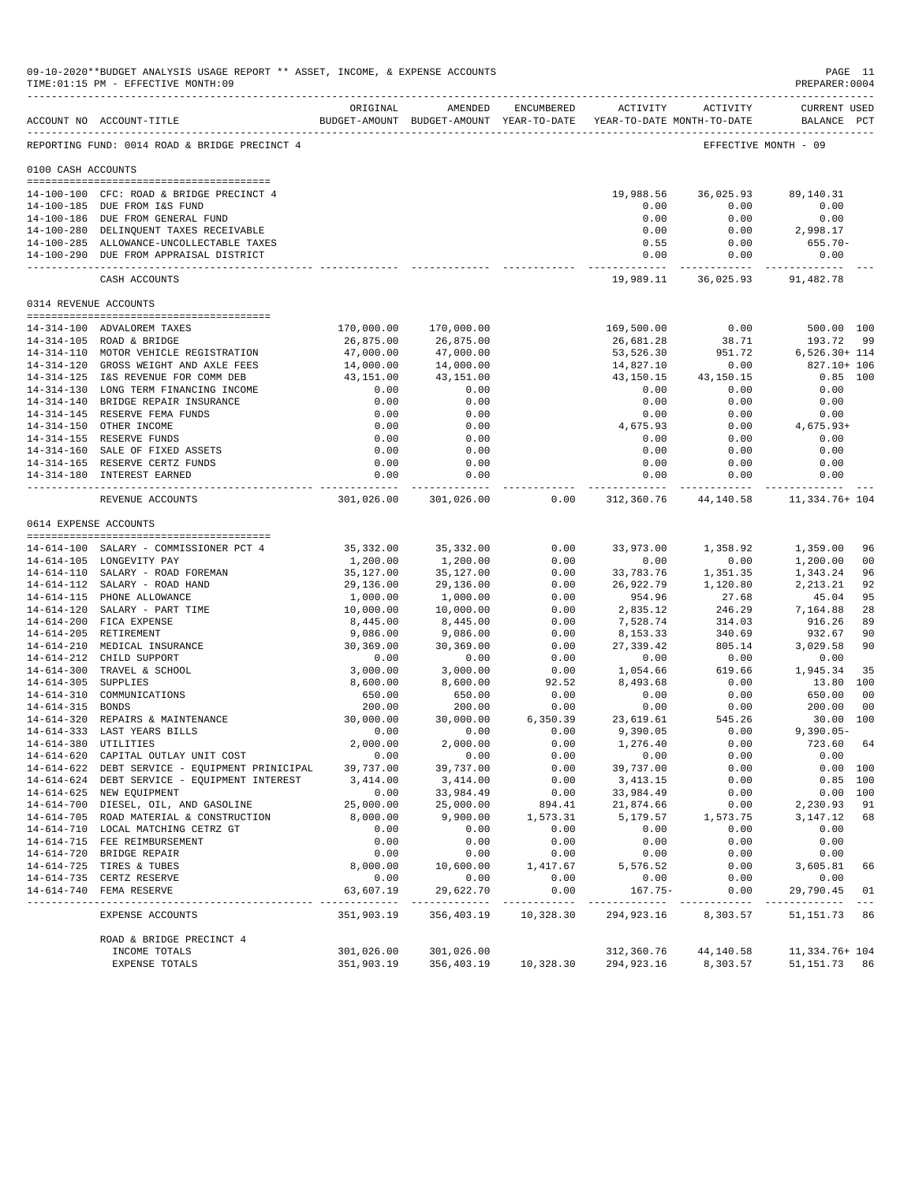09-10-2020**BUDGET ANALYSIS USAGE REPORT ** ASSET, INCOME, & EXPENSE ACCOUNTS
TIME:01:15 PM - EFFECTIVE MONTH:09

PREPARER:0004

REPORTING FUND: 0014 ROAD & BRIDGE PRECINCT 4 — EFFECTIVE MONTH - 09

| ACCOUNT NO | ACCOUNT-TITLE | ORIGINAL BUDGET-AMOUNT | AMENDED BUDGET-AMOUNT | ENCUMBERED YEAR-TO-DATE | ACTIVITY YEAR-TO-DATE | ACTIVITY MONTH-TO-DATE | CURRENT BALANCE | USED PCT |
|---|---|---|---|---|---|---|---|---|
| **0100 CASH ACCOUNTS** | | | | | | | | |
| 14-100-100 | CFC: ROAD & BRIDGE PRECINCT 4 | | | | 19,988.56 | 36,025.93 | 89,140.31 | |
| 14-100-185 | DUE FROM I&S FUND | | | | 0.00 | 0.00 | 0.00 | |
| 14-100-186 | DUE FROM GENERAL FUND | | | | 0.00 | 0.00 | 0.00 | |
| 14-100-280 | DELINQUENT TAXES RECEIVABLE | | | | 0.00 | 0.00 | 2,998.17 | |
| 14-100-285 | ALLOWANCE-UNCOLLECTABLE TAXES | | | | 0.55 | 0.00 | 655.70- | |
| 14-100-290 | DUE FROM APPRAISAL DISTRICT | | | | 0.00 | 0.00 | 0.00 | |
| | CASH ACCOUNTS | | | | 19,989.11 | 36,025.93 | 91,482.78 | |
| **0314 REVENUE ACCOUNTS** | | | | | | | | |
| 14-314-100 | ADVALOREM TAXES | 170,000.00 | 170,000.00 | | 169,500.00 | 0.00 | 500.00 | 100 |
| 14-314-105 | ROAD & BRIDGE | 26,875.00 | 26,875.00 | | 26,681.28 | 38.71 | 193.72 | 99 |
| 14-314-110 | MOTOR VEHICLE REGISTRATION | 47,000.00 | 47,000.00 | | 53,526.30 | 951.72 | 6,526.30+ | 114 |
| 14-314-120 | GROSS WEIGHT AND AXLE FEES | 14,000.00 | 14,000.00 | | 14,827.10 | 0.00 | 827.10+ | 106 |
| 14-314-125 | I&S REVENUE FOR COMM DEB | 43,151.00 | 43,151.00 | | 43,150.15 | 43,150.15 | 0.85 | 100 |
| 14-314-130 | LONG TERM FINANCING INCOME | 0.00 | 0.00 | | 0.00 | 0.00 | 0.00 | |
| 14-314-140 | BRIDGE REPAIR INSURANCE | 0.00 | 0.00 | | 0.00 | 0.00 | 0.00 | |
| 14-314-145 | RESERVE FEMA FUNDS | 0.00 | 0.00 | | 0.00 | 0.00 | 0.00 | |
| 14-314-150 | OTHER INCOME | 0.00 | 0.00 | | 4,675.93 | 0.00 | 4,675.93+ | |
| 14-314-155 | RESERVE FUNDS | 0.00 | 0.00 | | 0.00 | 0.00 | 0.00 | |
| 14-314-160 | SALE OF FIXED ASSETS | 0.00 | 0.00 | | 0.00 | 0.00 | 0.00 | |
| 14-314-165 | RESERVE CERTZ FUNDS | 0.00 | 0.00 | | 0.00 | 0.00 | 0.00 | |
| 14-314-180 | INTEREST EARNED | 0.00 | 0.00 | | 0.00 | 0.00 | 0.00 | |
| | REVENUE ACCOUNTS | 301,026.00 | 301,026.00 | 0.00 | 312,360.76 | 44,140.58 | 11,334.76+ | 104 |
| **0614 EXPENSE ACCOUNTS** | | | | | | | | |
| 14-614-100 | SALARY - COMMISSIONER PCT 4 | 35,332.00 | 35,332.00 | 0.00 | 33,973.00 | 1,358.92 | 1,359.00 | 96 |
| 14-614-105 | LONGEVITY PAY | 1,200.00 | 1,200.00 | 0.00 | 0.00 | 0.00 | 1,200.00 | 00 |
| 14-614-110 | SALARY - ROAD FOREMAN | 35,127.00 | 35,127.00 | 0.00 | 33,783.76 | 1,351.35 | 1,343.24 | 96 |
| 14-614-112 | SALARY - ROAD HAND | 29,136.00 | 29,136.00 | 0.00 | 26,922.79 | 1,120.80 | 2,213.21 | 92 |
| 14-614-115 | PHONE ALLOWANCE | 1,000.00 | 1,000.00 | 0.00 | 954.96 | 27.68 | 45.04 | 95 |
| 14-614-120 | SALARY - PART TIME | 10,000.00 | 10,000.00 | 0.00 | 2,835.12 | 246.29 | 7,164.88 | 28 |
| 14-614-200 | FICA EXPENSE | 8,445.00 | 8,445.00 | 0.00 | 7,528.74 | 314.03 | 916.26 | 89 |
| 14-614-205 | RETIREMENT | 9,086.00 | 9,086.00 | 0.00 | 8,153.33 | 340.69 | 932.67 | 90 |
| 14-614-210 | MEDICAL INSURANCE | 30,369.00 | 30,369.00 | 0.00 | 27,339.42 | 805.14 | 3,029.58 | 90 |
| 14-614-212 | CHILD SUPPORT | 0.00 | 0.00 | 0.00 | 0.00 | 0.00 | 0.00 | |
| 14-614-300 | TRAVEL & SCHOOL | 3,000.00 | 3,000.00 | 0.00 | 1,054.66 | 619.66 | 1,945.34 | 35 |
| 14-614-305 | SUPPLIES | 8,600.00 | 8,600.00 | 92.52 | 8,493.68 | 0.00 | 13.80 | 100 |
| 14-614-310 | COMMUNICATIONS | 650.00 | 650.00 | 0.00 | 0.00 | 0.00 | 650.00 | 00 |
| 14-614-315 | BONDS | 200.00 | 200.00 | 0.00 | 0.00 | 0.00 | 200.00 | 00 |
| 14-614-320 | REPAIRS & MAINTENANCE | 30,000.00 | 30,000.00 | 6,350.39 | 23,619.61 | 545.26 | 30.00 | 100 |
| 14-614-333 | LAST YEARS BILLS | 0.00 | 0.00 | 0.00 | 9,390.05 | 0.00 | 9,390.05- | |
| 14-614-380 | UTILITIES | 2,000.00 | 2,000.00 | 0.00 | 1,276.40 | 0.00 | 723.60 | 64 |
| 14-614-620 | CAPITAL OUTLAY UNIT COST | 0.00 | 0.00 | 0.00 | 0.00 | 0.00 | 0.00 | |
| 14-614-622 | DEBT SERVICE - EQUIPMENT PRINICIPAL | 39,737.00 | 39,737.00 | 0.00 | 39,737.00 | 0.00 | 0.00 | 100 |
| 14-614-624 | DEBT SERVICE - EQUIPMENT INTEREST | 3,414.00 | 3,414.00 | 0.00 | 3,413.15 | 0.00 | 0.85 | 100 |
| 14-614-625 | NEW EQUIPMENT | 0.00 | 33,984.49 | 0.00 | 33,984.49 | 0.00 | 0.00 | 100 |
| 14-614-700 | DIESEL, OIL, AND GASOLINE | 25,000.00 | 25,000.00 | 894.41 | 21,874.66 | 0.00 | 2,230.93 | 91 |
| 14-614-705 | ROAD MATERIAL & CONSTRUCTION | 8,000.00 | 9,900.00 | 1,573.31 | 5,179.57 | 1,573.75 | 3,147.12 | 68 |
| 14-614-710 | LOCAL MATCHING CETRZ GT | 0.00 | 0.00 | 0.00 | 0.00 | 0.00 | 0.00 | |
| 14-614-715 | FEE REIMBURSEMENT | 0.00 | 0.00 | 0.00 | 0.00 | 0.00 | 0.00 | |
| 14-614-720 | BRIDGE REPAIR | 0.00 | 0.00 | 0.00 | 0.00 | 0.00 | 0.00 | |
| 14-614-725 | TIRES & TUBES | 8,000.00 | 10,600.00 | 1,417.67 | 5,576.52 | 0.00 | 3,605.81 | 66 |
| 14-614-735 | CERTZ RESERVE | 0.00 | 0.00 | 0.00 | 0.00 | 0.00 | 0.00 | |
| 14-614-740 | FEMA RESERVE | 63,607.19 | 29,622.70 | 0.00 | 167.75- | 0.00 | 29,790.45 | 01 |
| | EXPENSE ACCOUNTS | 351,903.19 | 356,403.19 | 10,328.30 | 294,923.16 | 8,303.57 | 51,151.73 | 86 |
| | ROAD & BRIDGE PRECINCT 4 | | | | | | | |
| | INCOME TOTALS | 301,026.00 | 301,026.00 | | 312,360.76 | 44,140.58 | 11,334.76+ | 104 |
| | EXPENSE TOTALS | 351,903.19 | 356,403.19 | 10,328.30 | 294,923.16 | 8,303.57 | 51,151.73 | 86 |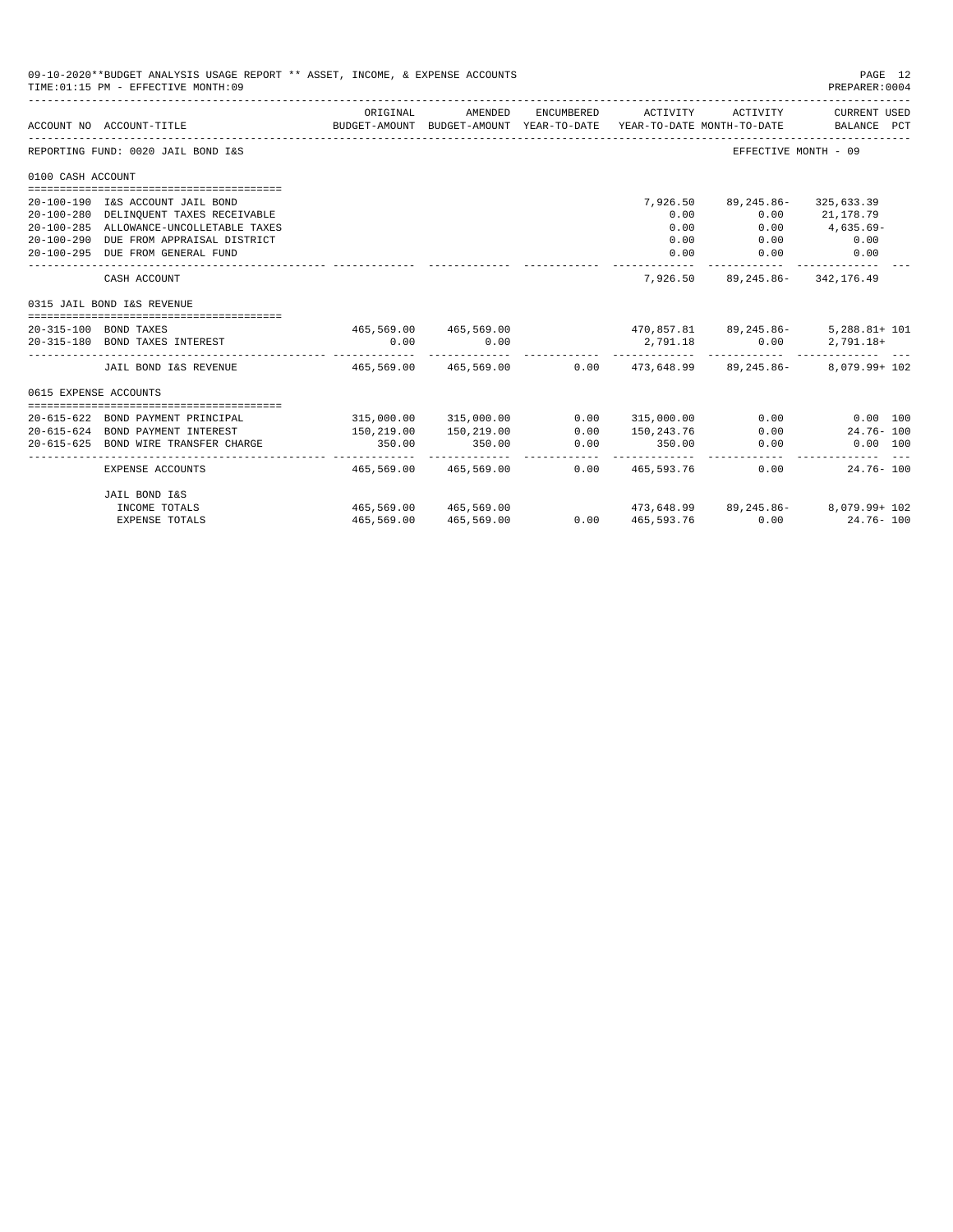09-10-2020**BUDGET ANALYSIS USAGE REPORT ** ASSET, INCOME, & EXPENSE ACCOUNTS
TIME:01:15 PM - EFFECTIVE MONTH:09
PREPARER:0004

| ACCOUNT NO | ACCOUNT-TITLE | ORIGINAL BUDGET-AMOUNT | AMENDED BUDGET-AMOUNT | ENCUMBERED YEAR-TO-DATE | ACTIVITY YEAR-TO-DATE | ACTIVITY MONTH-TO-DATE | CURRENT USED BALANCE | PCT |
|---|---|---|---|---|---|---|---|---|
| REPORTING FUND: 0020 JAIL BOND I&S | | | | | | EFFECTIVE MONTH - 09 | | |
| 0100 CASH ACCOUNT | | | | | | | | |
| 20-100-190 | I&S ACCOUNT JAIL BOND | | | | 7,926.50 | 89,245.86- | 325,633.39 | |
| 20-100-280 | DELINQUENT TAXES RECEIVABLE | | | | 0.00 | 0.00 | 21,178.79 | |
| 20-100-285 | ALLOWANCE-UNCOLLETABLE TAXES | | | | 0.00 | 0.00 | 4,635.69- | |
| 20-100-290 | DUE FROM APPRAISAL DISTRICT | | | | 0.00 | 0.00 | 0.00 | |
| 20-100-295 | DUE FROM GENERAL FUND | | | | 0.00 | 0.00 | 0.00 | |
| | CASH ACCOUNT | | | | 7,926.50 | 89,245.86- | 342,176.49 | |
| 0315 JAIL BOND I&S REVENUE | | | | | | | | |
| 20-315-100 | BOND TAXES | 465,569.00 | 465,569.00 | | 470,857.81 | 89,245.86- | 5,288.81+ | 101 |
| 20-315-180 | BOND TAXES INTEREST | 0.00 | 0.00 | | 2,791.18 | 0.00 | 2,791.18+ | |
| | JAIL BOND I&S REVENUE | 465,569.00 | 465,569.00 | 0.00 | 473,648.99 | 89,245.86- | 8,079.99+ | 102 |
| 0615 EXPENSE ACCOUNTS | | | | | | | | |
| 20-615-622 | BOND PAYMENT PRINCIPAL | 315,000.00 | 315,000.00 | 0.00 | 315,000.00 | 0.00 | 0.00 | 100 |
| 20-615-624 | BOND PAYMENT INTEREST | 150,219.00 | 150,219.00 | 0.00 | 150,243.76 | 0.00 | 24.76- | 100 |
| 20-615-625 | BOND WIRE TRANSFER CHARGE | 350.00 | 350.00 | 0.00 | 350.00 | 0.00 | 0.00 | 100 |
| | EXPENSE ACCOUNTS | 465,569.00 | 465,569.00 | 0.00 | 465,593.76 | 0.00 | 24.76- | 100 |
| | JAIL BOND I&S | | | | | | | |
| | INCOME TOTALS | 465,569.00 | 465,569.00 | | 473,648.99 | 89,245.86- | 8,079.99+ | 102 |
| | EXPENSE TOTALS | 465,569.00 | 465,569.00 | 0.00 | 465,593.76 | 0.00 | 24.76- | 100 |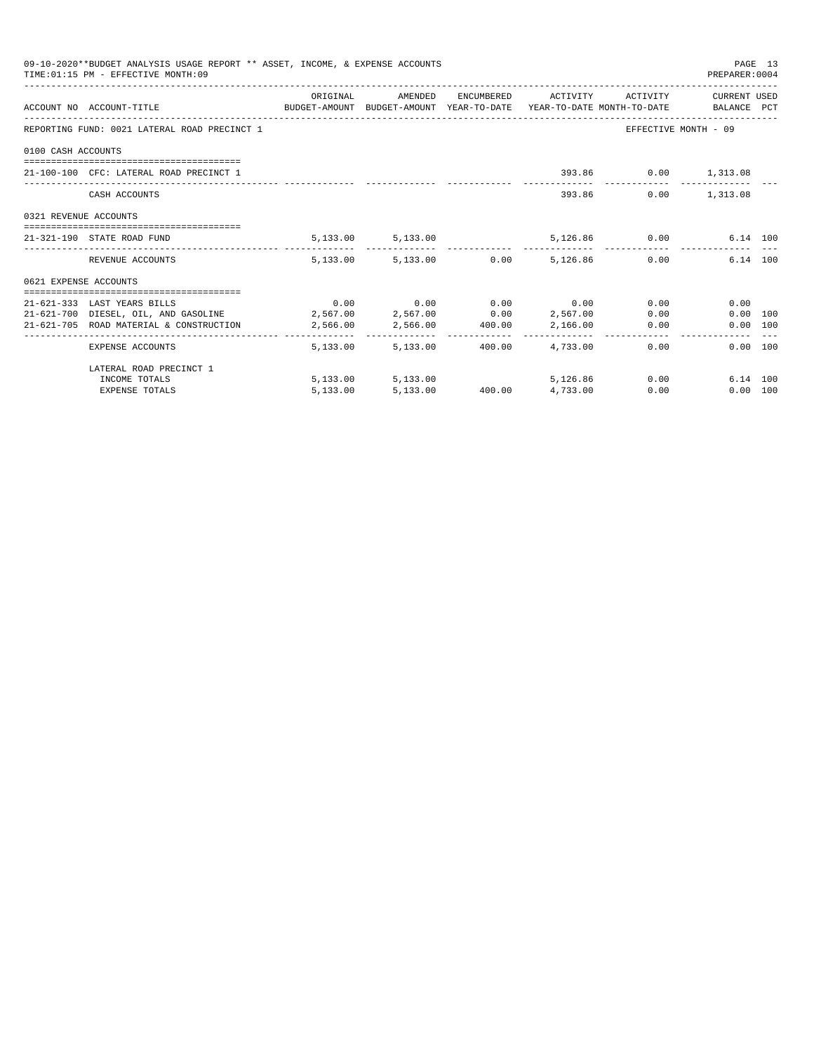09-10-2020**BUDGET ANALYSIS USAGE REPORT ** ASSET, INCOME, & EXPENSE ACCOUNTS
TIME:01:15 PM - EFFECTIVE MONTH:09

PREPARER:0004

| ACCOUNT NO | ACCOUNT-TITLE | ORIGINAL BUDGET-AMOUNT | AMENDED BUDGET-AMOUNT | ENCUMBERED YEAR-TO-DATE | ACTIVITY YEAR-TO-DATE | ACTIVITY MONTH-TO-DATE | CURRENT USED BALANCE | PCT |
|---|---|---|---|---|---|---|---|---|
| REPORTING FUND: 0021 LATERAL ROAD PRECINCT 1 | | | | | | EFFECTIVE MONTH - 09 | | |
| 0100 CASH ACCOUNTS | | | | | | | | |
| 21-100-100 | CFC: LATERAL ROAD PRECINCT 1 | | | | 393.86 | 0.00 | 1,313.08 | |
| | CASH ACCOUNTS | | | | 393.86 | 0.00 | 1,313.08 | |
| 0321 REVENUE ACCOUNTS | | | | | | | | |
| 21-321-190 | STATE ROAD FUND | 5,133.00 | 5,133.00 | | 5,126.86 | 0.00 | 6.14 | 100 |
| | REVENUE ACCOUNTS | 5,133.00 | 5,133.00 | 0.00 | 5,126.86 | 0.00 | 6.14 | 100 |
| 0621 EXPENSE ACCOUNTS | | | | | | | | |
| 21-621-333 | LAST YEARS BILLS | 0.00 | 0.00 | 0.00 | 0.00 | 0.00 | 0.00 | |
| 21-621-700 | DIESEL, OIL, AND GASOLINE | 2,567.00 | 2,567.00 | 0.00 | 2,567.00 | 0.00 | 0.00 | 100 |
| 21-621-705 | ROAD MATERIAL & CONSTRUCTION | 2,566.00 | 2,566.00 | 400.00 | 2,166.00 | 0.00 | 0.00 | 100 |
| | EXPENSE ACCOUNTS | 5,133.00 | 5,133.00 | 400.00 | 4,733.00 | 0.00 | 0.00 | 100 |
| | LATERAL ROAD PRECINCT 1 | | | | | | | |
| | INCOME TOTALS | 5,133.00 | 5,133.00 | | 5,126.86 | 0.00 | 6.14 | 100 |
| | EXPENSE TOTALS | 5,133.00 | 5,133.00 | 400.00 | 4,733.00 | 0.00 | 0.00 | 100 |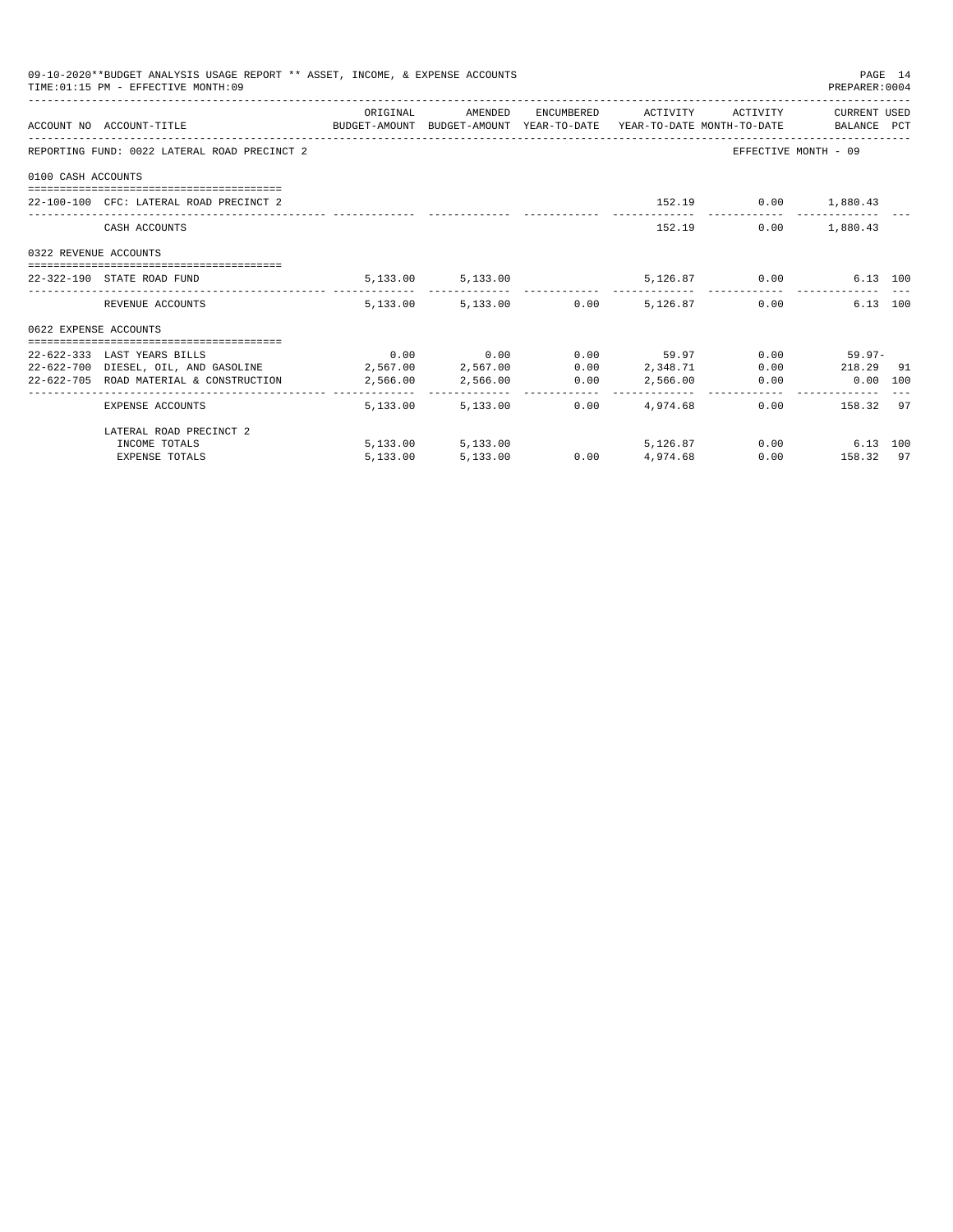09-10-2020**BUDGET ANALYSIS USAGE REPORT ** ASSET, INCOME, & EXPENSE ACCOUNTS

TIME:01:15 PM - EFFECTIVE MONTH:09

PREPARER:0004

| ACCOUNT NO | ACCOUNT-TITLE | ORIGINAL BUDGET-AMOUNT | AMENDED BUDGET-AMOUNT | ENCUMBERED YEAR-TO-DATE | ACTIVITY YEAR-TO-DATE | ACTIVITY MONTH-TO-DATE | CURRENT USED BALANCE | PCT |
|---|---|---|---|---|---|---|---|---|
| REPORTING FUND: 0022 LATERAL ROAD PRECINCT 2 | | | | | | EFFECTIVE MONTH - 09 | | |
| 0100 CASH ACCOUNTS | | | | | | | | |
| 22-100-100 | CFC: LATERAL ROAD PRECINCT 2 | | | | 152.19 | 0.00 | 1,880.43 | |
| | CASH ACCOUNTS | | | | 152.19 | 0.00 | 1,880.43 | |
| 0322 REVENUE ACCOUNTS | | | | | | | | |
| 22-322-190 | STATE ROAD FUND | 5,133.00 | 5,133.00 | | 5,126.87 | 0.00 | 6.13 | 100 |
| | REVENUE ACCOUNTS | 5,133.00 | 5,133.00 | 0.00 | 5,126.87 | 0.00 | 6.13 | 100 |
| 0622 EXPENSE ACCOUNTS | | | | | | | | |
| 22-622-333 | LAST YEARS BILLS | 0.00 | 0.00 | 0.00 | 59.97 | 0.00 | 59.97- | |
| 22-622-700 | DIESEL, OIL, AND GASOLINE | 2,567.00 | 2,567.00 | 0.00 | 2,348.71 | 0.00 | 218.29 | 91 |
| 22-622-705 | ROAD MATERIAL & CONSTRUCTION | 2,566.00 | 2,566.00 | 0.00 | 2,566.00 | 0.00 | 0.00 | 100 |
| | EXPENSE ACCOUNTS | 5,133.00 | 5,133.00 | 0.00 | 4,974.68 | 0.00 | 158.32 | 97 |
| | LATERAL ROAD PRECINCT 2 | | | | | | | |
| | INCOME TOTALS | 5,133.00 | 5,133.00 | | 5,126.87 | 0.00 | 6.13 | 100 |
| | EXPENSE TOTALS | 5,133.00 | 5,133.00 | 0.00 | 4,974.68 | 0.00 | 158.32 | 97 |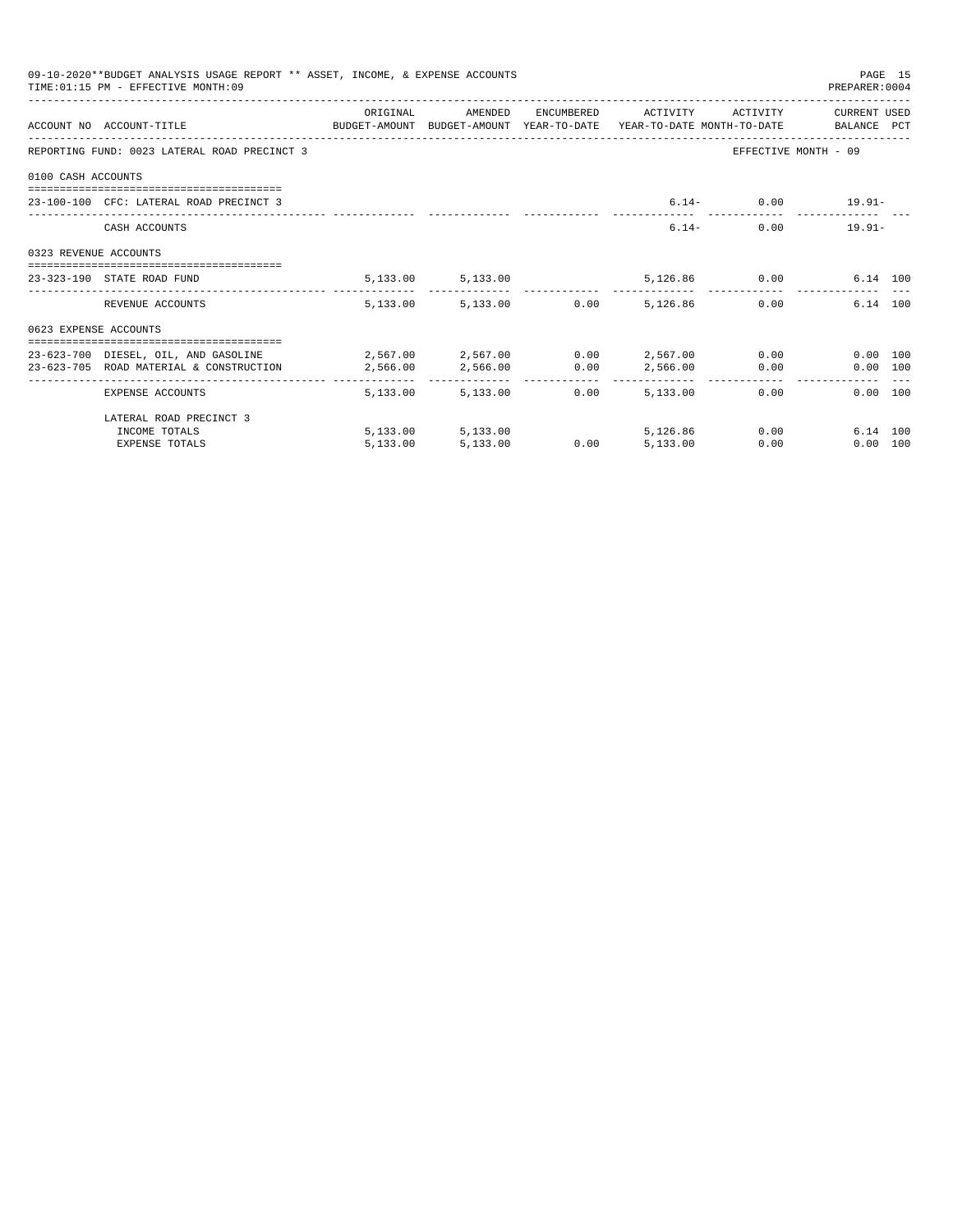09-10-2020**BUDGET ANALYSIS USAGE REPORT ** ASSET, INCOME, & EXPENSE ACCOUNTS

TIME:01:15 PM - EFFECTIVE MONTH:09

PREPARER:0004

| ACCOUNT NO | ACCOUNT-TITLE | ORIGINAL BUDGET-AMOUNT | AMENDED BUDGET-AMOUNT | ENCUMBERED YEAR-TO-DATE | ACTIVITY YEAR-TO-DATE | ACTIVITY MONTH-TO-DATE | CURRENT USED BALANCE | PCT |
|---|---|---|---|---|---|---|---|---|
| REPORTING FUND: 0023 LATERAL ROAD PRECINCT 3 | | | | | | EFFECTIVE MONTH - 09 | | |
| 0100 CASH ACCOUNTS | | | | | | | | |
| 23-100-100 | CFC: LATERAL ROAD PRECINCT 3 | | | | 6.14- | 0.00 | 19.91- | |
| | CASH ACCOUNTS | | | | 6.14- | 0.00 | 19.91- | |
| 0323 REVENUE ACCOUNTS | | | | | | | | |
| 23-323-190 | STATE ROAD FUND | 5,133.00 | 5,133.00 | | 5,126.86 | 0.00 | 6.14 | 100 |
| | REVENUE ACCOUNTS | 5,133.00 | 5,133.00 | 0.00 | 5,126.86 | 0.00 | 6.14 | 100 |
| 0623 EXPENSE ACCOUNTS | | | | | | | | |
| 23-623-700 | DIESEL, OIL, AND GASOLINE | 2,567.00 | 2,567.00 | 0.00 | 2,567.00 | 0.00 | 0.00 | 100 |
| 23-623-705 | ROAD MATERIAL & CONSTRUCTION | 2,566.00 | 2,566.00 | 0.00 | 2,566.00 | 0.00 | 0.00 | 100 |
| | EXPENSE ACCOUNTS | 5,133.00 | 5,133.00 | 0.00 | 5,133.00 | 0.00 | 0.00 | 100 |
| | LATERAL ROAD PRECINCT 3 | | | | | | | |
| | INCOME TOTALS | 5,133.00 | 5,133.00 | | 5,126.86 | 0.00 | 6.14 | 100 |
| | EXPENSE TOTALS | 5,133.00 | 5,133.00 | 0.00 | 5,133.00 | 0.00 | 0.00 | 100 |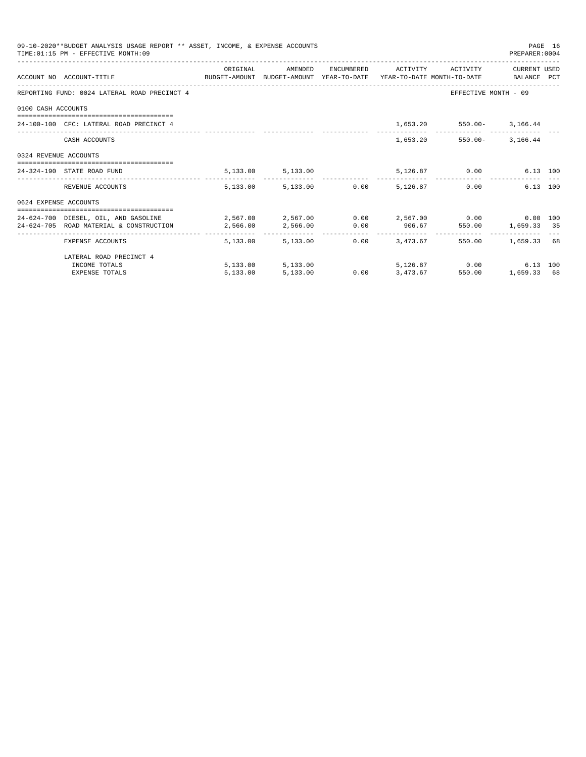09-10-2020**BUDGET ANALYSIS USAGE REPORT ** ASSET, INCOME, & EXPENSE ACCOUNTS

TIME:01:15 PM - EFFECTIVE MONTH:09

PREPARER:0004

| ACCOUNT NO | ACCOUNT-TITLE | ORIGINAL BUDGET-AMOUNT | AMENDED BUDGET-AMOUNT | ENCUMBERED YEAR-TO-DATE | ACTIVITY YEAR-TO-DATE | ACTIVITY MONTH-TO-DATE | CURRENT BALANCE | USED PCT |
|---|---|---|---|---|---|---|---|---|
| REPORTING FUND: 0024 LATERAL ROAD PRECINCT 4 | | | | | | EFFECTIVE MONTH - 09 | | |
| 0100 CASH ACCOUNTS | | | | | | | | |
| 24-100-100 | CFC: LATERAL ROAD PRECINCT 4 | | | | 1,653.20 | 550.00- | 3,166.44 | |
| | CASH ACCOUNTS | | | | 1,653.20 | 550.00- | 3,166.44 | |
| 0324 REVENUE ACCOUNTS | | | | | | | | |
| 24-324-190 | STATE ROAD FUND | 5,133.00 | 5,133.00 | | 5,126.87 | 0.00 | 6.13 | 100 |
| | REVENUE ACCOUNTS | 5,133.00 | 5,133.00 | 0.00 | 5,126.87 | 0.00 | 6.13 | 100 |
| 0624 EXPENSE ACCOUNTS | | | | | | | | |
| 24-624-700 | DIESEL, OIL, AND GASOLINE | 2,567.00 | 2,567.00 | 0.00 | 2,567.00 | 0.00 | 0.00 | 100 |
| 24-624-705 | ROAD MATERIAL & CONSTRUCTION | 2,566.00 | 2,566.00 | 0.00 | 906.67 | 550.00 | 1,659.33 | 35 |
| | EXPENSE ACCOUNTS | 5,133.00 | 5,133.00 | 0.00 | 3,473.67 | 550.00 | 1,659.33 | 68 |
| | LATERAL ROAD PRECINCT 4 | | | | | | | |
| | INCOME TOTALS | 5,133.00 | 5,133.00 | | 5,126.87 | 0.00 | 6.13 | 100 |
| | EXPENSE TOTALS | 5,133.00 | 5,133.00 | 0.00 | 3,473.67 | 550.00 | 1,659.33 | 68 |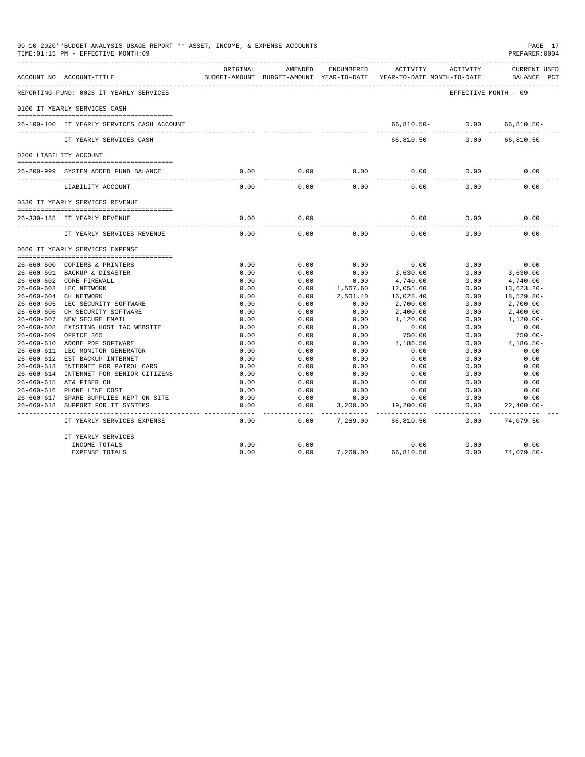09-10-2020**BUDGET ANALYSIS USAGE REPORT ** ASSET, INCOME, & EXPENSE ACCOUNTS

TIME:01:15 PM - EFFECTIVE MONTH:09

PREPARER:0004

| ACCOUNT NO | ACCOUNT-TITLE | ORIGINAL BUDGET-AMOUNT | AMENDED BUDGET-AMOUNT | ENCUMBERED YEAR-TO-DATE | ACTIVITY YEAR-TO-DATE | ACTIVITY MONTH-TO-DATE | CURRENT USED BALANCE PCT |
|---|---|---|---|---|---|---|---|
| REPORTING FUND: 0026 IT YEARLY SERVICES | | | | | | | EFFECTIVE MONTH - 09 |
| 0100 IT YEARLY SERVICES CASH | | | | | | | |
| 26-100-100 | IT YEARLY SERVICES CASH ACCOUNT | | | | 66,810.50- | 0.00 | 66,810.50- |
| | IT YEARLY SERVICES CASH | | | | 66,810.50- | 0.00 | 66,810.50- |
| 0200 LIABILITY ACCOUNT | | | | | | | |
| 26-200-999 | SYSTEM ADDED FUND BALANCE | 0.00 | 0.00 | 0.00 | 0.00 | 0.00 | 0.00 |
| | LIABILITY ACCOUNT | 0.00 | 0.00 | 0.00 | 0.00 | 0.00 | 0.00 |
| 0330 IT YEARLY SERVICES REVENUE | | | | | | | |
| 26-330-185 | IT YEARLY REVENUE | 0.00 | 0.00 | | 0.00 | 0.00 | 0.00 |
| | IT YEARLY SERVICES REVENUE | 0.00 | 0.00 | 0.00 | 0.00 | 0.00 | 0.00 |
| 0660 IT YEARLY SERVICES EXPENSE | | | | | | | |
| 26-660-600 | COPIERS & PRINTERS | 0.00 | 0.00 | 0.00 | 0.00 | 0.00 | 0.00 |
| 26-660-601 | BACKUP & DISASTER | 0.00 | 0.00 | 0.00 | 3,630.00 | 0.00 | 3,630.00- |
| 26-660-602 | CORE FIREWALL | 0.00 | 0.00 | 0.00 | 4,740.00 | 0.00 | 4,740.00- |
| 26-660-603 | LEC NETWORK | 0.00 | 0.00 | 1,567.60 | 12,055.60 | 0.00 | 13,623.20- |
| 26-660-604 | CH NETWORK | 0.00 | 0.00 | 2,501.40 | 16,028.40 | 0.00 | 18,529.80- |
| 26-660-605 | LEC SECURITY SOFTWARE | 0.00 | 0.00 | 0.00 | 2,700.00 | 0.00 | 2,700.00- |
| 26-660-606 | CH SECURITY SOFTWARE | 0.00 | 0.00 | 0.00 | 2,400.00 | 0.00 | 2,400.00- |
| 26-660-607 | NEW SECURE EMAIL | 0.00 | 0.00 | 0.00 | 1,120.00 | 0.00 | 1,120.00- |
| 26-660-608 | EXISTING HOST TAC WEBSITE | 0.00 | 0.00 | 0.00 | 0.00 | 0.00 | 0.00 |
| 26-660-609 | OFFICE 365 | 0.00 | 0.00 | 0.00 | 750.00 | 0.00 | 750.00- |
| 26-660-610 | ADOBE PDF SOFTWARE | 0.00 | 0.00 | 0.00 | 4,186.50 | 0.00 | 4,186.50- |
| 26-660-611 | LEC MONITOR GENERATOR | 0.00 | 0.00 | 0.00 | 0.00 | 0.00 | 0.00 |
| 26-660-612 | EST BACKUP INTERNET | 0.00 | 0.00 | 0.00 | 0.00 | 0.00 | 0.00 |
| 26-660-613 | INTERNET FOR PATROL CARS | 0.00 | 0.00 | 0.00 | 0.00 | 0.00 | 0.00 |
| 26-660-614 | INTERNET FOR SENIOR CITIZENS | 0.00 | 0.00 | 0.00 | 0.00 | 0.00 | 0.00 |
| 26-660-615 | AT& FIBER CH | 0.00 | 0.00 | 0.00 | 0.00 | 0.00 | 0.00 |
| 26-660-616 | PHONE LINE COST | 0.00 | 0.00 | 0.00 | 0.00 | 0.00 | 0.00 |
| 26-660-617 | SPARE SUPPLIES KEPT ON SITE | 0.00 | 0.00 | 0.00 | 0.00 | 0.00 | 0.00 |
| 26-660-618 | SUPPORT FOR IT SYSTEMS | 0.00 | 0.00 | 3,200.00 | 19,200.00 | 0.00 | 22,400.00- |
| | IT YEARLY SERVICES EXPENSE | 0.00 | 0.00 | 7,269.00 | 66,810.50 | 0.00 | 74,079.50- |
| | IT YEARLY SERVICES | | | | | | |
| | INCOME TOTALS | 0.00 | 0.00 | | 0.00 | 0.00 | 0.00 |
| | EXPENSE TOTALS | 0.00 | 0.00 | 7,269.00 | 66,810.50 | 0.00 | 74,079.50- |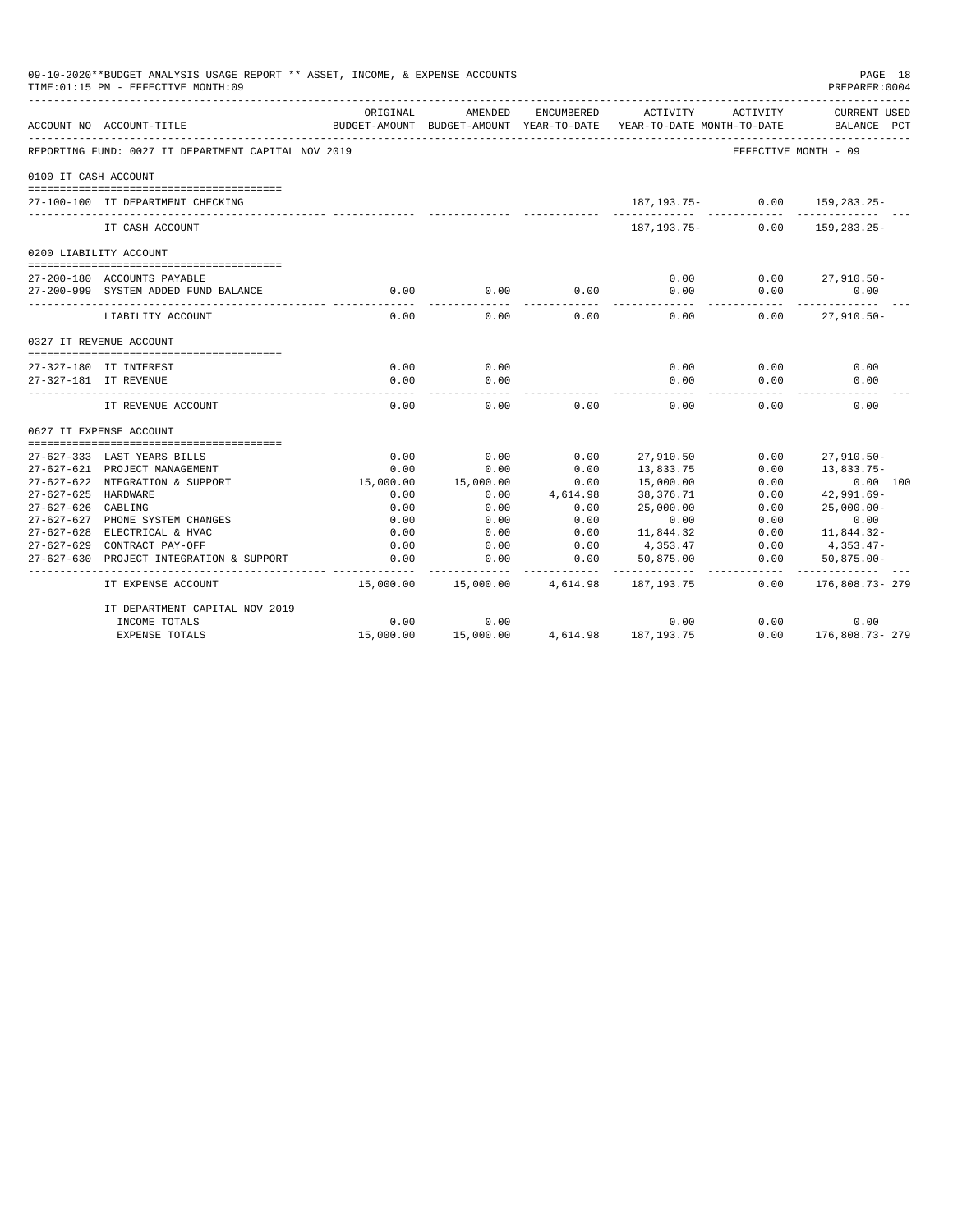09-10-2020**BUDGET ANALYSIS USAGE REPORT ** ASSET, INCOME, & EXPENSE ACCOUNTS
TIME:01:15 PM - EFFECTIVE MONTH:09

| ACCOUNT NO | ACCOUNT-TITLE | ORIGINAL BUDGET-AMOUNT | AMENDED BUDGET-AMOUNT | ENCUMBERED YEAR-TO-DATE | ACTIVITY YEAR-TO-DATE | ACTIVITY MONTH-TO-DATE | CURRENT USED BALANCE | PCT |
|---|---|---|---|---|---|---|---|---|
| REPORTING FUND: 0027 IT DEPARTMENT CAPITAL NOV 2019 | | | | | | | EFFECTIVE MONTH - 09 | |
| 0100 IT CASH ACCOUNT | | | | | | | | |
| 27-100-100 | IT DEPARTMENT CHECKING | | | | 187,193.75- | 0.00 | 159,283.25- | |
| | IT CASH ACCOUNT | | | | 187,193.75- | 0.00 | 159,283.25- | |
| 0200 LIABILITY ACCOUNT | | | | | | | | |
| 27-200-180 | ACCOUNTS PAYABLE | | | | 0.00 | 0.00 | 27,910.50- | |
| 27-200-999 | SYSTEM ADDED FUND BALANCE | 0.00 | 0.00 | 0.00 | 0.00 | 0.00 | 0.00 | |
| | LIABILITY ACCOUNT | 0.00 | 0.00 | 0.00 | 0.00 | 0.00 | 27,910.50- | |
| 0327 IT REVENUE ACCOUNT | | | | | | | | |
| 27-327-180 | IT INTEREST | 0.00 | 0.00 | | 0.00 | 0.00 | 0.00 | |
| 27-327-181 | IT REVENUE | 0.00 | 0.00 | | 0.00 | 0.00 | 0.00 | |
| | IT REVENUE ACCOUNT | 0.00 | 0.00 | 0.00 | 0.00 | 0.00 | 0.00 | |
| 0627 IT EXPENSE ACCOUNT | | | | | | | | |
| 27-627-333 | LAST YEARS BILLS | 0.00 | 0.00 | 0.00 | 27,910.50 | 0.00 | 27,910.50- | |
| 27-627-621 | PROJECT MANAGEMENT | 0.00 | 0.00 | 0.00 | 13,833.75 | 0.00 | 13,833.75- | |
| 27-627-622 | NTEGRATION & SUPPORT | 15,000.00 | 15,000.00 | 0.00 | 15,000.00 | 0.00 | 0.00 | 100 |
| 27-627-625 | HARDWARE | 0.00 | 0.00 | 4,614.98 | 38,376.71 | 0.00 | 42,991.69- | |
| 27-627-626 | CABLING | 0.00 | 0.00 | 0.00 | 25,000.00 | 0.00 | 25,000.00- | |
| 27-627-627 | PHONE SYSTEM CHANGES | 0.00 | 0.00 | 0.00 | 0.00 | 0.00 | 0.00 | |
| 27-627-628 | ELECTRICAL & HVAC | 0.00 | 0.00 | 0.00 | 11,844.32 | 0.00 | 11,844.32- | |
| 27-627-629 | CONTRACT PAY-OFF | 0.00 | 0.00 | 0.00 | 4,353.47 | 0.00 | 4,353.47- | |
| 27-627-630 | PROJECT INTEGRATION & SUPPORT | 0.00 | 0.00 | 0.00 | 50,875.00 | 0.00 | 50,875.00- | |
| | IT EXPENSE ACCOUNT | 15,000.00 | 15,000.00 | 4,614.98 | 187,193.75 | 0.00 | 176,808.73- | 279 |
| | IT DEPARTMENT CAPITAL NOV 2019 | | | | | | | |
| | INCOME TOTALS | 0.00 | 0.00 | | 0.00 | 0.00 | 0.00 | |
| | EXPENSE TOTALS | 15,000.00 | 15,000.00 | 4,614.98 | 187,193.75 | 0.00 | 176,808.73- | 279 |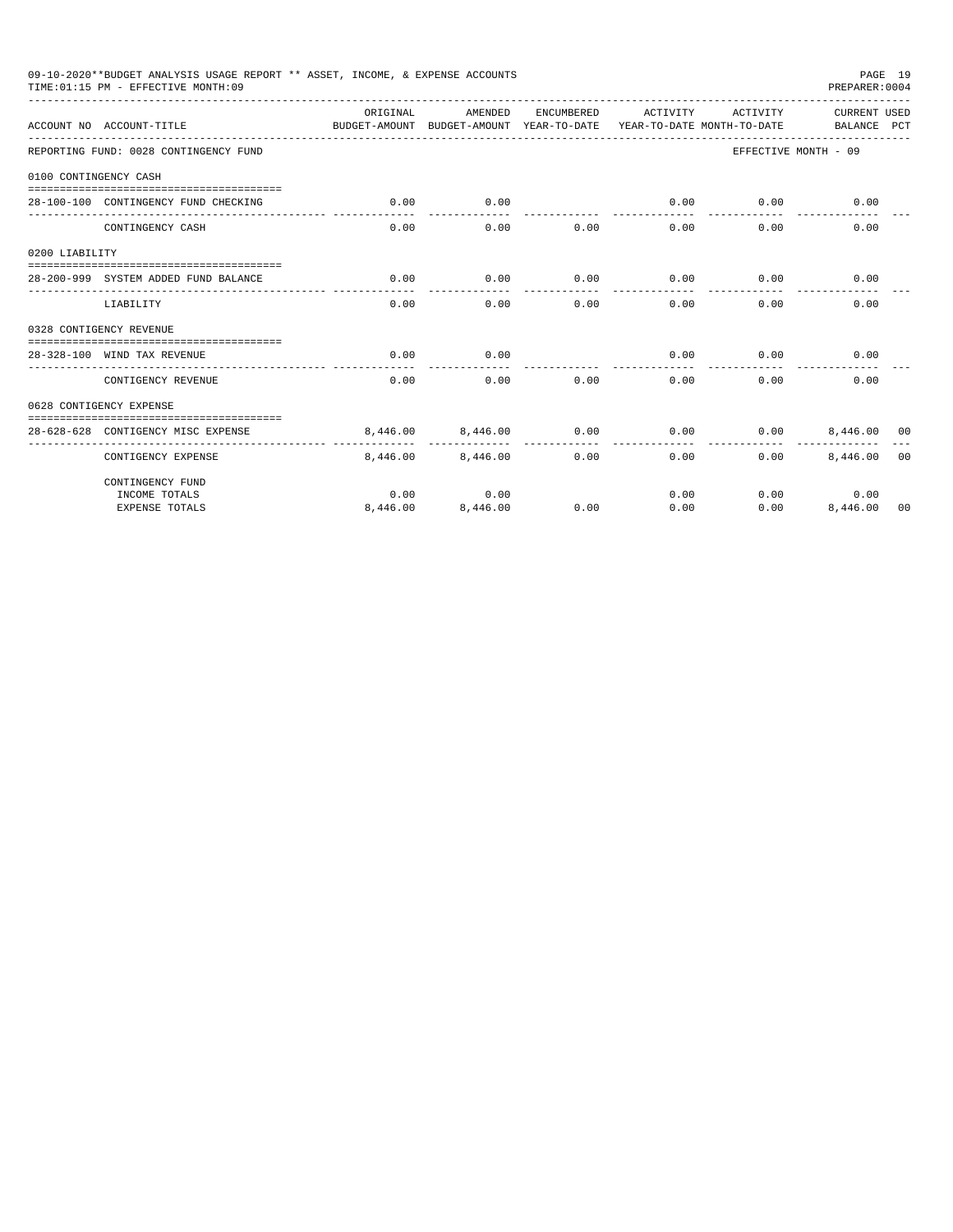09-10-2020**BUDGET ANALYSIS USAGE REPORT ** ASSET, INCOME, & EXPENSE ACCOUNTS
TIME:01:15 PM - EFFECTIVE MONTH:09
PREPARER:0004

| ACCOUNT NO | ACCOUNT-TITLE | ORIGINAL BUDGET-AMOUNT | AMENDED BUDGET-AMOUNT | ENCUMBERED YEAR-TO-DATE | ACTIVITY YEAR-TO-DATE | ACTIVITY MONTH-TO-DATE | CURRENT BALANCE | USED PCT |
|---|---|---|---|---|---|---|---|---|
| REPORTING FUND: 0028 CONTINGENCY FUND | | | | | | | EFFECTIVE MONTH - 09 | |
| 0100 CONTINGENCY CASH | | | | | | | | |
| 28-100-100 | CONTINGENCY FUND CHECKING | 0.00 | 0.00 | | 0.00 | 0.00 | 0.00 | |
| | CONTINGENCY CASH | 0.00 | 0.00 | 0.00 | 0.00 | 0.00 | 0.00 | |
| 0200 LIABILITY | | | | | | | | |
| 28-200-999 | SYSTEM ADDED FUND BALANCE | 0.00 | 0.00 | 0.00 | 0.00 | 0.00 | 0.00 | |
| | LIABILITY | 0.00 | 0.00 | 0.00 | 0.00 | 0.00 | 0.00 | |
| 0328 CONTIGENCY REVENUE | | | | | | | | |
| 28-328-100 | WIND TAX REVENUE | 0.00 | 0.00 | | 0.00 | 0.00 | 0.00 | |
| | CONTIGENCY REVENUE | 0.00 | 0.00 | 0.00 | 0.00 | 0.00 | 0.00 | |
| 0628 CONTIGENCY EXPENSE | | | | | | | | |
| 28-628-628 | CONTIGENCY MISC EXPENSE | 8,446.00 | 8,446.00 | 0.00 | 0.00 | 0.00 | 8,446.00 | 00 |
| | CONTIGENCY EXPENSE | 8,446.00 | 8,446.00 | 0.00 | 0.00 | 0.00 | 8,446.00 | 00 |
| | CONTINGENCY FUND | | | | | | | |
| | INCOME TOTALS | 0.00 | 0.00 | | 0.00 | 0.00 | 0.00 | |
| | EXPENSE TOTALS | 8,446.00 | 8,446.00 | 0.00 | 0.00 | 0.00 | 8,446.00 | 00 |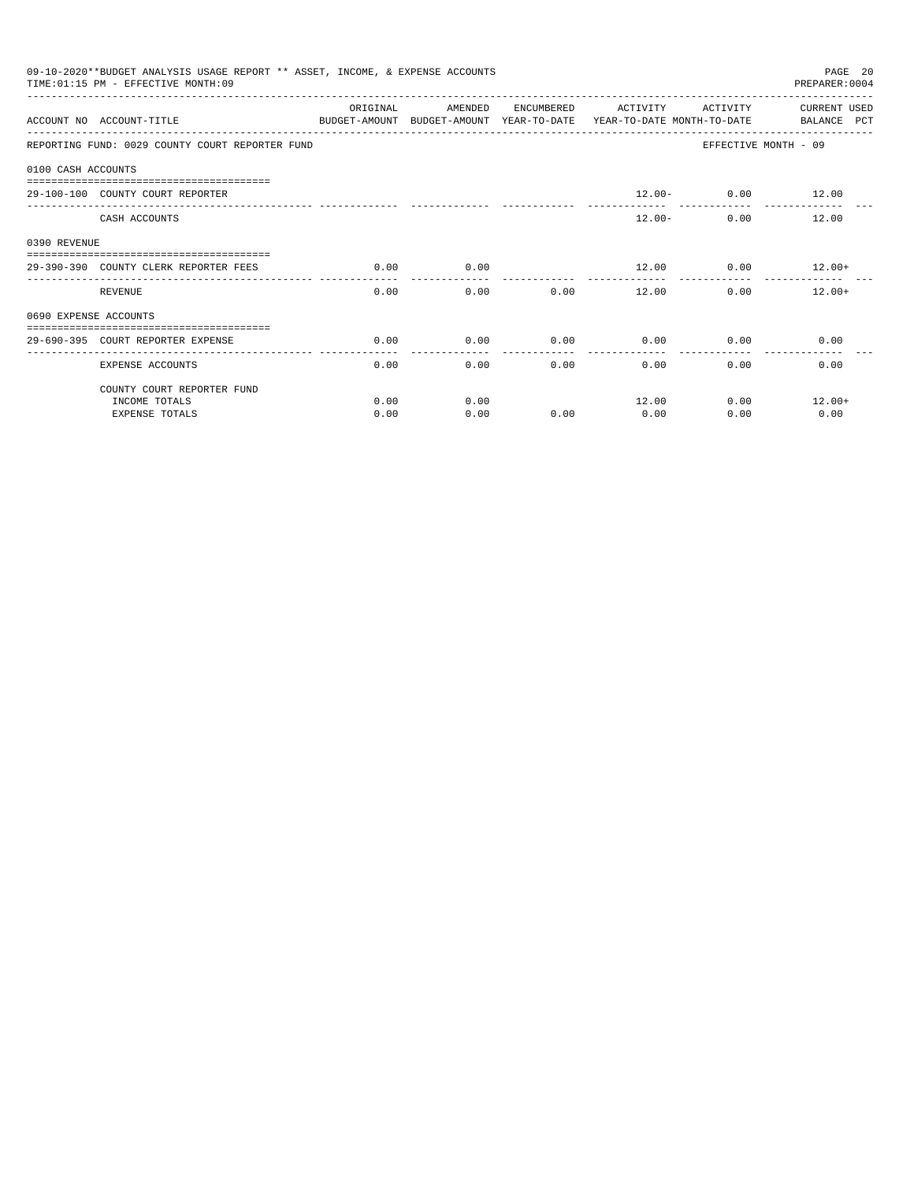09-10-2020**BUDGET ANALYSIS USAGE REPORT ** ASSET, INCOME, & EXPENSE ACCOUNTS
TIME:01:15 PM - EFFECTIVE MONTH:09

PREPARER:0004

| ACCOUNT NO | ACCOUNT-TITLE | ORIGINAL BUDGET-AMOUNT | AMENDED BUDGET-AMOUNT | ENCUMBERED YEAR-TO-DATE | ACTIVITY YEAR-TO-DATE | ACTIVITY MONTH-TO-DATE | CURRENT USED BALANCE PCT |
|---|---|---|---|---|---|---|---|
| REPORTING FUND: 0029 COUNTY COURT REPORTER FUND | | | | | | EFFECTIVE MONTH - 09 | |
| 0100 CASH ACCOUNTS | | | | | | | |
| 29-100-100 | COUNTY COURT REPORTER | | | | 12.00- | 0.00 | 12.00 |
| | CASH ACCOUNTS | | | | 12.00- | 0.00 | 12.00 |
| 0390 REVENUE | | | | | | | |
| 29-390-390 | COUNTY CLERK REPORTER FEES | 0.00 | 0.00 | | 12.00 | 0.00 | 12.00+ |
| | REVENUE | 0.00 | 0.00 | 0.00 | 12.00 | 0.00 | 12.00+ |
| 0690 EXPENSE ACCOUNTS | | | | | | | |
| 29-690-395 | COURT REPORTER EXPENSE | 0.00 | 0.00 | 0.00 | 0.00 | 0.00 | 0.00 |
| | EXPENSE ACCOUNTS | 0.00 | 0.00 | 0.00 | 0.00 | 0.00 | 0.00 |
| | COUNTY COURT REPORTER FUND | | | | | | |
| | INCOME TOTALS | 0.00 | 0.00 | | 12.00 | 0.00 | 12.00+ |
| | EXPENSE TOTALS | 0.00 | 0.00 | 0.00 | 0.00 | 0.00 | 0.00 |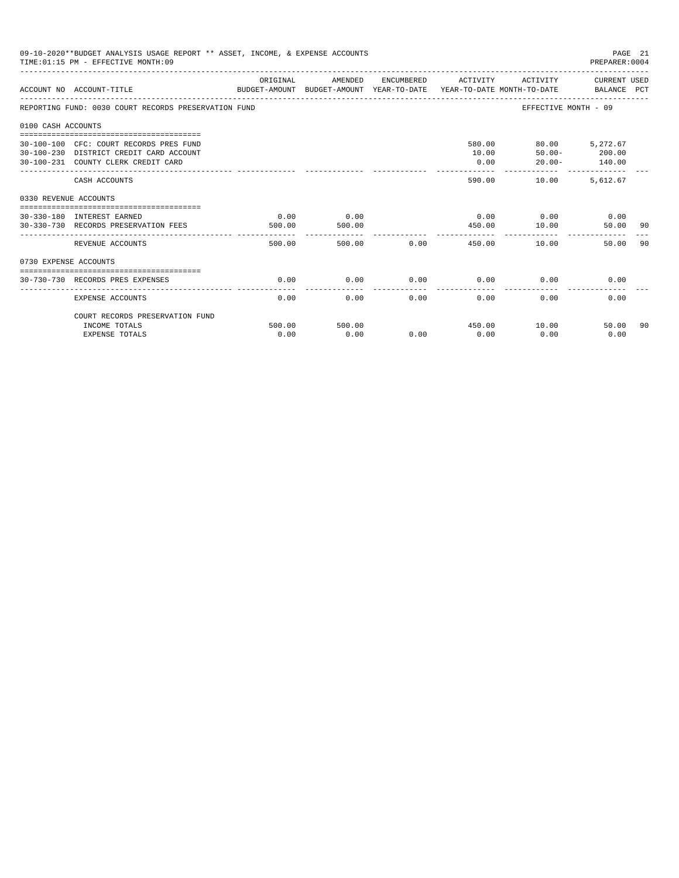09-10-2020**BUDGET ANALYSIS USAGE REPORT ** ASSET, INCOME, & EXPENSE ACCOUNTS
TIME:01:15 PM - EFFECTIVE MONTH:09
PREPARER:0004

| ACCOUNT NO | ACCOUNT-TITLE | ORIGINAL BUDGET-AMOUNT | AMENDED BUDGET-AMOUNT | ENCUMBERED YEAR-TO-DATE | ACTIVITY YEAR-TO-DATE | ACTIVITY MONTH-TO-DATE | CURRENT USED BALANCE | PCT |
|---|---|---|---|---|---|---|---|---|
| REPORTING FUND: 0030 COURT RECORDS PRESERVATION FUND | | | | | | EFFECTIVE MONTH - 09 | | |
| 0100 CASH ACCOUNTS | | | | | | | | |
| 30-100-100 | CFC: COURT RECORDS PRES FUND | | | | 580.00 | 80.00 | 5,272.67 | |
| 30-100-230 | DISTRICT CREDIT CARD ACCOUNT | | | | 10.00 | 50.00- | 200.00 | |
| 30-100-231 | COUNTY CLERK CREDIT CARD | | | | 0.00 | 20.00- | 140.00 | |
| | CASH ACCOUNTS | | | | 590.00 | 10.00 | 5,612.67 | |
| 0330 REVENUE ACCOUNTS | | | | | | | | |
| 30-330-180 | INTEREST EARNED | 0.00 | 0.00 | | 0.00 | 0.00 | 0.00 | |
| 30-330-730 | RECORDS PRESERVATION FEES | 500.00 | 500.00 | | 450.00 | 10.00 | 50.00 | 90 |
| | REVENUE ACCOUNTS | 500.00 | 500.00 | 0.00 | 450.00 | 10.00 | 50.00 | 90 |
| 0730 EXPENSE ACCOUNTS | | | | | | | | |
| 30-730-730 | RECORDS PRES EXPENSES | 0.00 | 0.00 | 0.00 | 0.00 | 0.00 | 0.00 | |
| | EXPENSE ACCOUNTS | 0.00 | 0.00 | 0.00 | 0.00 | 0.00 | 0.00 | |
| | COURT RECORDS PRESERVATION FUND | | | | | | | |
| | INCOME TOTALS | 500.00 | 500.00 | | 450.00 | 10.00 | 50.00 | 90 |
| | EXPENSE TOTALS | 0.00 | 0.00 | 0.00 | 0.00 | 0.00 | 0.00 | |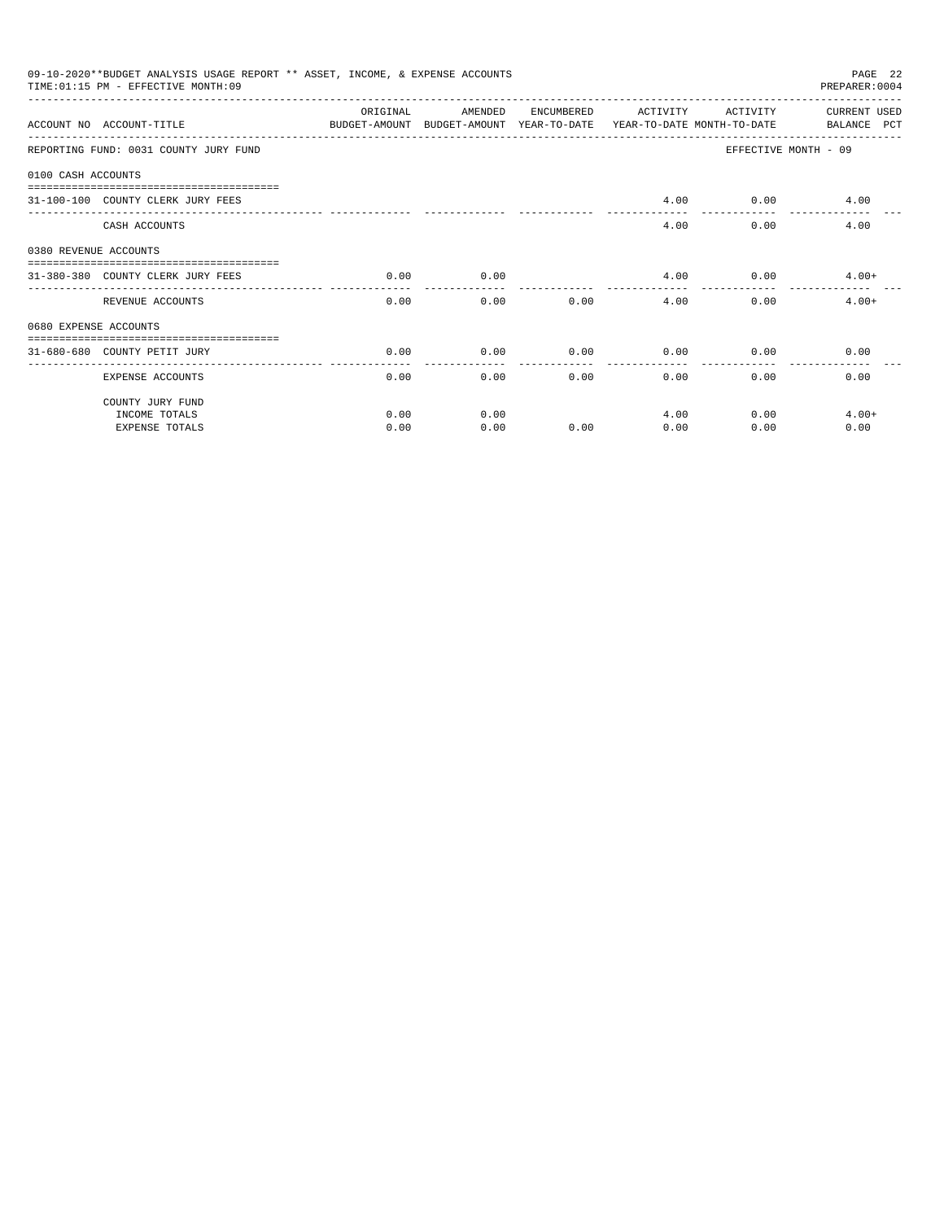09-10-2020**BUDGET ANALYSIS USAGE REPORT ** ASSET, INCOME, & EXPENSE ACCOUNTS
TIME:01:15 PM - EFFECTIVE MONTH:09
PREPARER:0004

| ACCOUNT NO | ACCOUNT-TITLE | ORIGINAL BUDGET-AMOUNT | AMENDED BUDGET-AMOUNT | ENCUMBERED YEAR-TO-DATE | ACTIVITY YEAR-TO-DATE | ACTIVITY MONTH-TO-DATE | CURRENT USED BALANCE PCT |
|---|---|---|---|---|---|---|---|
| REPORTING FUND: 0031 COUNTY JURY FUND | | | | | | EFFECTIVE MONTH - 09 | |
| 0100 CASH ACCOUNTS | | | | | | | |
| 31-100-100 | COUNTY CLERK JURY FEES | | | | 4.00 | 0.00 | 4.00 |
| | CASH ACCOUNTS | | | | 4.00 | 0.00 | 4.00 |
| 0380 REVENUE ACCOUNTS | | | | | | | |
| 31-380-380 | COUNTY CLERK JURY FEES | 0.00 | 0.00 | | 4.00 | 0.00 | 4.00+ |
| | REVENUE ACCOUNTS | 0.00 | 0.00 | 0.00 | 4.00 | 0.00 | 4.00+ |
| 0680 EXPENSE ACCOUNTS | | | | | | | |
| 31-680-680 | COUNTY PETIT JURY | 0.00 | 0.00 | 0.00 | 0.00 | 0.00 | 0.00 |
| | EXPENSE ACCOUNTS | 0.00 | 0.00 | 0.00 | 0.00 | 0.00 | 0.00 |
| | COUNTY JURY FUND | | | | | | |
| | INCOME TOTALS | 0.00 | 0.00 | | 4.00 | 0.00 | 4.00+ |
| | EXPENSE TOTALS | 0.00 | 0.00 | 0.00 | 0.00 | 0.00 | 0.00 |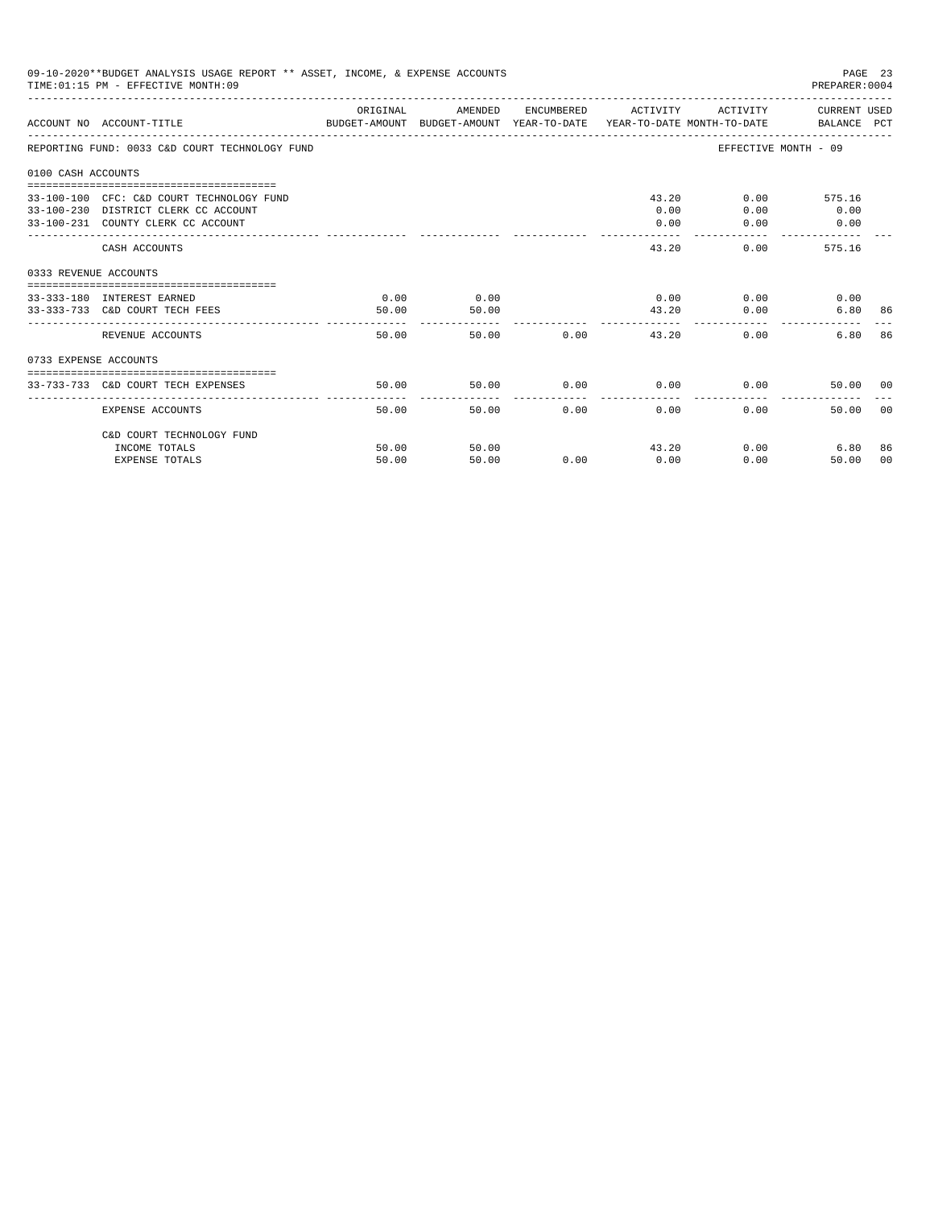09-10-2020**BUDGET ANALYSIS USAGE REPORT ** ASSET, INCOME, & EXPENSE ACCOUNTS

TIME:01:15 PM - EFFECTIVE MONTH:09

PREPARER:0004

| ACCOUNT NO | ACCOUNT-TITLE | ORIGINAL BUDGET-AMOUNT | AMENDED BUDGET-AMOUNT | ENCUMBERED YEAR-TO-DATE | ACTIVITY YEAR-TO-DATE | ACTIVITY MONTH-TO-DATE | CURRENT USED BALANCE | PCT |
|---|---|---|---|---|---|---|---|---|
| REPORTING FUND: 0033 C&D COURT TECHNOLOGY FUND | | | | | | EFFECTIVE MONTH - 09 | | |
| 0100 CASH ACCOUNTS | | | | | | | | |
| 33-100-100 | CFC: C&D COURT TECHNOLOGY FUND | | | | 43.20 | 0.00 | 575.16 | |
| 33-100-230 | DISTRICT CLERK CC ACCOUNT | | | | 0.00 | 0.00 | 0.00 | |
| 33-100-231 | COUNTY CLERK CC ACCOUNT | | | | 0.00 | 0.00 | 0.00 | |
| | CASH ACCOUNTS | | | | 43.20 | 0.00 | 575.16 | |
| 0333 REVENUE ACCOUNTS | | | | | | | | |
| 33-333-180 | INTEREST EARNED | 0.00 | 0.00 | | 0.00 | 0.00 | 0.00 | |
| 33-333-733 | C&D COURT TECH FEES | 50.00 | 50.00 | | 43.20 | 0.00 | 6.80 | 86 |
| | REVENUE ACCOUNTS | 50.00 | 50.00 | 0.00 | 43.20 | 0.00 | 6.80 | 86 |
| 0733 EXPENSE ACCOUNTS | | | | | | | | |
| 33-733-733 | C&D COURT TECH EXPENSES | 50.00 | 50.00 | 0.00 | 0.00 | 0.00 | 50.00 | 00 |
| | EXPENSE ACCOUNTS | 50.00 | 50.00 | 0.00 | 0.00 | 0.00 | 50.00 | 00 |
| | C&D COURT TECHNOLOGY FUND | | | | | | | |
| | INCOME TOTALS | 50.00 | 50.00 | | 43.20 | 0.00 | 6.80 | 86 |
| | EXPENSE TOTALS | 50.00 | 50.00 | 0.00 | 0.00 | 0.00 | 50.00 | 00 |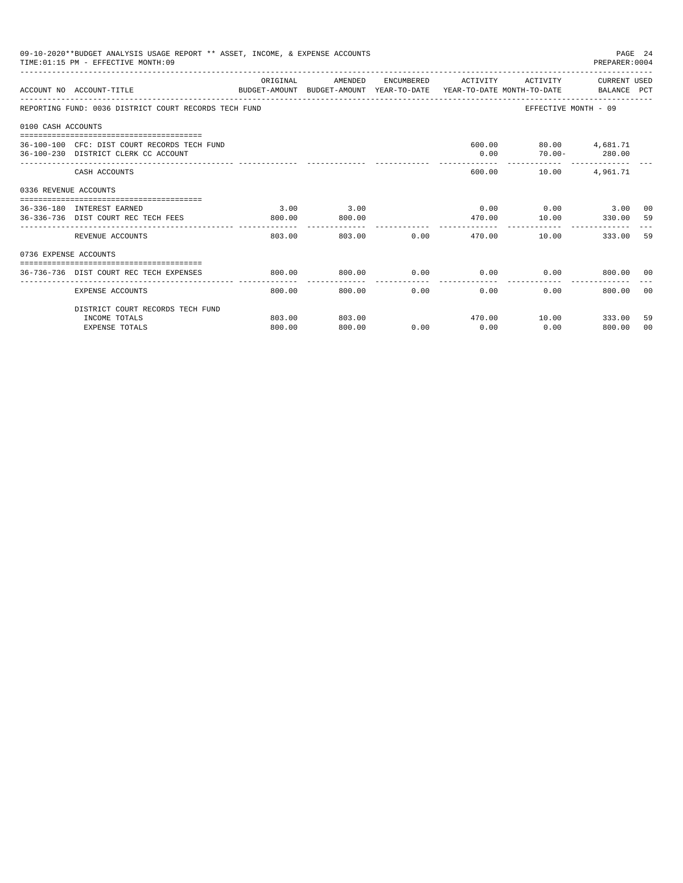09-10-2020**BUDGET ANALYSIS USAGE REPORT ** ASSET, INCOME, & EXPENSE ACCOUNTS

TIME:01:15 PM - EFFECTIVE MONTH:09

PREPARER:0004

| ACCOUNT NO | ACCOUNT-TITLE | ORIGINAL BUDGET-AMOUNT | AMENDED BUDGET-AMOUNT | ENCUMBERED YEAR-TO-DATE | ACTIVITY YEAR-TO-DATE | ACTIVITY MONTH-TO-DATE | CURRENT USED BALANCE | PCT |
|---|---|---|---|---|---|---|---|---|
| REPORTING FUND: 0036 DISTRICT COURT RECORDS TECH FUND | | | | | | EFFECTIVE MONTH - 09 | | |
| 0100 CASH ACCOUNTS | | | | | | | | |
| 36-100-100 | CFC: DIST COURT RECORDS TECH FUND | | | | 600.00 | 80.00 | 4,681.71 | |
| 36-100-230 | DISTRICT CLERK CC ACCOUNT | | | | 0.00 | 70.00- | 280.00 | |
| | CASH ACCOUNTS | | | | 600.00 | 10.00 | 4,961.71 | |
| 0336 REVENUE ACCOUNTS | | | | | | | | |
| 36-336-180 | INTEREST EARNED | 3.00 | 3.00 | | 0.00 | 0.00 | 3.00 | 00 |
| 36-336-736 | DIST COURT REC TECH FEES | 800.00 | 800.00 | | 470.00 | 10.00 | 330.00 | 59 |
| | REVENUE ACCOUNTS | 803.00 | 803.00 | 0.00 | 470.00 | 10.00 | 333.00 | 59 |
| 0736 EXPENSE ACCOUNTS | | | | | | | | |
| 36-736-736 | DIST COURT REC TECH EXPENSES | 800.00 | 800.00 | 0.00 | 0.00 | 0.00 | 800.00 | 00 |
| | EXPENSE ACCOUNTS | 800.00 | 800.00 | 0.00 | 0.00 | 0.00 | 800.00 | 00 |
| | DISTRICT COURT RECORDS TECH FUND | | | | | | | |
| | INCOME TOTALS | 803.00 | 803.00 | | 470.00 | 10.00 | 333.00 | 59 |
| | EXPENSE TOTALS | 800.00 | 800.00 | 0.00 | 0.00 | 0.00 | 800.00 | 00 |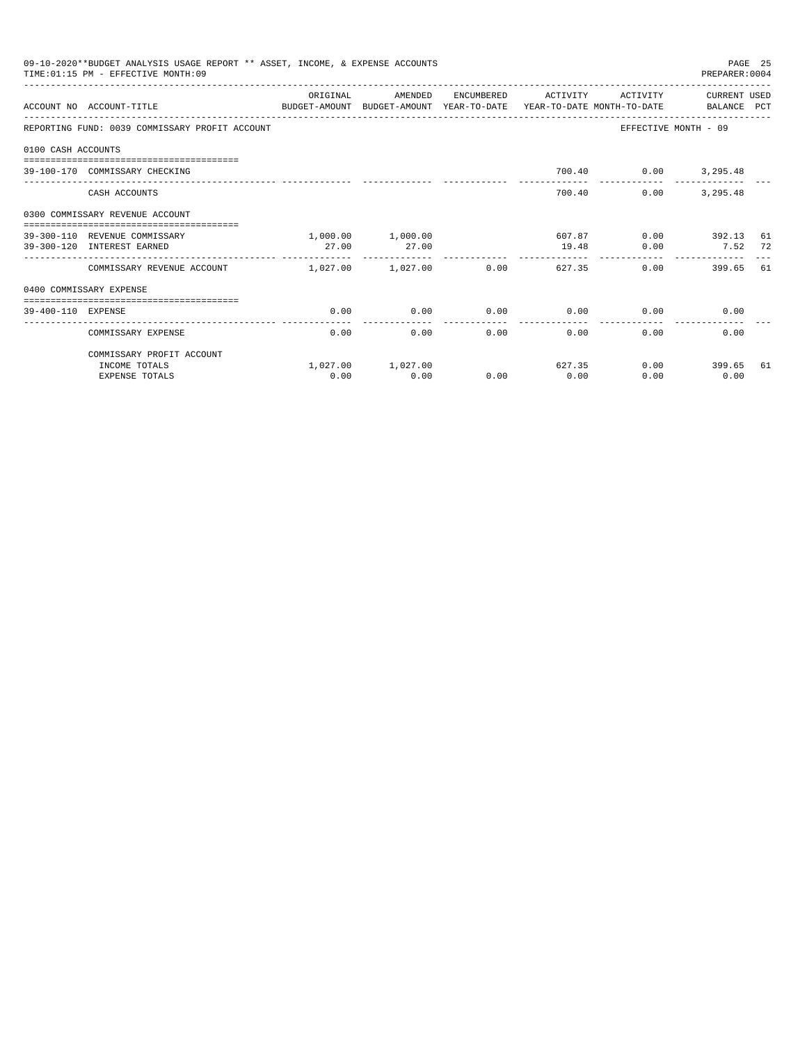09-10-2020**BUDGET ANALYSIS USAGE REPORT ** ASSET, INCOME, & EXPENSE ACCOUNTS

TIME:01:15 PM - EFFECTIVE MONTH:09

PREPARER:0004

| ACCOUNT NO | ACCOUNT-TITLE | ORIGINAL BUDGET-AMOUNT | AMENDED BUDGET-AMOUNT | ENCUMBERED YEAR-TO-DATE | ACTIVITY YEAR-TO-DATE | ACTIVITY MONTH-TO-DATE | CURRENT USED BALANCE | PCT |
|---|---|---|---|---|---|---|---|---|
| REPORTING FUND: 0039 COMMISSARY PROFIT ACCOUNT | | | | | | EFFECTIVE MONTH - 09 | | |
| 0100 CASH ACCOUNTS | | | | | | | | |
| 39-100-170 | COMMISSARY CHECKING | | | | 700.40 | 0.00 | 3,295.48 | |
| | CASH ACCOUNTS | | | | 700.40 | 0.00 | 3,295.48 | |
| 0300 COMMISSARY REVENUE ACCOUNT | | | | | | | | |
| 39-300-110 | REVENUE COMMISSARY | 1,000.00 | 1,000.00 | | 607.87 | 0.00 | 392.13 | 61 |
| 39-300-120 | INTEREST EARNED | 27.00 | 27.00 | | 19.48 | 0.00 | 7.52 | 72 |
| | COMMISSARY REVENUE ACCOUNT | 1,027.00 | 1,027.00 | 0.00 | 627.35 | 0.00 | 399.65 | 61 |
| 0400 COMMISSARY EXPENSE | | | | | | | | |
| 39-400-110 | EXPENSE | 0.00 | 0.00 | 0.00 | 0.00 | 0.00 | 0.00 | |
| | COMMISSARY EXPENSE | 0.00 | 0.00 | 0.00 | 0.00 | 0.00 | 0.00 | |
| | COMMISSARY PROFIT ACCOUNT | | | | | | | |
| | INCOME TOTALS | 1,027.00 | 1,027.00 | | 627.35 | 0.00 | 399.65 | 61 |
| | EXPENSE TOTALS | 0.00 | 0.00 | 0.00 | 0.00 | 0.00 | 0.00 | |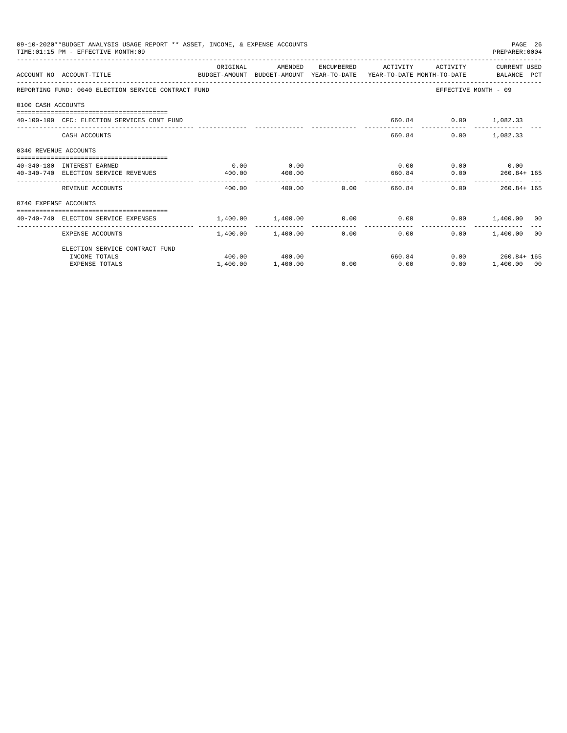09-10-2020**BUDGET ANALYSIS USAGE REPORT ** ASSET, INCOME, & EXPENSE ACCOUNTS

TIME:01:15 PM - EFFECTIVE MONTH:09

PREPARER:0004

| ACCOUNT NO | ACCOUNT-TITLE | ORIGINAL BUDGET-AMOUNT | AMENDED BUDGET-AMOUNT | ENCUMBERED YEAR-TO-DATE | ACTIVITY YEAR-TO-DATE | ACTIVITY MONTH-TO-DATE | CURRENT USED BALANCE | PCT |
|---|---|---|---|---|---|---|---|---|
| REPORTING FUND: 0040 ELECTION SERVICE CONTRACT FUND | | | | | | | EFFECTIVE MONTH - 09 | |
| 0100 CASH ACCOUNTS | | | | | | | | |
| 40-100-100 | CFC: ELECTION SERVICES CONT FUND | | | | 660.84 | 0.00 | 1,082.33 | |
| | CASH ACCOUNTS | | | | 660.84 | 0.00 | 1,082.33 | |
| 0340 REVENUE ACCOUNTS | | | | | | | | |
| 40-340-180 | INTEREST EARNED | 0.00 | 0.00 | | 0.00 | 0.00 | 0.00 | |
| 40-340-740 | ELECTION SERVICE REVENUES | 400.00 | 400.00 | | 660.84 | 0.00 | 260.84+ | 165 |
| | REVENUE ACCOUNTS | 400.00 | 400.00 | 0.00 | 660.84 | 0.00 | 260.84+ | 165 |
| 0740 EXPENSE ACCOUNTS | | | | | | | | |
| 40-740-740 | ELECTION SERVICE EXPENSES | 1,400.00 | 1,400.00 | 0.00 | 0.00 | 0.00 | 1,400.00 | 00 |
| | EXPENSE ACCOUNTS | 1,400.00 | 1,400.00 | 0.00 | 0.00 | 0.00 | 1,400.00 | 00 |
| | ELECTION SERVICE CONTRACT FUND | | | | | | | |
| | INCOME TOTALS | 400.00 | 400.00 | | 660.84 | 0.00 | 260.84+ | 165 |
| | EXPENSE TOTALS | 1,400.00 | 1,400.00 | 0.00 | 0.00 | 0.00 | 1,400.00 | 00 |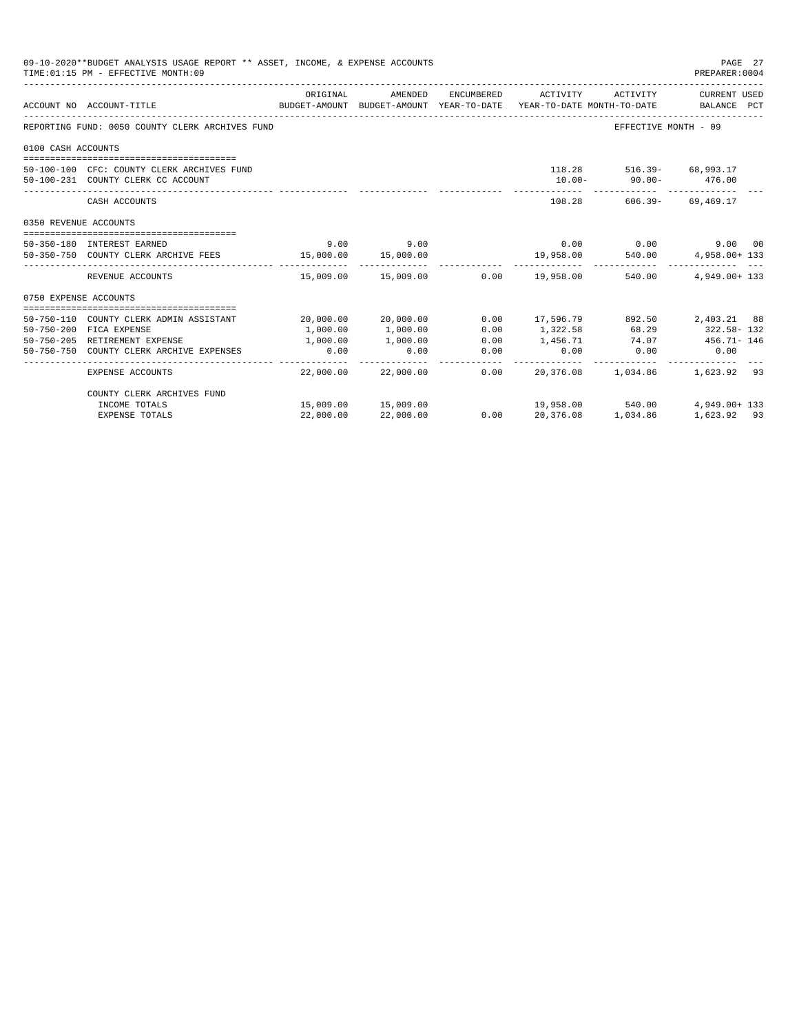09-10-2020**BUDGET ANALYSIS USAGE REPORT ** ASSET, INCOME, & EXPENSE ACCOUNTS
TIME:01:15 PM - EFFECTIVE MONTH:09

PREPARER:0004

| ACCOUNT NO | ACCOUNT-TITLE | ORIGINAL BUDGET-AMOUNT | AMENDED BUDGET-AMOUNT | ENCUMBERED YEAR-TO-DATE | ACTIVITY YEAR-TO-DATE | ACTIVITY MONTH-TO-DATE | CURRENT USED BALANCE | PCT |
|---|---|---|---|---|---|---|---|---|
| REPORTING FUND: 0050 COUNTY CLERK ARCHIVES FUND | | | | | | EFFECTIVE MONTH - 09 | | |
| 0100 CASH ACCOUNTS | | | | | | | | |
| 50-100-100 | CFC: COUNTY CLERK ARCHIVES FUND | | | | 118.28 | 516.39- | 68,993.17 | |
| 50-100-231 | COUNTY CLERK CC ACCOUNT | | | | 10.00- | 90.00- | 476.00 | |
| | CASH ACCOUNTS | | | | 108.28 | 606.39- | 69,469.17 | |
| 0350 REVENUE ACCOUNTS | | | | | | | | |
| 50-350-180 | INTEREST EARNED | 9.00 | 9.00 | | 0.00 | 0.00 | 9.00 | 00 |
| 50-350-750 | COUNTY CLERK ARCHIVE FEES | 15,000.00 | 15,000.00 | | 19,958.00 | 540.00 | 4,958.00+ | 133 |
| | REVENUE ACCOUNTS | 15,009.00 | 15,009.00 | 0.00 | 19,958.00 | 540.00 | 4,949.00+ | 133 |
| 0750 EXPENSE ACCOUNTS | | | | | | | | |
| 50-750-110 | COUNTY CLERK ADMIN ASSISTANT | 20,000.00 | 20,000.00 | 0.00 | 17,596.79 | 892.50 | 2,403.21 | 88 |
| 50-750-200 | FICA EXPENSE | 1,000.00 | 1,000.00 | 0.00 | 1,322.58 | 68.29 | 322.58- | 132 |
| 50-750-205 | RETIREMENT EXPENSE | 1,000.00 | 1,000.00 | 0.00 | 1,456.71 | 74.07 | 456.71- | 146 |
| 50-750-750 | COUNTY CLERK ARCHIVE EXPENSES | 0.00 | 0.00 | 0.00 | 0.00 | 0.00 | 0.00 | |
| | EXPENSE ACCOUNTS | 22,000.00 | 22,000.00 | 0.00 | 20,376.08 | 1,034.86 | 1,623.92 | 93 |
| | COUNTY CLERK ARCHIVES FUND | | | | | | | |
| | INCOME TOTALS | 15,009.00 | 15,009.00 | | 19,958.00 | 540.00 | 4,949.00+ | 133 |
| | EXPENSE TOTALS | 22,000.00 | 22,000.00 | 0.00 | 20,376.08 | 1,034.86 | 1,623.92 | 93 |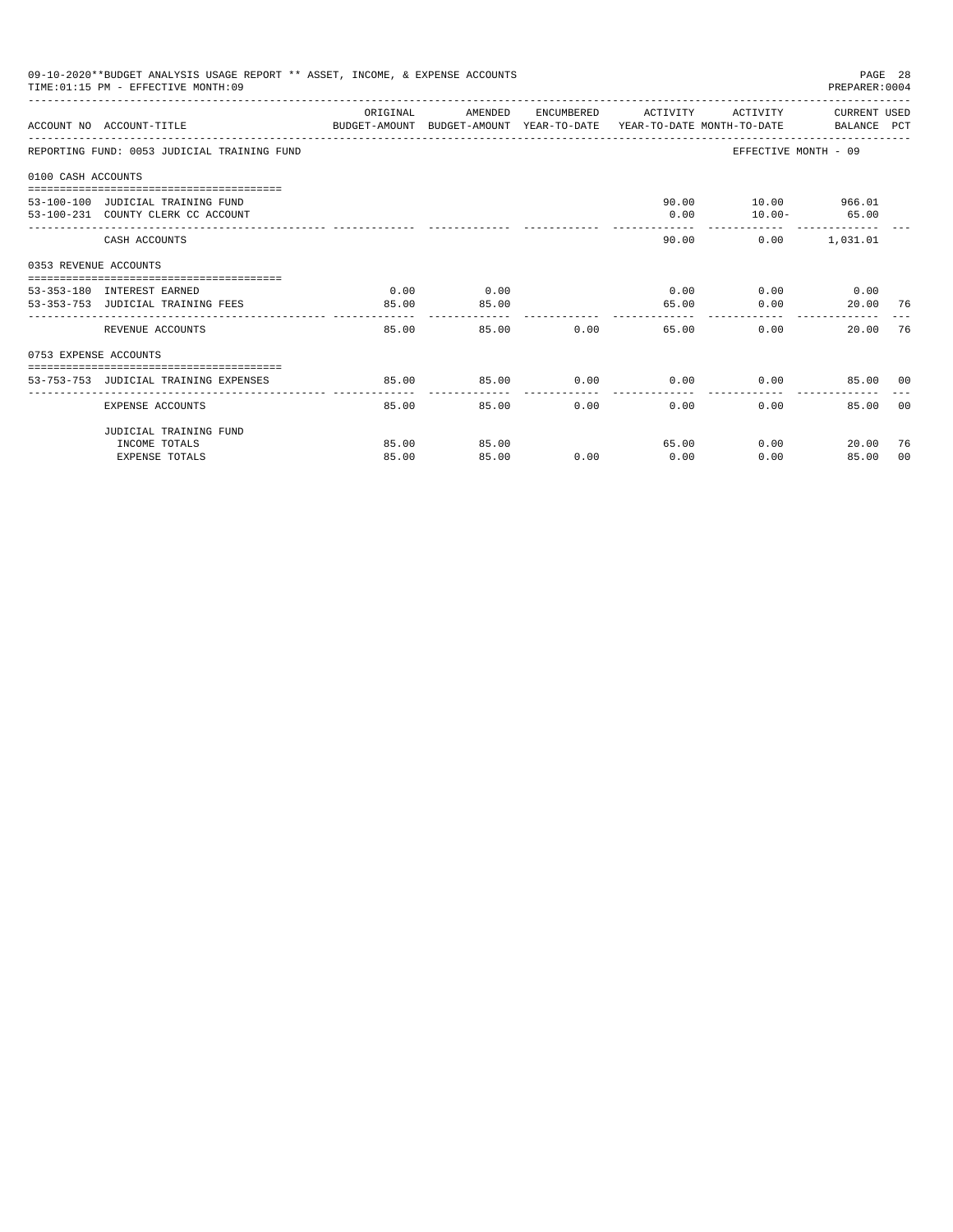09-10-2020**BUDGET ANALYSIS USAGE REPORT ** ASSET, INCOME, & EXPENSE ACCOUNTS

TIME:01:15 PM - EFFECTIVE MONTH:09

PREPARER:0004

| ACCOUNT NO | ACCOUNT-TITLE | ORIGINAL BUDGET-AMOUNT | AMENDED BUDGET-AMOUNT | ENCUMBERED YEAR-TO-DATE | ACTIVITY YEAR-TO-DATE | ACTIVITY MONTH-TO-DATE | CURRENT USED BALANCE | PCT |
|---|---|---|---|---|---|---|---|---|
| REPORTING FUND: 0053 JUDICIAL TRAINING FUND | | | | | | EFFECTIVE MONTH - 09 | | |
| 0100 CASH ACCOUNTS | | | | | | | | |
| 53-100-100 | JUDICIAL TRAINING FUND | | | | 90.00 | 10.00 | 966.01 | |
| 53-100-231 | COUNTY CLERK CC ACCOUNT | | | | 0.00 | 10.00- | 65.00 | |
| | CASH ACCOUNTS | | | | 90.00 | 0.00 | 1,031.01 | |
| 0353 REVENUE ACCOUNTS | | | | | | | | |
| 53-353-180 | INTEREST EARNED | 0.00 | 0.00 | | 0.00 | 0.00 | 0.00 | |
| 53-353-753 | JUDICIAL TRAINING FEES | 85.00 | 85.00 | | 65.00 | 0.00 | 20.00 | 76 |
| | REVENUE ACCOUNTS | 85.00 | 85.00 | 0.00 | 65.00 | 0.00 | 20.00 | 76 |
| 0753 EXPENSE ACCOUNTS | | | | | | | | |
| 53-753-753 | JUDICIAL TRAINING EXPENSES | 85.00 | 85.00 | 0.00 | 0.00 | 0.00 | 85.00 | 00 |
| | EXPENSE ACCOUNTS | 85.00 | 85.00 | 0.00 | 0.00 | 0.00 | 85.00 | 00 |
| | JUDICIAL TRAINING FUND | | | | | | | |
| | INCOME TOTALS | 85.00 | 85.00 | | 65.00 | 0.00 | 20.00 | 76 |
| | EXPENSE TOTALS | 85.00 | 85.00 | 0.00 | 0.00 | 0.00 | 85.00 | 00 |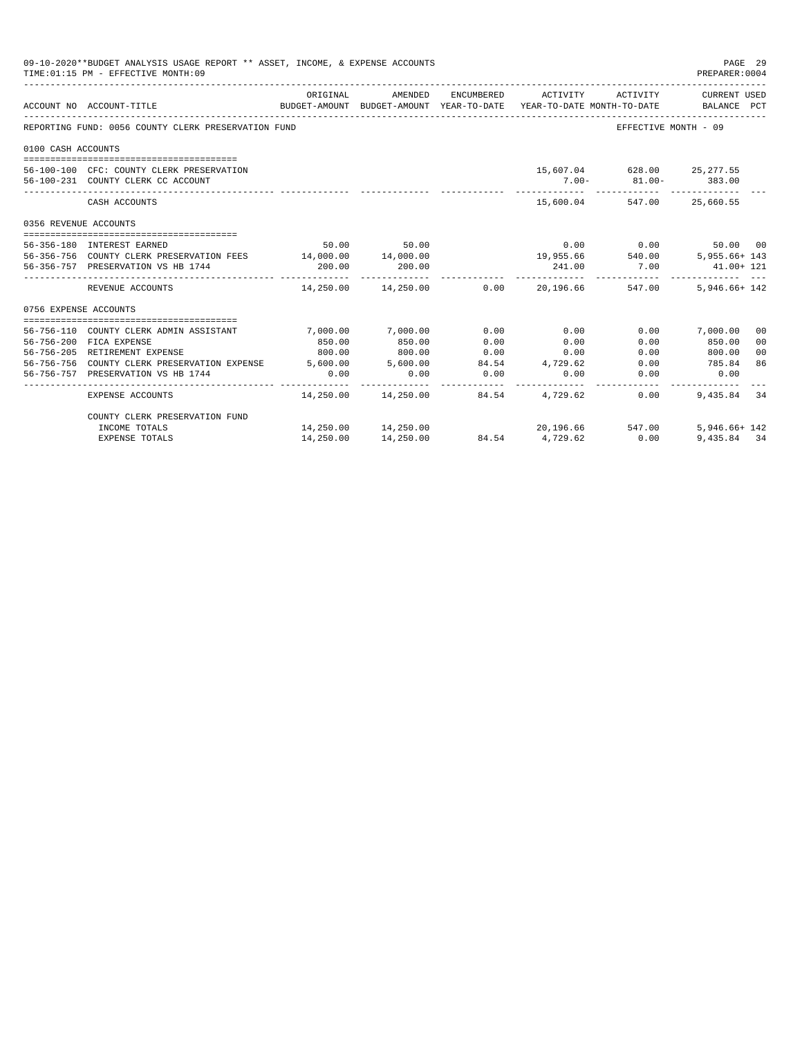09-10-2020**BUDGET ANALYSIS USAGE REPORT ** ASSET, INCOME, & EXPENSE ACCOUNTS
TIME:01:15 PM - EFFECTIVE MONTH:09
PREPARER:0004

REPORTING FUND: 0056 COUNTY CLERK PRESERVATION FUND — EFFECTIVE MONTH - 09

| ACCOUNT NO | ACCOUNT-TITLE | ORIGINAL BUDGET-AMOUNT | AMENDED BUDGET-AMOUNT | ENCUMBERED YEAR-TO-DATE | ACTIVITY YEAR-TO-DATE | ACTIVITY MONTH-TO-DATE | CURRENT USED BALANCE | PCT |
|---|---|---|---|---|---|---|---|---|
| **0100 CASH ACCOUNTS** | | | | | | | | |
| 56-100-100 | CFC: COUNTY CLERK PRESERVATION | | | | 15,607.04 | 628.00 | 25,277.55 | |
| 56-100-231 | COUNTY CLERK CC ACCOUNT | | | | 7.00- | 81.00- | 383.00 | |
| | CASH ACCOUNTS | | | | 15,600.04 | 547.00 | 25,660.55 | |
| **0356 REVENUE ACCOUNTS** | | | | | | | | |
| 56-356-180 | INTEREST EARNED | 50.00 | 50.00 | | 0.00 | 0.00 | 50.00 | 00 |
| 56-356-756 | COUNTY CLERK PRESERVATION FEES | 14,000.00 | 14,000.00 | | 19,955.66 | 540.00 | 5,955.66+ | 143 |
| 56-356-757 | PRESERVATION VS HB 1744 | 200.00 | 200.00 | | 241.00 | 7.00 | 41.00+ | 121 |
| | REVENUE ACCOUNTS | 14,250.00 | 14,250.00 | 0.00 | 20,196.66 | 547.00 | 5,946.66+ | 142 |
| **0756 EXPENSE ACCOUNTS** | | | | | | | | |
| 56-756-110 | COUNTY CLERK ADMIN ASSISTANT | 7,000.00 | 7,000.00 | 0.00 | 0.00 | 0.00 | 7,000.00 | 00 |
| 56-756-200 | FICA EXPENSE | 850.00 | 850.00 | 0.00 | 0.00 | 0.00 | 850.00 | 00 |
| 56-756-205 | RETIREMENT EXPENSE | 800.00 | 800.00 | 0.00 | 0.00 | 0.00 | 800.00 | 00 |
| 56-756-756 | COUNTY CLERK PRESERVATION EXPENSE | 5,600.00 | 5,600.00 | 84.54 | 4,729.62 | 0.00 | 785.84 | 86 |
| 56-756-757 | PRESERVATION VS HB 1744 | 0.00 | 0.00 | 0.00 | 0.00 | 0.00 | 0.00 | |
| | EXPENSE ACCOUNTS | 14,250.00 | 14,250.00 | 84.54 | 4,729.62 | 0.00 | 9,435.84 | 34 |
| | COUNTY CLERK PRESERVATION FUND | | | | | | | |
| | INCOME TOTALS | 14,250.00 | 14,250.00 | | 20,196.66 | 547.00 | 5,946.66+ | 142 |
| | EXPENSE TOTALS | 14,250.00 | 14,250.00 | 84.54 | 4,729.62 | 0.00 | 9,435.84 | 34 |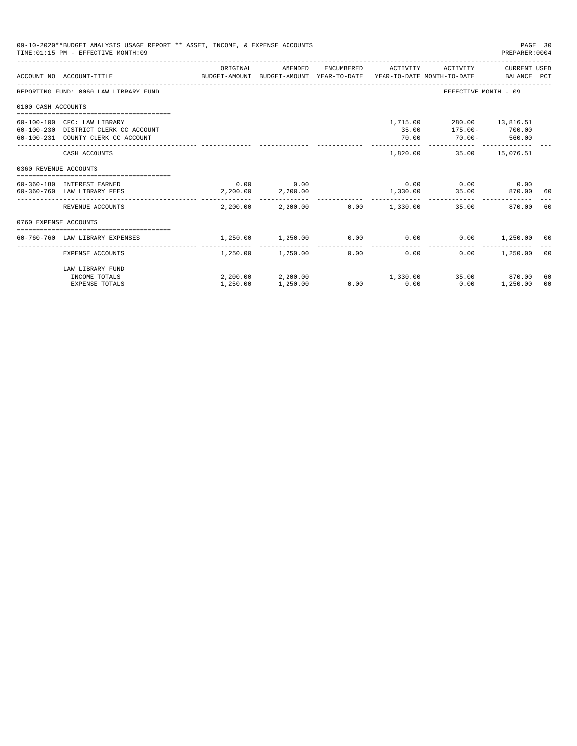09-10-2020**BUDGET ANALYSIS USAGE REPORT ** ASSET, INCOME, & EXPENSE ACCOUNTS

TIME:01:15 PM - EFFECTIVE MONTH:09

PREPARER:0004

| ACCOUNT NO | ACCOUNT-TITLE | ORIGINAL BUDGET-AMOUNT | AMENDED BUDGET-AMOUNT | ENCUMBERED YEAR-TO-DATE | ACTIVITY YEAR-TO-DATE | ACTIVITY MONTH-TO-DATE | CURRENT BALANCE | USED PCT |
|---|---|---|---|---|---|---|---|---|
| REPORTING FUND: 0060 LAW LIBRARY FUND | | | | | | EFFECTIVE MONTH - 09 | | |
| 0100 CASH ACCOUNTS | | | | | | | | |
| 60-100-100 | CFC: LAW LIBRARY | | | | 1,715.00 | 280.00 | 13,816.51 | |
| 60-100-230 | DISTRICT CLERK CC ACCOUNT | | | | 35.00 | 175.00- | 700.00 | |
| 60-100-231 | COUNTY CLERK CC ACCOUNT | | | | 70.00 | 70.00- | 560.00 | |
| | CASH ACCOUNTS | | | | 1,820.00 | 35.00 | 15,076.51 | |
| 0360 REVENUE ACCOUNTS | | | | | | | | |
| 60-360-180 | INTEREST EARNED | 0.00 | 0.00 | | 0.00 | 0.00 | 0.00 | |
| 60-360-760 | LAW LIBRARY FEES | 2,200.00 | 2,200.00 | | 1,330.00 | 35.00 | 870.00 | 60 |
| | REVENUE ACCOUNTS | 2,200.00 | 2,200.00 | 0.00 | 1,330.00 | 35.00 | 870.00 | 60 |
| 0760 EXPENSE ACCOUNTS | | | | | | | | |
| 60-760-760 | LAW LIBRARY EXPENSES | 1,250.00 | 1,250.00 | 0.00 | 0.00 | 0.00 | 1,250.00 | 00 |
| | EXPENSE ACCOUNTS | 1,250.00 | 1,250.00 | 0.00 | 0.00 | 0.00 | 1,250.00 | 00 |
| | LAW LIBRARY FUND | | | | | | | |
| | INCOME TOTALS | 2,200.00 | 2,200.00 | | 1,330.00 | 35.00 | 870.00 | 60 |
| | EXPENSE TOTALS | 1,250.00 | 1,250.00 | 0.00 | 0.00 | 0.00 | 1,250.00 | 00 |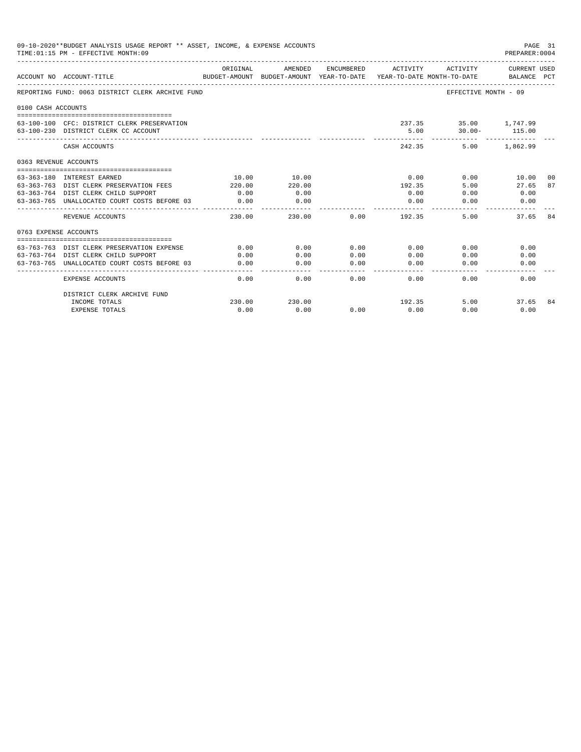09-10-2020**BUDGET ANALYSIS USAGE REPORT ** ASSET, INCOME, & EXPENSE ACCOUNTS
TIME:01:15 PM - EFFECTIVE MONTH:09
PREPARER:0004

| ACCOUNT NO | ACCOUNT-TITLE | ORIGINAL BUDGET-AMOUNT | AMENDED BUDGET-AMOUNT | ENCUMBERED YEAR-TO-DATE | ACTIVITY YEAR-TO-DATE | ACTIVITY MONTH-TO-DATE | CURRENT USED BALANCE | PCT |
|---|---|---|---|---|---|---|---|---|
| REPORTING FUND: 0063 DISTRICT CLERK ARCHIVE FUND | | | | | | EFFECTIVE MONTH - 09 | | |
| 0100 CASH ACCOUNTS | | | | | | | | |
| 63-100-100 | CFC: DISTRICT CLERK PRESERVATION | | | | 237.35 | 35.00 | 1,747.99 | |
| 63-100-230 | DISTRICT CLERK CC ACCOUNT | | | | 5.00 | 30.00- | 115.00 | |
| | CASH ACCOUNTS | | | | 242.35 | 5.00 | 1,862.99 | |
| 0363 REVENUE ACCOUNTS | | | | | | | | |
| 63-363-180 | INTEREST EARNED | 10.00 | 10.00 | | 0.00 | 0.00 | 10.00 | 00 |
| 63-363-763 | DIST CLERK PRESERVATION FEES | 220.00 | 220.00 | | 192.35 | 5.00 | 27.65 | 87 |
| 63-363-764 | DIST CLERK CHILD SUPPORT | 0.00 | 0.00 | | 0.00 | 0.00 | 0.00 | |
| 63-363-765 | UNALLOCATED COURT COSTS BEFORE 03 | 0.00 | 0.00 | | 0.00 | 0.00 | 0.00 | |
| | REVENUE ACCOUNTS | 230.00 | 230.00 | 0.00 | 192.35 | 5.00 | 37.65 | 84 |
| 0763 EXPENSE ACCOUNTS | | | | | | | | |
| 63-763-763 | DIST CLERK PRESERVATION EXPENSE | 0.00 | 0.00 | 0.00 | 0.00 | 0.00 | 0.00 | |
| 63-763-764 | DIST CLERK CHILD SUPPORT | 0.00 | 0.00 | 0.00 | 0.00 | 0.00 | 0.00 | |
| 63-763-765 | UNALLOCATED COURT COSTS BEFORE 03 | 0.00 | 0.00 | 0.00 | 0.00 | 0.00 | 0.00 | |
| | EXPENSE ACCOUNTS | 0.00 | 0.00 | 0.00 | 0.00 | 0.00 | 0.00 | |
| | DISTRICT CLERK ARCHIVE FUND | | | | | | | |
| | INCOME TOTALS | 230.00 | 230.00 | | 192.35 | 5.00 | 37.65 | 84 |
| | EXPENSE TOTALS | 0.00 | 0.00 | 0.00 | 0.00 | 0.00 | 0.00 | |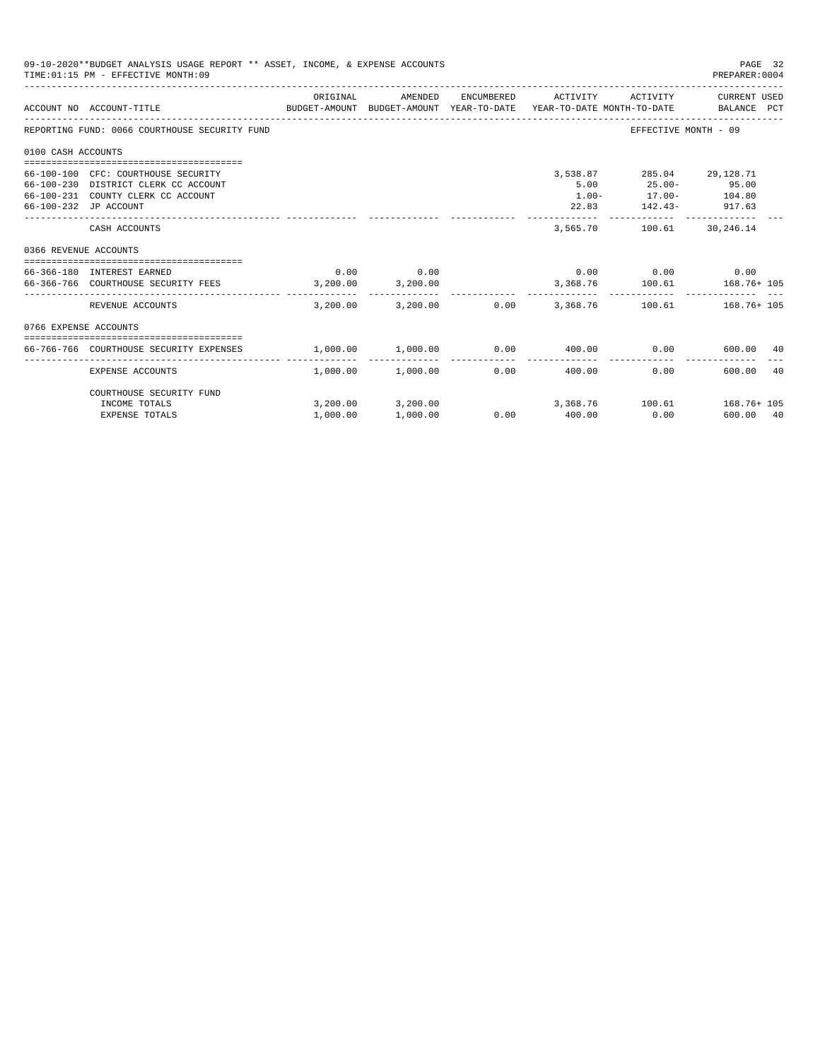09-10-2020**BUDGET ANALYSIS USAGE REPORT ** ASSET, INCOME, & EXPENSE ACCOUNTS

TIME:01:15 PM - EFFECTIVE MONTH:09

PREPARER:0004

| ACCOUNT NO | ACCOUNT-TITLE | ORIGINAL BUDGET-AMOUNT | AMENDED BUDGET-AMOUNT | ENCUMBERED YEAR-TO-DATE | ACTIVITY YEAR-TO-DATE | ACTIVITY MONTH-TO-DATE | CURRENT USED BALANCE | PCT |
|---|---|---|---|---|---|---|---|---|
| REPORTING FUND: 0066 COURTHOUSE SECURITY FUND | | | | | | EFFECTIVE MONTH - 09 | | |
| 0100 CASH ACCOUNTS | | | | | | | | |
| 66-100-100 | CFC: COURTHOUSE SECURITY | | | | 3,538.87 | 285.04 | 29,128.71 | |
| 66-100-230 | DISTRICT CLERK CC ACCOUNT | | | | 5.00 | 25.00- | 95.00 | |
| 66-100-231 | COUNTY CLERK CC ACCOUNT | | | | 1.00- | 17.00- | 104.80 | |
| 66-100-232 | JP ACCOUNT | | | | 22.83 | 142.43- | 917.63 | |
| | CASH ACCOUNTS | | | | 3,565.70 | 100.61 | 30,246.14 | |
| 0366 REVENUE ACCOUNTS | | | | | | | | |
| 66-366-180 | INTEREST EARNED | 0.00 | 0.00 | | 0.00 | 0.00 | 0.00 | |
| 66-366-766 | COURTHOUSE SECURITY FEES | 3,200.00 | 3,200.00 | | 3,368.76 | 100.61 | 168.76+ | 105 |
| | REVENUE ACCOUNTS | 3,200.00 | 3,200.00 | 0.00 | 3,368.76 | 100.61 | 168.76+ | 105 |
| 0766 EXPENSE ACCOUNTS | | | | | | | | |
| 66-766-766 | COURTHOUSE SECURITY EXPENSES | 1,000.00 | 1,000.00 | 0.00 | 400.00 | 0.00 | 600.00 | 40 |
| | EXPENSE ACCOUNTS | 1,000.00 | 1,000.00 | 0.00 | 400.00 | 0.00 | 600.00 | 40 |
| | COURTHOUSE SECURITY FUND | | | | | | | |
| | INCOME TOTALS | 3,200.00 | 3,200.00 | | 3,368.76 | 100.61 | 168.76+ | 105 |
| | EXPENSE TOTALS | 1,000.00 | 1,000.00 | 0.00 | 400.00 | 0.00 | 600.00 | 40 |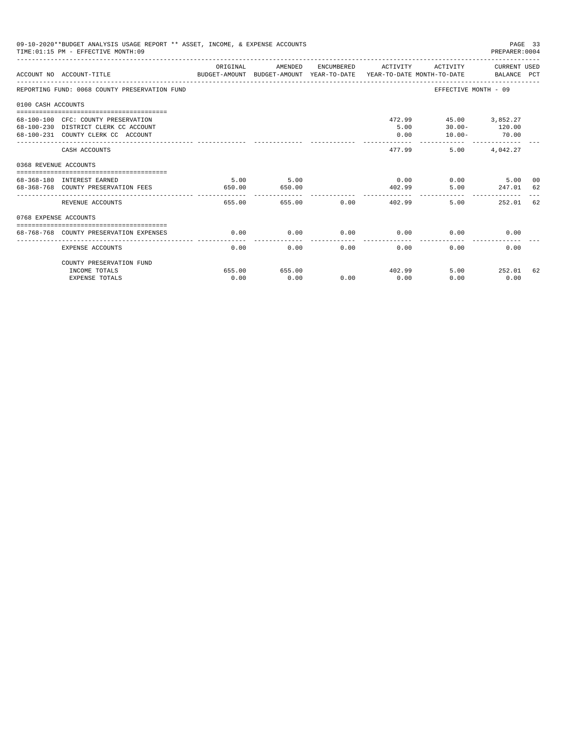09-10-2020**BUDGET ANALYSIS USAGE REPORT ** ASSET, INCOME, & EXPENSE ACCOUNTS
TIME:01:15 PM - EFFECTIVE MONTH:09

PREPARER:0004

| ACCOUNT NO | ACCOUNT-TITLE | ORIGINAL BUDGET-AMOUNT | AMENDED BUDGET-AMOUNT | ENCUMBERED YEAR-TO-DATE | ACTIVITY YEAR-TO-DATE | ACTIVITY MONTH-TO-DATE | CURRENT USED BALANCE | PCT |
|---|---|---|---|---|---|---|---|---|
| REPORTING FUND: 0068 COUNTY PRESERVATION FUND | | | | | | EFFECTIVE MONTH - 09 | | |
| 0100 CASH ACCOUNTS | | | | | | | | |
| 68-100-100 | CFC: COUNTY PRESERVATION | | | | 472.99 | 45.00 | 3,852.27 | |
| 68-100-230 | DISTRICT CLERK CC ACCOUNT | | | | 5.00 | 30.00- | 120.00 | |
| 68-100-231 | COUNTY CLERK CC ACCOUNT | | | | 0.00 | 10.00- | 70.00 | |
| | CASH ACCOUNTS | | | | 477.99 | 5.00 | 4,042.27 | |
| 0368 REVENUE ACCOUNTS | | | | | | | | |
| 68-368-180 | INTEREST EARNED | 5.00 | 5.00 | | 0.00 | 0.00 | 5.00 | 00 |
| 68-368-768 | COUNTY PRESERVATION FEES | 650.00 | 650.00 | | 402.99 | 5.00 | 247.01 | 62 |
| | REVENUE ACCOUNTS | 655.00 | 655.00 | 0.00 | 402.99 | 5.00 | 252.01 | 62 |
| 0768 EXPENSE ACCOUNTS | | | | | | | | |
| 68-768-768 | COUNTY PRESERVATION EXPENSES | 0.00 | 0.00 | 0.00 | 0.00 | 0.00 | 0.00 | |
| | EXPENSE ACCOUNTS | 0.00 | 0.00 | 0.00 | 0.00 | 0.00 | 0.00 | |
| | COUNTY PRESERVATION FUND | | | | | | | |
| | INCOME TOTALS | 655.00 | 655.00 | | 402.99 | 5.00 | 252.01 | 62 |
| | EXPENSE TOTALS | 0.00 | 0.00 | 0.00 | 0.00 | 0.00 | 0.00 | |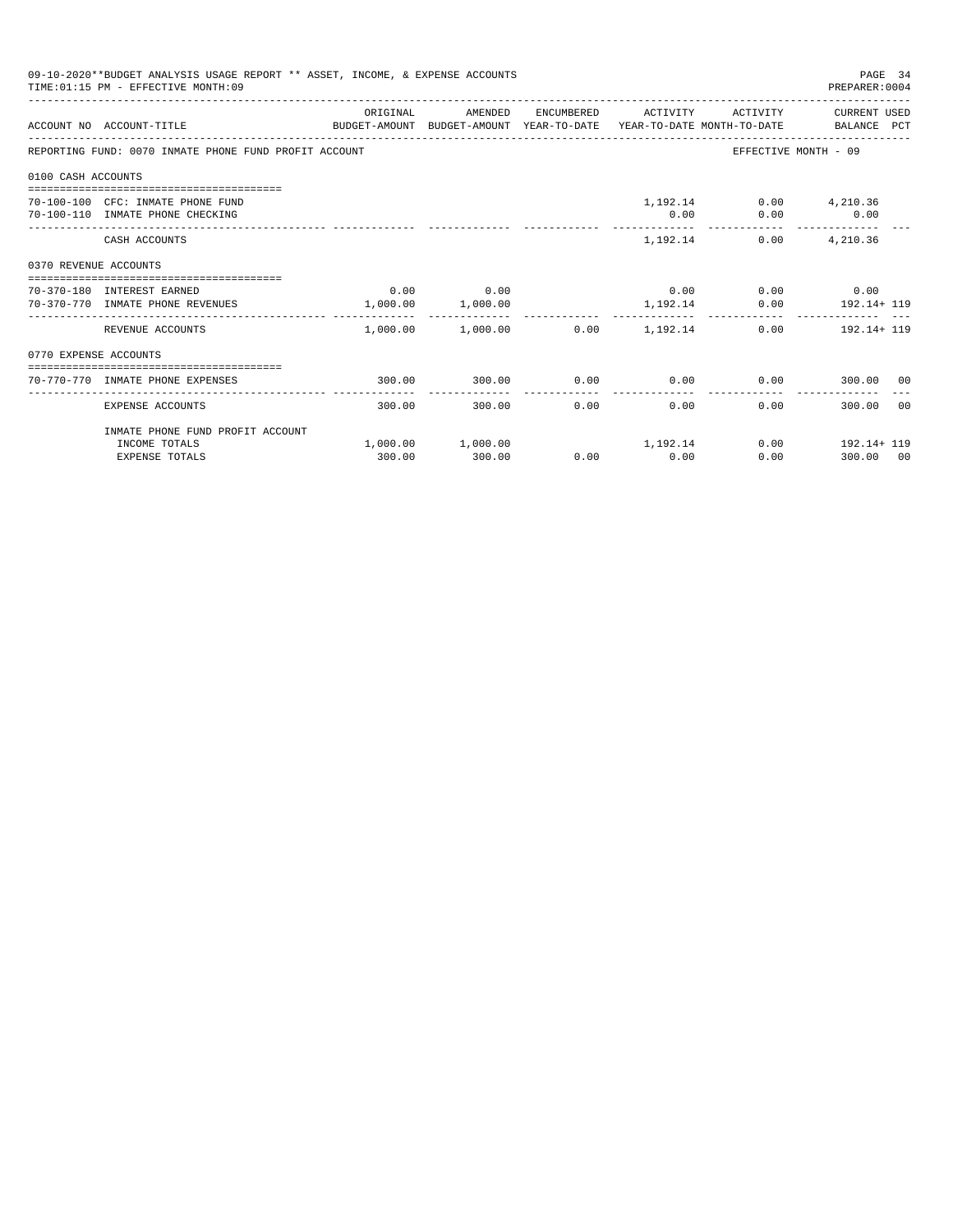09-10-2020**BUDGET ANALYSIS USAGE REPORT ** ASSET, INCOME, & EXPENSE ACCOUNTS
TIME:01:15 PM - EFFECTIVE MONTH:09

PREPARER:0004

| ACCOUNT NO | ACCOUNT-TITLE | ORIGINAL BUDGET-AMOUNT | AMENDED BUDGET-AMOUNT | ENCUMBERED YEAR-TO-DATE | ACTIVITY YEAR-TO-DATE | ACTIVITY MONTH-TO-DATE | CURRENT USED BALANCE | PCT |
|---|---|---|---|---|---|---|---|---|
| REPORTING FUND: 0070 INMATE PHONE FUND PROFIT ACCOUNT | | | | | | EFFECTIVE MONTH - 09 | | |
| 0100 CASH ACCOUNTS | | | | | | | | |
| 70-100-100 | CFC: INMATE PHONE FUND | | | | 1,192.14 | 0.00 | 4,210.36 | |
| 70-100-110 | INMATE PHONE CHECKING | | | | 0.00 | 0.00 | 0.00 | |
| | CASH ACCOUNTS | | | | 1,192.14 | 0.00 | 4,210.36 | |
| 0370 REVENUE ACCOUNTS | | | | | | | | |
| 70-370-180 | INTEREST EARNED | 0.00 | 0.00 | | 0.00 | 0.00 | 0.00 | |
| 70-370-770 | INMATE PHONE REVENUES | 1,000.00 | 1,000.00 | | 1,192.14 | 0.00 | 192.14+ | 119 |
| | REVENUE ACCOUNTS | 1,000.00 | 1,000.00 | 0.00 | 1,192.14 | 0.00 | 192.14+ | 119 |
| 0770 EXPENSE ACCOUNTS | | | | | | | | |
| 70-770-770 | INMATE PHONE EXPENSES | 300.00 | 300.00 | 0.00 | 0.00 | 0.00 | 300.00 | 00 |
| | EXPENSE ACCOUNTS | 300.00 | 300.00 | 0.00 | 0.00 | 0.00 | 300.00 | 00 |
| | INMATE PHONE FUND PROFIT ACCOUNT | | | | | | | |
| | INCOME TOTALS | 1,000.00 | 1,000.00 | | 1,192.14 | 0.00 | 192.14+ | 119 |
| | EXPENSE TOTALS | 300.00 | 300.00 | 0.00 | 0.00 | 0.00 | 300.00 | 00 |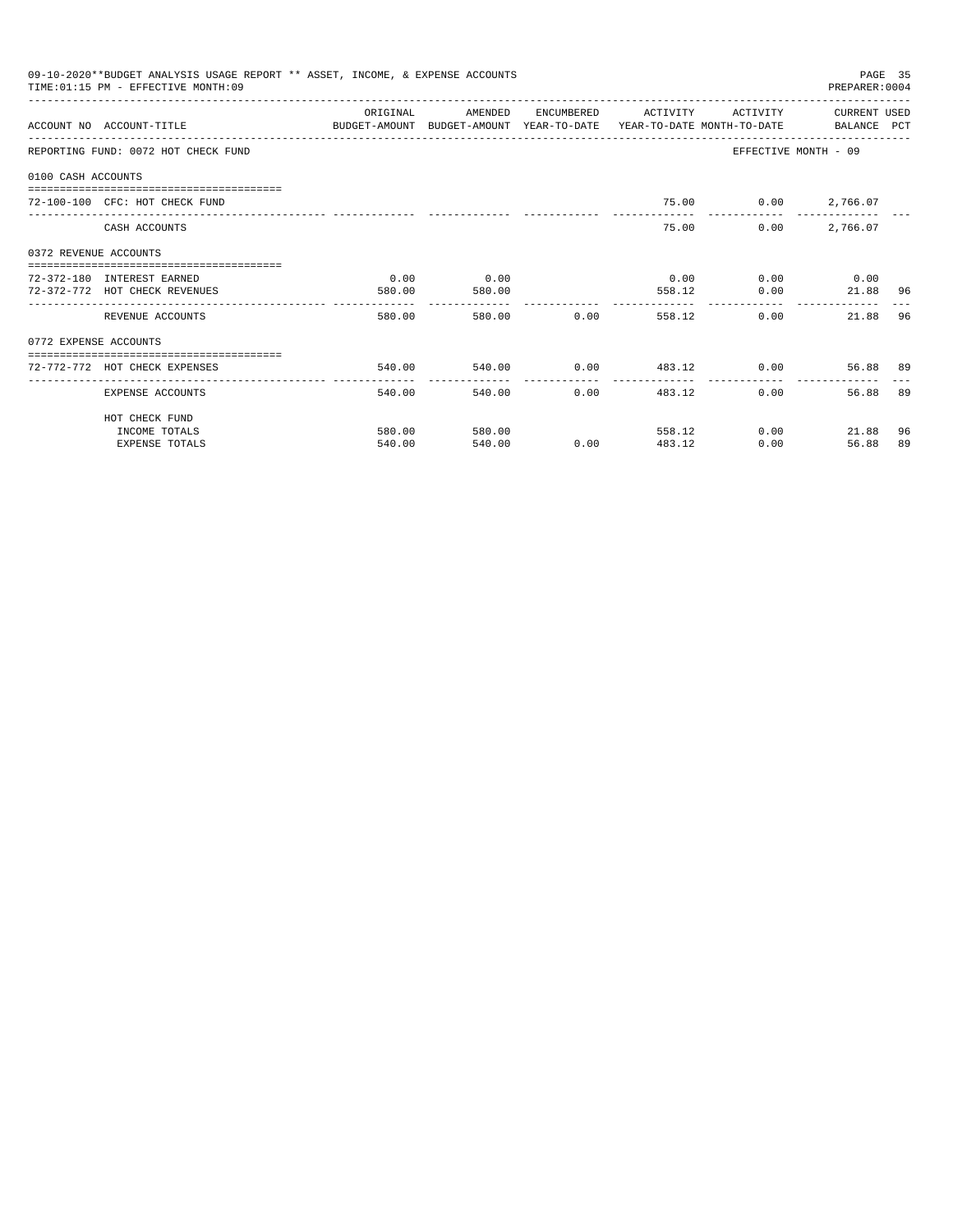09-10-2020**BUDGET ANALYSIS USAGE REPORT ** ASSET, INCOME, & EXPENSE ACCOUNTS

TIME:01:15 PM - EFFECTIVE MONTH:09

PREPARER:0004

| ACCOUNT NO ACCOUNT-TITLE | ORIGINAL BUDGET-AMOUNT | AMENDED BUDGET-AMOUNT | ENCUMBERED YEAR-TO-DATE | ACTIVITY YEAR-TO-DATE | ACTIVITY MONTH-TO-DATE | CURRENT USED BALANCE | PCT |
|---|---|---|---|---|---|---|---|
| REPORTING FUND: 0072 HOT CHECK FUND | | | | | EFFECTIVE MONTH - 09 | | |
| 0100 CASH ACCOUNTS | | | | | | | |
| 72-100-100 CFC: HOT CHECK FUND | | | | 75.00 | 0.00 | 2,766.07 | |
| CASH ACCOUNTS | | | | 75.00 | 0.00 | 2,766.07 | |
| 0372 REVENUE ACCOUNTS | | | | | | | |
| 72-372-180 INTEREST EARNED | 0.00 | 0.00 | | 0.00 | 0.00 | 0.00 | |
| 72-372-772 HOT CHECK REVENUES | 580.00 | 580.00 | | 558.12 | 0.00 | 21.88 | 96 |
| REVENUE ACCOUNTS | 580.00 | 580.00 | 0.00 | 558.12 | 0.00 | 21.88 | 96 |
| 0772 EXPENSE ACCOUNTS | | | | | | | |
| 72-772-772 HOT CHECK EXPENSES | 540.00 | 540.00 | 0.00 | 483.12 | 0.00 | 56.88 | 89 |
| EXPENSE ACCOUNTS | 540.00 | 540.00 | 0.00 | 483.12 | 0.00 | 56.88 | 89 |
| HOT CHECK FUND | | | | | | | |
| INCOME TOTALS | 580.00 | 580.00 | | 558.12 | 0.00 | 21.88 | 96 |
| EXPENSE TOTALS | 540.00 | 540.00 | 0.00 | 483.12 | 0.00 | 56.88 | 89 |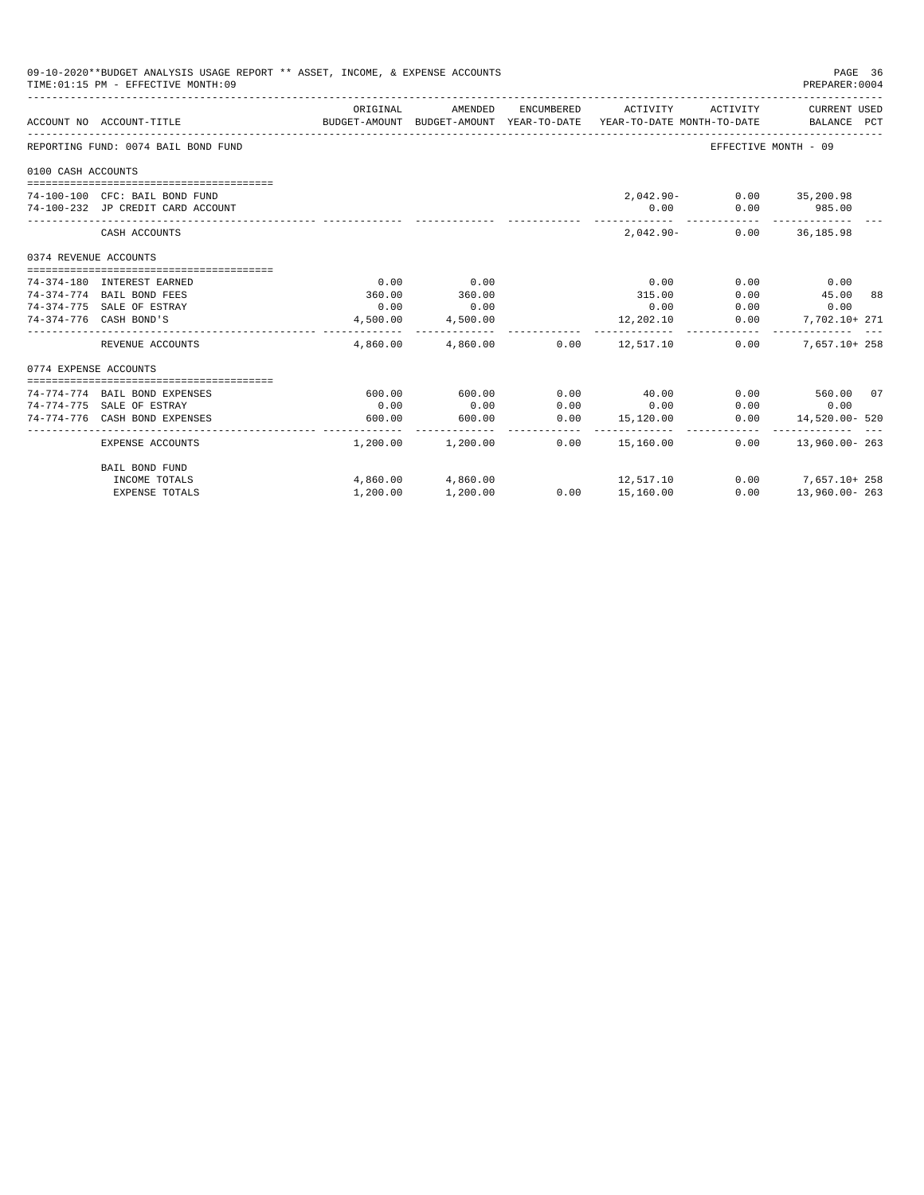09-10-2020**BUDGET ANALYSIS USAGE REPORT ** ASSET, INCOME, & EXPENSE ACCOUNTS

TIME:01:15 PM - EFFECTIVE MONTH:09

PREPARER:0004

| ACCOUNT NO | ACCOUNT-TITLE | ORIGINAL BUDGET-AMOUNT | AMENDED BUDGET-AMOUNT | ENCUMBERED YEAR-TO-DATE | ACTIVITY YEAR-TO-DATE | ACTIVITY MONTH-TO-DATE | CURRENT USED BALANCE | PCT |
|---|---|---|---|---|---|---|---|---|
| REPORTING FUND: 0074 BAIL BOND FUND | | | | | | EFFECTIVE MONTH - 09 | | |
| 0100 CASH ACCOUNTS | | | | | | | | |
| 74-100-100 | CFC: BAIL BOND FUND | | | | 2,042.90- | 0.00 | 35,200.98 | |
| 74-100-232 | JP CREDIT CARD ACCOUNT | | | | 0.00 | 0.00 | 985.00 | |
| | CASH ACCOUNTS | | | | 2,042.90- | 0.00 | 36,185.98 | |
| 0374 REVENUE ACCOUNTS | | | | | | | | |
| 74-374-180 | INTEREST EARNED | 0.00 | 0.00 | | 0.00 | 0.00 | 0.00 | |
| 74-374-774 | BAIL BOND FEES | 360.00 | 360.00 | | 315.00 | 0.00 | 45.00 | 88 |
| 74-374-775 | SALE OF ESTRAY | 0.00 | 0.00 | | 0.00 | 0.00 | 0.00 | |
| 74-374-776 | CASH BOND'S | 4,500.00 | 4,500.00 | | 12,202.10 | 0.00 | 7,702.10+ | 271 |
| | REVENUE ACCOUNTS | 4,860.00 | 4,860.00 | 0.00 | 12,517.10 | 0.00 | 7,657.10+ | 258 |
| 0774 EXPENSE ACCOUNTS | | | | | | | | |
| 74-774-774 | BAIL BOND EXPENSES | 600.00 | 600.00 | 0.00 | 40.00 | 0.00 | 560.00 | 07 |
| 74-774-775 | SALE OF ESTRAY | 0.00 | 0.00 | 0.00 | 0.00 | 0.00 | 0.00 | |
| 74-774-776 | CASH BOND EXPENSES | 600.00 | 600.00 | 0.00 | 15,120.00 | 0.00 | 14,520.00- | 520 |
| | EXPENSE ACCOUNTS | 1,200.00 | 1,200.00 | 0.00 | 15,160.00 | 0.00 | 13,960.00- | 263 |
| | BAIL BOND FUND | | | | | | | |
| | INCOME TOTALS | 4,860.00 | 4,860.00 | | 12,517.10 | 0.00 | 7,657.10+ | 258 |
| | EXPENSE TOTALS | 1,200.00 | 1,200.00 | 0.00 | 15,160.00 | 0.00 | 13,960.00- | 263 |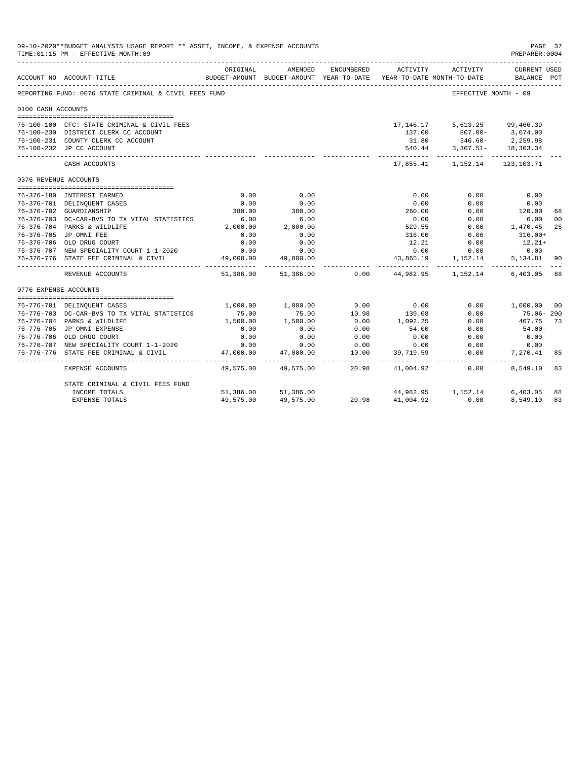09-10-2020**BUDGET ANALYSIS USAGE REPORT ** ASSET, INCOME, & EXPENSE ACCOUNTS
TIME:01:15 PM - EFFECTIVE MONTH:09

PREPARER:0004

| ACCOUNT NO | ACCOUNT-TITLE | ORIGINAL BUDGET-AMOUNT | AMENDED BUDGET-AMOUNT | ENCUMBERED YEAR-TO-DATE | ACTIVITY YEAR-TO-DATE | ACTIVITY MONTH-TO-DATE | CURRENT USED BALANCE | PCT |
|---|---|---|---|---|---|---|---|---|
| REPORTING FUND: 0076 STATE CRIMINAL & CIVIL FEES FUND | | | | | | EFFECTIVE MONTH - 09 | | |
| 0100 CASH ACCOUNTS | | | | | | | | |
| 76-100-100 | CFC: STATE CRIMINAL & CIVIL FEES | | | | 17,146.17 | 5,613.25 | 99,466.39 | |
| 76-100-230 | DISTRICT CLERK CC ACCOUNT | | | | 137.00 | 807.00- | 3,074.00 | |
| 76-100-231 | COUNTY CLERK CC ACCOUNT | | | | 31.80 | 346.60- | 2,259.98 | |
| 76-100-232 | JP CC ACCOUNT | | | | 540.44 | 3,307.51- | 18,303.34 | |
| | CASH ACCOUNTS | | | | 17,855.41 | 1,152.14 | 123,103.71 | |
| 0376 REVENUE ACCOUNTS | | | | | | | | |
| 76-376-180 | INTEREST EARNED | 0.00 | 0.00 | | 0.00 | 0.00 | 0.00 | |
| 76-376-701 | DELINQUENT CASES | 0.00 | 0.00 | | 0.00 | 0.00 | 0.00 | |
| 76-376-702 | GUARDIANSHIP | 380.00 | 380.00 | | 260.00 | 0.00 | 120.00 | 68 |
| 76-376-703 | DC-CAR-BVS TO TX VITAL STATISTICS | 6.00 | 6.00 | | 0.00 | 0.00 | 6.00 | 00 |
| 76-376-704 | PARKS & WILDLIFE | 2,000.00 | 2,000.00 | | 529.55 | 0.00 | 1,470.45 | 26 |
| 76-376-705 | JP OMNI FEE | 0.00 | 0.00 | | 316.00 | 0.00 | 316.00+ | |
| 76-376-706 | OLD DRUG COURT | 0.00 | 0.00 | | 12.21 | 0.00 | 12.21+ | |
| 76-376-707 | NEW SPECIALITY COURT 1-1-2020 | 0.00 | 0.00 | | 0.00 | 0.00 | 0.00 | |
| 76-376-776 | STATE FEE CRIMINAL & CIVIL | 49,000.00 | 49,000.00 | | 43,865.19 | 1,152.14 | 5,134.81 | 90 |
| | REVENUE ACCOUNTS | 51,386.00 | 51,386.00 | 0.00 | 44,982.95 | 1,152.14 | 6,403.05 | 88 |
| 0776 EXPENSE ACCOUNTS | | | | | | | | |
| 76-776-701 | DELINQUENT CASES | 1,000.00 | 1,000.00 | 0.00 | 0.00 | 0.00 | 1,000.00 | 00 |
| 76-776-703 | DC-CAR-BVS TO TX VITAL STATISTICS | 75.00 | 75.00 | 10.98 | 139.08 | 0.00 | 75.06- | 200 |
| 76-776-704 | PARKS & WILDLIFE | 1,500.00 | 1,500.00 | 0.00 | 1,092.25 | 0.00 | 407.75 | 73 |
| 76-776-705 | JP OMNI EXPENSE | 0.00 | 0.00 | 0.00 | 54.00 | 0.00 | 54.00- | |
| 76-776-706 | OLD DRUG COURT | 0.00 | 0.00 | 0.00 | 0.00 | 0.00 | 0.00 | |
| 76-776-707 | NEW SPECIALITY COURT 1-1-2020 | 0.00 | 0.00 | 0.00 | 0.00 | 0.00 | 0.00 | |
| 76-776-776 | STATE FEE CRIMINAL & CIVIL | 47,000.00 | 47,000.00 | 10.00 | 39,719.59 | 0.00 | 7,270.41 | 85 |
| | EXPENSE ACCOUNTS | 49,575.00 | 49,575.00 | 20.98 | 41,004.92 | 0.00 | 8,549.10 | 83 |
| | STATE CRIMINAL & CIVIL FEES FUND | | | | | | | |
| | INCOME TOTALS | 51,386.00 | 51,386.00 | | 44,982.95 | 1,152.14 | 6,403.05 | 88 |
| | EXPENSE TOTALS | 49,575.00 | 49,575.00 | 20.98 | 41,004.92 | 0.00 | 8,549.10 | 83 |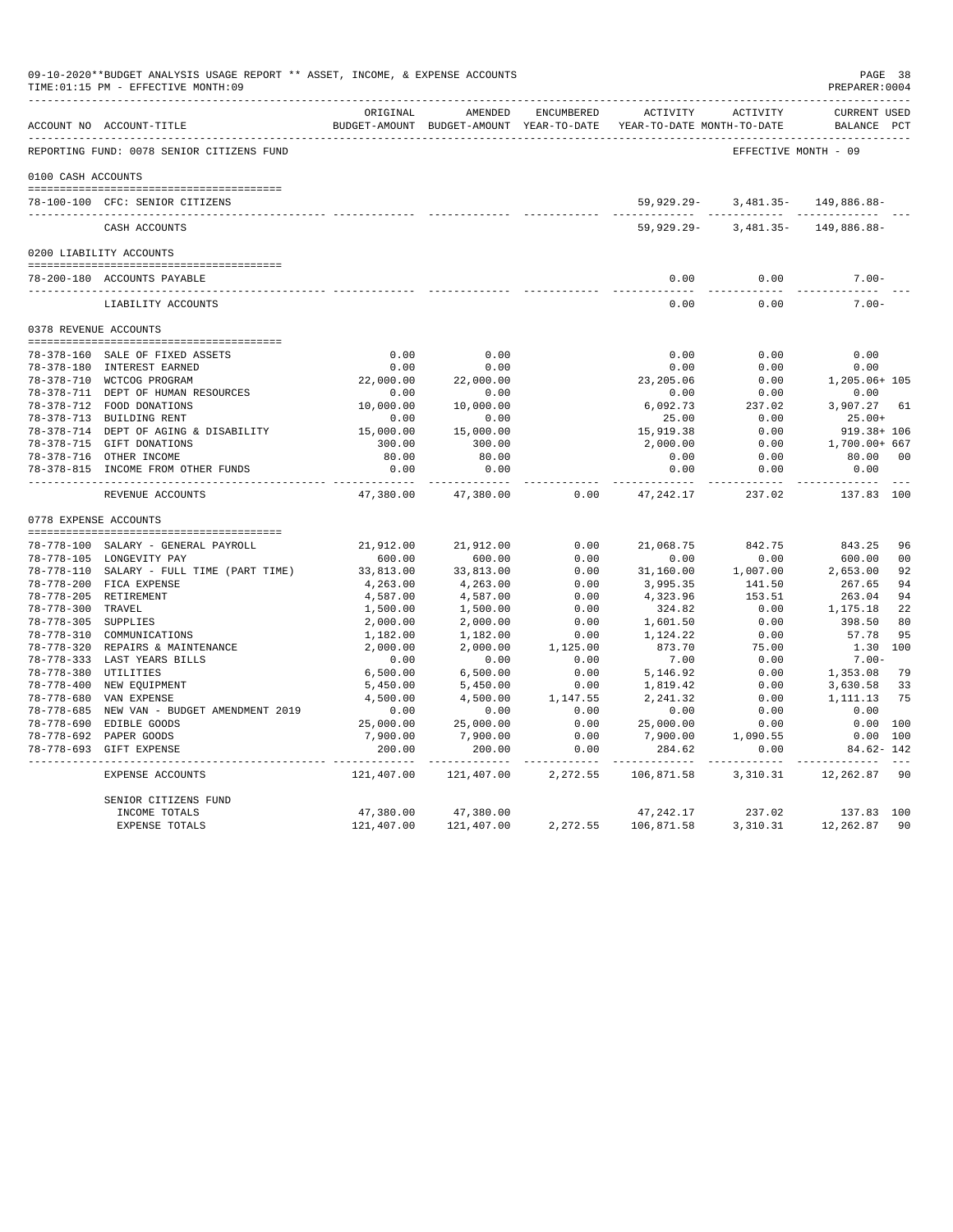09-10-2020**BUDGET ANALYSIS USAGE REPORT ** ASSET, INCOME, & EXPENSE ACCOUNTS
TIME:01:15 PM - EFFECTIVE MONTH:09

PREPARER:0004

| ACCOUNT NO | ACCOUNT-TITLE | ORIGINAL BUDGET-AMOUNT | AMENDED BUDGET-AMOUNT | ENCUMBERED YEAR-TO-DATE | ACTIVITY YEAR-TO-DATE | ACTIVITY MONTH-TO-DATE | CURRENT USED BALANCE | PCT |
|---|---|---|---|---|---|---|---|---|
| REPORTING FUND: 0078 SENIOR CITIZENS FUND | | | | | | EFFECTIVE MONTH - 09 | | |
| 0100 CASH ACCOUNTS | | | | | | | | |
| 78-100-100 | CFC: SENIOR CITIZENS | | | | 59,929.29- | 3,481.35- | 149,886.88- | |
| | CASH ACCOUNTS | | | | 59,929.29- | 3,481.35- | 149,886.88- | |
| 0200 LIABILITY ACCOUNTS | | | | | | | | |
| 78-200-180 | ACCOUNTS PAYABLE | | | | 0.00 | 0.00 | 7.00- | |
| | LIABILITY ACCOUNTS | | | | 0.00 | 0.00 | 7.00- | |
| 0378 REVENUE ACCOUNTS | | | | | | | | |
| 78-378-160 | SALE OF FIXED ASSETS | 0.00 | 0.00 | | 0.00 | 0.00 | 0.00 | |
| 78-378-180 | INTEREST EARNED | 0.00 | 0.00 | | 0.00 | 0.00 | 0.00 | |
| 78-378-710 | WCTCOG PROGRAM | 22,000.00 | 22,000.00 | | 23,205.06 | 0.00 | 1,205.06+ | 105 |
| 78-378-711 | DEPT OF HUMAN RESOURCES | 0.00 | 0.00 | | 0.00 | 0.00 | 0.00 | |
| 78-378-712 | FOOD DONATIONS | 10,000.00 | 10,000.00 | | 6,092.73 | 237.02 | 3,907.27 | 61 |
| 78-378-713 | BUILDING RENT | 0.00 | 0.00 | | 25.00 | 0.00 | 25.00+ | |
| 78-378-714 | DEPT OF AGING & DISABILITY | 15,000.00 | 15,000.00 | | 15,919.38 | 0.00 | 919.38+ | 106 |
| 78-378-715 | GIFT DONATIONS | 300.00 | 300.00 | | 2,000.00 | 0.00 | 1,700.00+ | 667 |
| 78-378-716 | OTHER INCOME | 80.00 | 80.00 | | 0.00 | 0.00 | 80.00 | 00 |
| 78-378-815 | INCOME FROM OTHER FUNDS | 0.00 | 0.00 | | 0.00 | 0.00 | 0.00 | |
| | REVENUE ACCOUNTS | 47,380.00 | 47,380.00 | 0.00 | 47,242.17 | 237.02 | 137.83 | 100 |
| 0778 EXPENSE ACCOUNTS | | | | | | | | |
| 78-778-100 | SALARY - GENERAL PAYROLL | 21,912.00 | 21,912.00 | 0.00 | 21,068.75 | 842.75 | 843.25 | 96 |
| 78-778-105 | LONGEVITY PAY | 600.00 | 600.00 | 0.00 | 0.00 | 0.00 | 600.00 | 00 |
| 78-778-110 | SALARY - FULL TIME (PART TIME) | 33,813.00 | 33,813.00 | 0.00 | 31,160.00 | 1,007.00 | 2,653.00 | 92 |
| 78-778-200 | FICA EXPENSE | 4,263.00 | 4,263.00 | 0.00 | 3,995.35 | 141.50 | 267.65 | 94 |
| 78-778-205 | RETIREMENT | 4,587.00 | 4,587.00 | 0.00 | 4,323.96 | 153.51 | 263.04 | 94 |
| 78-778-300 | TRAVEL | 1,500.00 | 1,500.00 | 0.00 | 324.82 | 0.00 | 1,175.18 | 22 |
| 78-778-305 | SUPPLIES | 2,000.00 | 2,000.00 | 0.00 | 1,601.50 | 0.00 | 398.50 | 80 |
| 78-778-310 | COMMUNICATIONS | 1,182.00 | 1,182.00 | 0.00 | 1,124.22 | 0.00 | 57.78 | 95 |
| 78-778-320 | REPAIRS & MAINTENANCE | 2,000.00 | 2,000.00 | 1,125.00 | 873.70 | 75.00 | 1.30 | 100 |
| 78-778-333 | LAST YEARS BILLS | 0.00 | 0.00 | 0.00 | 7.00 | 0.00 | 7.00- | |
| 78-778-380 | UTILITIES | 6,500.00 | 6,500.00 | 0.00 | 5,146.92 | 0.00 | 1,353.08 | 79 |
| 78-778-400 | NEW EQUIPMENT | 5,450.00 | 5,450.00 | 0.00 | 1,819.42 | 0.00 | 3,630.58 | 33 |
| 78-778-680 | VAN EXPENSE | 4,500.00 | 4,500.00 | 1,147.55 | 2,241.32 | 0.00 | 1,111.13 | 75 |
| 78-778-685 | NEW VAN - BUDGET AMENDMENT 2019 | 0.00 | 0.00 | 0.00 | 0.00 | 0.00 | 0.00 | |
| 78-778-690 | EDIBLE GOODS | 25,000.00 | 25,000.00 | 0.00 | 25,000.00 | 0.00 | 0.00 | 100 |
| 78-778-692 | PAPER GOODS | 7,900.00 | 7,900.00 | 0.00 | 7,900.00 | 1,090.55 | 0.00 | 100 |
| 78-778-693 | GIFT EXPENSE | 200.00 | 200.00 | 0.00 | 284.62 | 0.00 | 84.62- | 142 |
| | EXPENSE ACCOUNTS | 121,407.00 | 121,407.00 | 2,272.55 | 106,871.58 | 3,310.31 | 12,262.87 | 90 |
| | SENIOR CITIZENS FUND | | | | | | | |
| | INCOME TOTALS | 47,380.00 | 47,380.00 | | 47,242.17 | 237.02 | 137.83 | 100 |
| | EXPENSE TOTALS | 121,407.00 | 121,407.00 | 2,272.55 | 106,871.58 | 3,310.31 | 12,262.87 | 90 |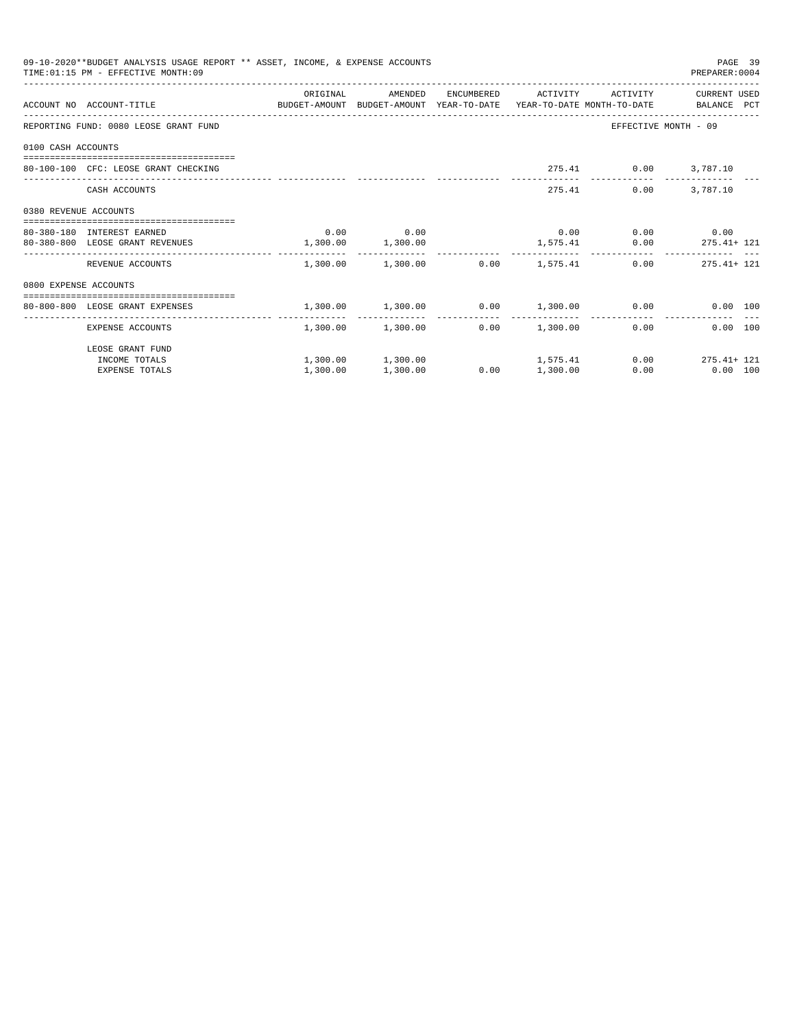09-10-2020**BUDGET ANALYSIS USAGE REPORT ** ASSET, INCOME, & EXPENSE ACCOUNTS
TIME:01:15 PM - EFFECTIVE MONTH:09

PREPARER:0004

| ACCOUNT NO | ACCOUNT-TITLE | ORIGINAL BUDGET-AMOUNT | AMENDED BUDGET-AMOUNT | ENCUMBERED YEAR-TO-DATE | ACTIVITY YEAR-TO-DATE | ACTIVITY MONTH-TO-DATE | CURRENT USED BALANCE | PCT |
|---|---|---|---|---|---|---|---|---|
| REPORTING FUND: 0080 LEOSE GRANT FUND | | | | | | EFFECTIVE MONTH - 09 | | |
| 0100 CASH ACCOUNTS | | | | | | | | |
| 80-100-100 | CFC: LEOSE GRANT CHECKING | | | | 275.41 | 0.00 | 3,787.10 | |
| | CASH ACCOUNTS | | | | 275.41 | 0.00 | 3,787.10 | |
| 0380 REVENUE ACCOUNTS | | | | | | | | |
| 80-380-180 | INTEREST EARNED | 0.00 | 0.00 | | 0.00 | 0.00 | 0.00 | |
| 80-380-800 | LEOSE GRANT REVENUES | 1,300.00 | 1,300.00 | | 1,575.41 | 0.00 | 275.41+ | 121 |
| | REVENUE ACCOUNTS | 1,300.00 | 1,300.00 | 0.00 | 1,575.41 | 0.00 | 275.41+ | 121 |
| 0800 EXPENSE ACCOUNTS | | | | | | | | |
| 80-800-800 | LEOSE GRANT EXPENSES | 1,300.00 | 1,300.00 | 0.00 | 1,300.00 | 0.00 | 0.00 | 100 |
| | EXPENSE ACCOUNTS | 1,300.00 | 1,300.00 | 0.00 | 1,300.00 | 0.00 | 0.00 | 100 |
| | LEOSE GRANT FUND | | | | | | | |
| | INCOME TOTALS | 1,300.00 | 1,300.00 | | 1,575.41 | 0.00 | 275.41+ | 121 |
| | EXPENSE TOTALS | 1,300.00 | 1,300.00 | 0.00 | 1,300.00 | 0.00 | 0.00 | 100 |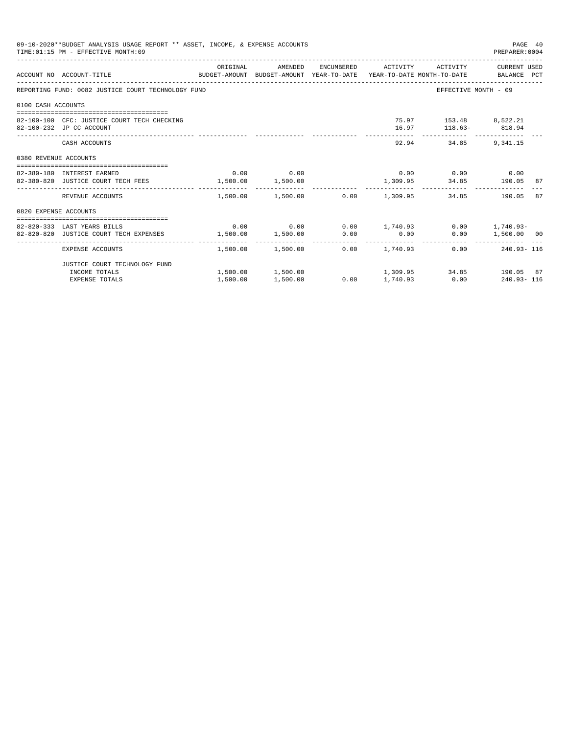09-10-2020**BUDGET ANALYSIS USAGE REPORT ** ASSET, INCOME, & EXPENSE ACCOUNTS

TIME:01:15 PM - EFFECTIVE MONTH:09

PREPARER:0004

REPORTING FUND: 0082 JUSTICE COURT TECHNOLOGY FUND — EFFECTIVE MONTH - 09

| ACCOUNT NO | ACCOUNT-TITLE | ORIGINAL BUDGET-AMOUNT | AMENDED BUDGET-AMOUNT | ENCUMBERED YEAR-TO-DATE | ACTIVITY YEAR-TO-DATE | ACTIVITY MONTH-TO-DATE | CURRENT USED BALANCE | PCT |
|---|---|---|---|---|---|---|---|---|
| **0100 CASH ACCOUNTS** | | | | | | | | |
| 82-100-100 | CFC: JUSTICE COURT TECH CHECKING | | | | 75.97 | 153.48 | 8,522.21 | |
| 82-100-232 | JP CC ACCOUNT | | | | 16.97 | 118.63- | 818.94 | |
| | CASH ACCOUNTS | | | | 92.94 | 34.85 | 9,341.15 | |
| **0380 REVENUE ACCOUNTS** | | | | | | | | |
| 82-380-180 | INTEREST EARNED | 0.00 | 0.00 | | 0.00 | 0.00 | 0.00 | |
| 82-380-820 | JUSTICE COURT TECH FEES | 1,500.00 | 1,500.00 | | 1,309.95 | 34.85 | 190.05 | 87 |
| | REVENUE ACCOUNTS | 1,500.00 | 1,500.00 | 0.00 | 1,309.95 | 34.85 | 190.05 | 87 |
| **0820 EXPENSE ACCOUNTS** | | | | | | | | |
| 82-820-333 | LAST YEARS BILLS | 0.00 | 0.00 | 0.00 | 1,740.93 | 0.00 | 1,740.93- | |
| 82-820-820 | JUSTICE COURT TECH EXPENSES | 1,500.00 | 1,500.00 | 0.00 | 0.00 | 0.00 | 1,500.00 | 00 |
| | EXPENSE ACCOUNTS | 1,500.00 | 1,500.00 | 0.00 | 1,740.93 | 0.00 | 240.93- | 116 |
| | JUSTICE COURT TECHNOLOGY FUND | | | | | | | |
| | INCOME TOTALS | 1,500.00 | 1,500.00 | | 1,309.95 | 34.85 | 190.05 | 87 |
| | EXPENSE TOTALS | 1,500.00 | 1,500.00 | 0.00 | 1,740.93 | 0.00 | 240.93- | 116 |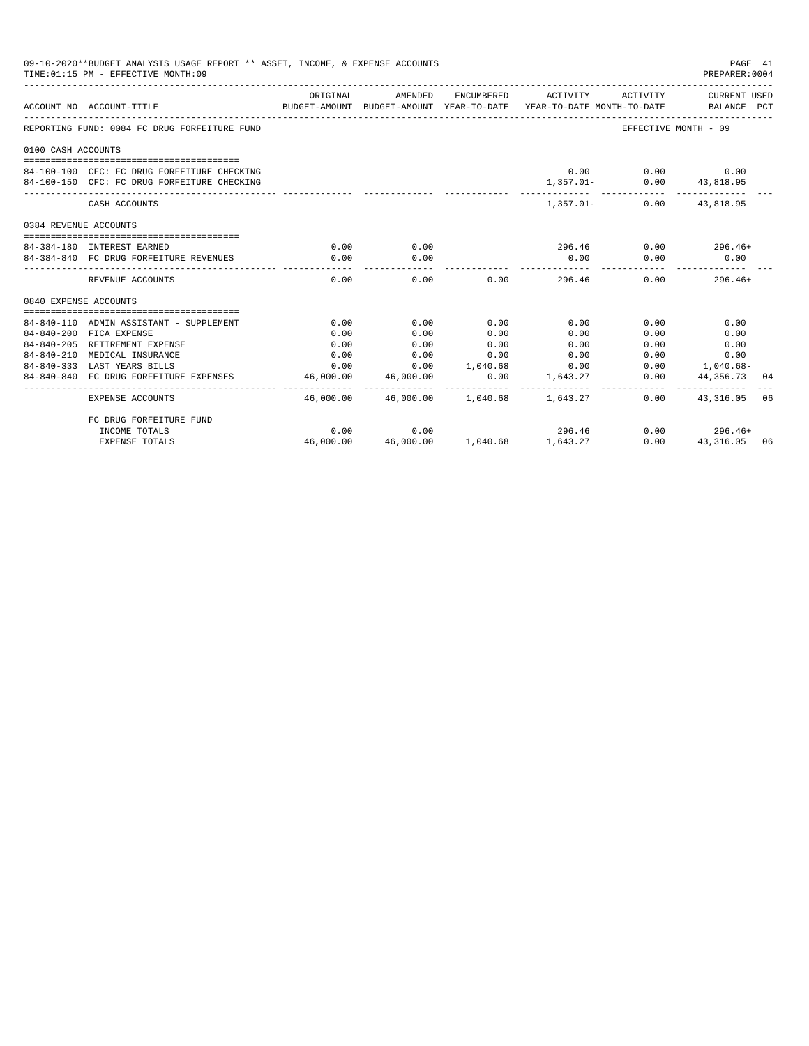09-10-2020**BUDGET ANALYSIS USAGE REPORT ** ASSET, INCOME, & EXPENSE ACCOUNTS

TIME:01:15 PM - EFFECTIVE MONTH:09

PREPARER:0004

| ACCOUNT NO | ACCOUNT-TITLE | ORIGINAL BUDGET-AMOUNT | AMENDED BUDGET-AMOUNT | ENCUMBERED YEAR-TO-DATE | ACTIVITY YEAR-TO-DATE | ACTIVITY MONTH-TO-DATE | CURRENT USED BALANCE | PCT |
|---|---|---|---|---|---|---|---|---|
| REPORTING FUND: 0084 FC DRUG FORFEITURE FUND | | | | | | | EFFECTIVE MONTH - 09 | |
| 0100 CASH ACCOUNTS | | | | | | | | |
| 84-100-100 | CFC: FC DRUG FORFEITURE CHECKING | | | | 0.00 | 0.00 | 0.00 | |
| 84-100-150 | CFC: FC DRUG FORFEITURE CHECKING | | | | 1,357.01- | 0.00 | 43,818.95 | |
| | CASH ACCOUNTS | | | | 1,357.01- | 0.00 | 43,818.95 | |
| 0384 REVENUE ACCOUNTS | | | | | | | | |
| 84-384-180 | INTEREST EARNED | 0.00 | 0.00 | | 296.46 | 0.00 | 296.46+ | |
| 84-384-840 | FC DRUG FORFEITURE REVENUES | 0.00 | 0.00 | | 0.00 | 0.00 | 0.00 | |
| | REVENUE ACCOUNTS | 0.00 | 0.00 | 0.00 | 296.46 | 0.00 | 296.46+ | |
| 0840 EXPENSE ACCOUNTS | | | | | | | | |
| 84-840-110 | ADMIN ASSISTANT - SUPPLEMENT | 0.00 | 0.00 | 0.00 | 0.00 | 0.00 | 0.00 | |
| 84-840-200 | FICA EXPENSE | 0.00 | 0.00 | 0.00 | 0.00 | 0.00 | 0.00 | |
| 84-840-205 | RETIREMENT EXPENSE | 0.00 | 0.00 | 0.00 | 0.00 | 0.00 | 0.00 | |
| 84-840-210 | MEDICAL INSURANCE | 0.00 | 0.00 | 0.00 | 0.00 | 0.00 | 0.00 | |
| 84-840-333 | LAST YEARS BILLS | 0.00 | 0.00 | 1,040.68 | 0.00 | 0.00 | 1,040.68- | |
| 84-840-840 | FC DRUG FORFEITURE EXPENSES | 46,000.00 | 46,000.00 | 0.00 | 1,643.27 | 0.00 | 44,356.73 | 04 |
| | EXPENSE ACCOUNTS | 46,000.00 | 46,000.00 | 1,040.68 | 1,643.27 | 0.00 | 43,316.05 | 06 |
| | FC DRUG FORFEITURE FUND | | | | | | | |
| | INCOME TOTALS | 0.00 | 0.00 | | 296.46 | 0.00 | 296.46+ | |
| | EXPENSE TOTALS | 46,000.00 | 46,000.00 | 1,040.68 | 1,643.27 | 0.00 | 43,316.05 | 06 |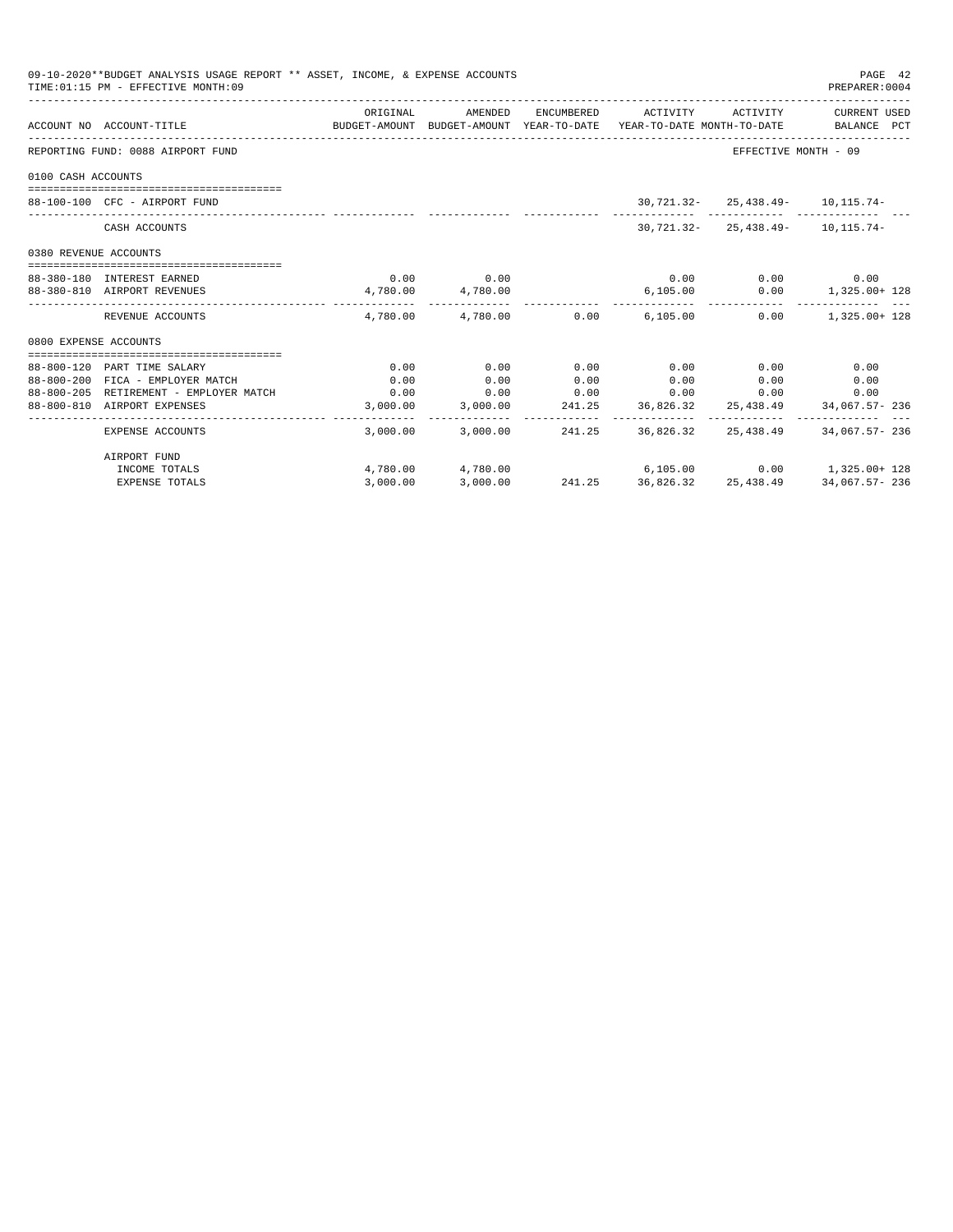09-10-2020**BUDGET ANALYSIS USAGE REPORT ** ASSET, INCOME, & EXPENSE ACCOUNTS

TIME:01:15 PM - EFFECTIVE MONTH:09

| ACCOUNT NO | ACCOUNT-TITLE | ORIGINAL BUDGET-AMOUNT | AMENDED BUDGET-AMOUNT | ENCUMBERED YEAR-TO-DATE | ACTIVITY YEAR-TO-DATE | ACTIVITY MONTH-TO-DATE | CURRENT USED BALANCE | PCT |
|---|---|---|---|---|---|---|---|---|
| REPORTING FUND: 0088 AIRPORT FUND | | | | | | | EFFECTIVE MONTH - 09 | |
| 0100 CASH ACCOUNTS | | | | | | | | |
| 88-100-100 | CFC - AIRPORT FUND | | | | 30,721.32- | 25,438.49- | 10,115.74- | |
| | CASH ACCOUNTS | | | | 30,721.32- | 25,438.49- | 10,115.74- | |
| 0380 REVENUE ACCOUNTS | | | | | | | | |
| 88-380-180 | INTEREST EARNED | 0.00 | 0.00 | | 0.00 | 0.00 | 0.00 | |
| 88-380-810 | AIRPORT REVENUES | 4,780.00 | 4,780.00 | | 6,105.00 | 0.00 | 1,325.00+ | 128 |
| | REVENUE ACCOUNTS | 4,780.00 | 4,780.00 | 0.00 | 6,105.00 | 0.00 | 1,325.00+ | 128 |
| 0800 EXPENSE ACCOUNTS | | | | | | | | |
| 88-800-120 | PART TIME SALARY | 0.00 | 0.00 | 0.00 | 0.00 | 0.00 | 0.00 | |
| 88-800-200 | FICA - EMPLOYER MATCH | 0.00 | 0.00 | 0.00 | 0.00 | 0.00 | 0.00 | |
| 88-800-205 | RETIREMENT - EMPLOYER MATCH | 0.00 | 0.00 | 0.00 | 0.00 | 0.00 | 0.00 | |
| 88-800-810 | AIRPORT EXPENSES | 3,000.00 | 3,000.00 | 241.25 | 36,826.32 | 25,438.49 | 34,067.57- | 236 |
| | EXPENSE ACCOUNTS | 3,000.00 | 3,000.00 | 241.25 | 36,826.32 | 25,438.49 | 34,067.57- | 236 |
| | AIRPORT FUND | | | | | | | |
| | INCOME TOTALS | 4,780.00 | 4,780.00 | | 6,105.00 | 0.00 | 1,325.00+ | 128 |
| | EXPENSE TOTALS | 3,000.00 | 3,000.00 | 241.25 | 36,826.32 | 25,438.49 | 34,067.57- | 236 |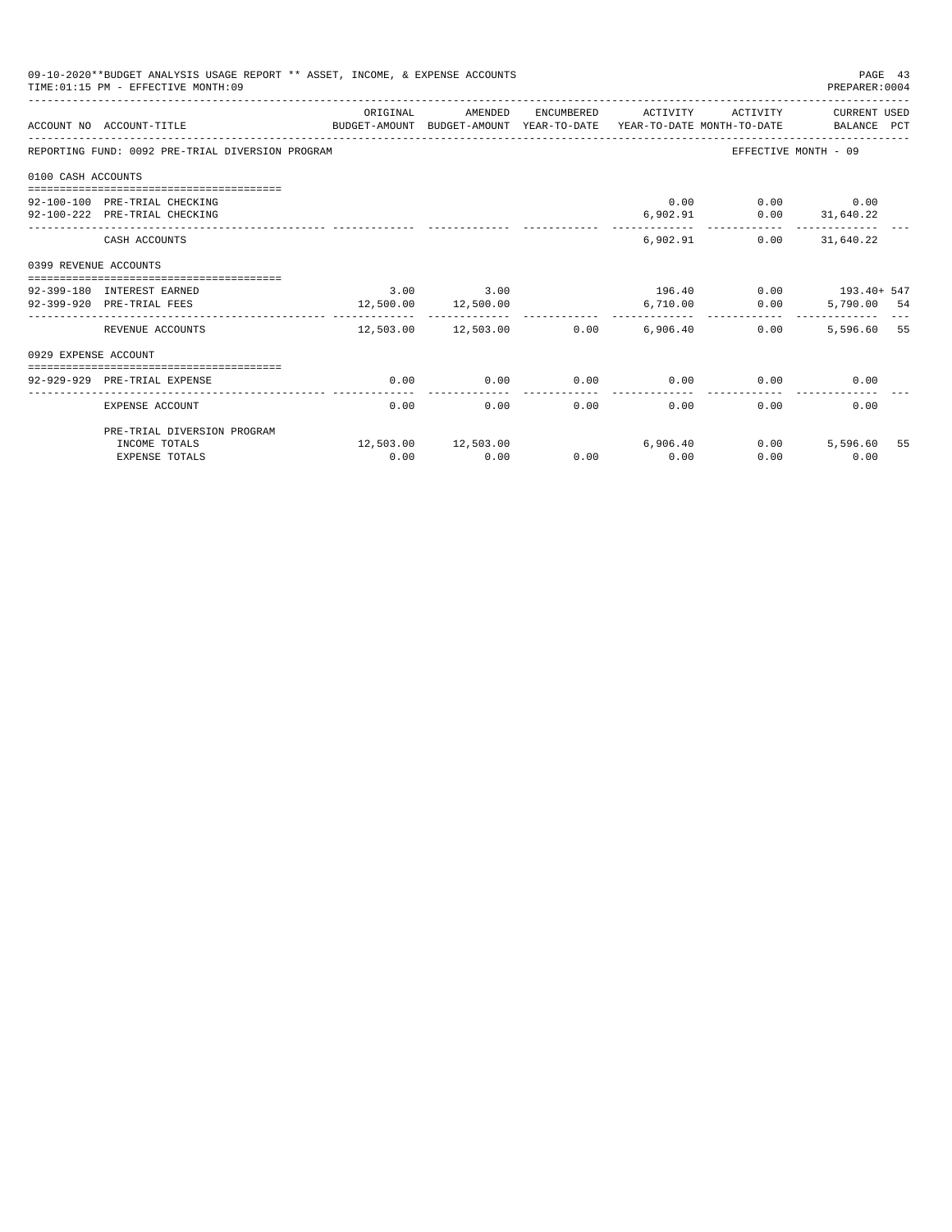09-10-2020**BUDGET ANALYSIS USAGE REPORT ** ASSET, INCOME, & EXPENSE ACCOUNTS

TIME:01:15 PM - EFFECTIVE MONTH:09

PREPARER:0004

| ACCOUNT NO | ACCOUNT-TITLE | ORIGINAL BUDGET-AMOUNT | AMENDED BUDGET-AMOUNT | ENCUMBERED YEAR-TO-DATE | ACTIVITY YEAR-TO-DATE | ACTIVITY MONTH-TO-DATE | CURRENT USED BALANCE | PCT |
|---|---|---|---|---|---|---|---|---|
| REPORTING FUND: 0092 PRE-TRIAL DIVERSION PROGRAM | | | | | | | EFFECTIVE MONTH - 09 | |
| 0100 CASH ACCOUNTS | | | | | | | | |
| 92-100-100 | PRE-TRIAL CHECKING | | | | 0.00 | 0.00 | 0.00 | |
| 92-100-222 | PRE-TRIAL CHECKING | | | | 6,902.91 | 0.00 | 31,640.22 | |
| | CASH ACCOUNTS | | | | 6,902.91 | 0.00 | 31,640.22 | |
| 0399 REVENUE ACCOUNTS | | | | | | | | |
| 92-399-180 | INTEREST EARNED | 3.00 | 3.00 | | 196.40 | 0.00 | 193.40+ | 547 |
| 92-399-920 | PRE-TRIAL FEES | 12,500.00 | 12,500.00 | | 6,710.00 | 0.00 | 5,790.00 | 54 |
| | REVENUE ACCOUNTS | 12,503.00 | 12,503.00 | 0.00 | 6,906.40 | 0.00 | 5,596.60 | 55 |
| 0929 EXPENSE ACCOUNT | | | | | | | | |
| 92-929-929 | PRE-TRIAL EXPENSE | 0.00 | 0.00 | 0.00 | 0.00 | 0.00 | 0.00 | |
| | EXPENSE ACCOUNT | 0.00 | 0.00 | 0.00 | 0.00 | 0.00 | 0.00 | |
| | PRE-TRIAL DIVERSION PROGRAM | | | | | | | |
| | INCOME TOTALS | 12,503.00 | 12,503.00 | | 6,906.40 | 0.00 | 5,596.60 | 55 |
| | EXPENSE TOTALS | 0.00 | 0.00 | 0.00 | 0.00 | 0.00 | 0.00 | |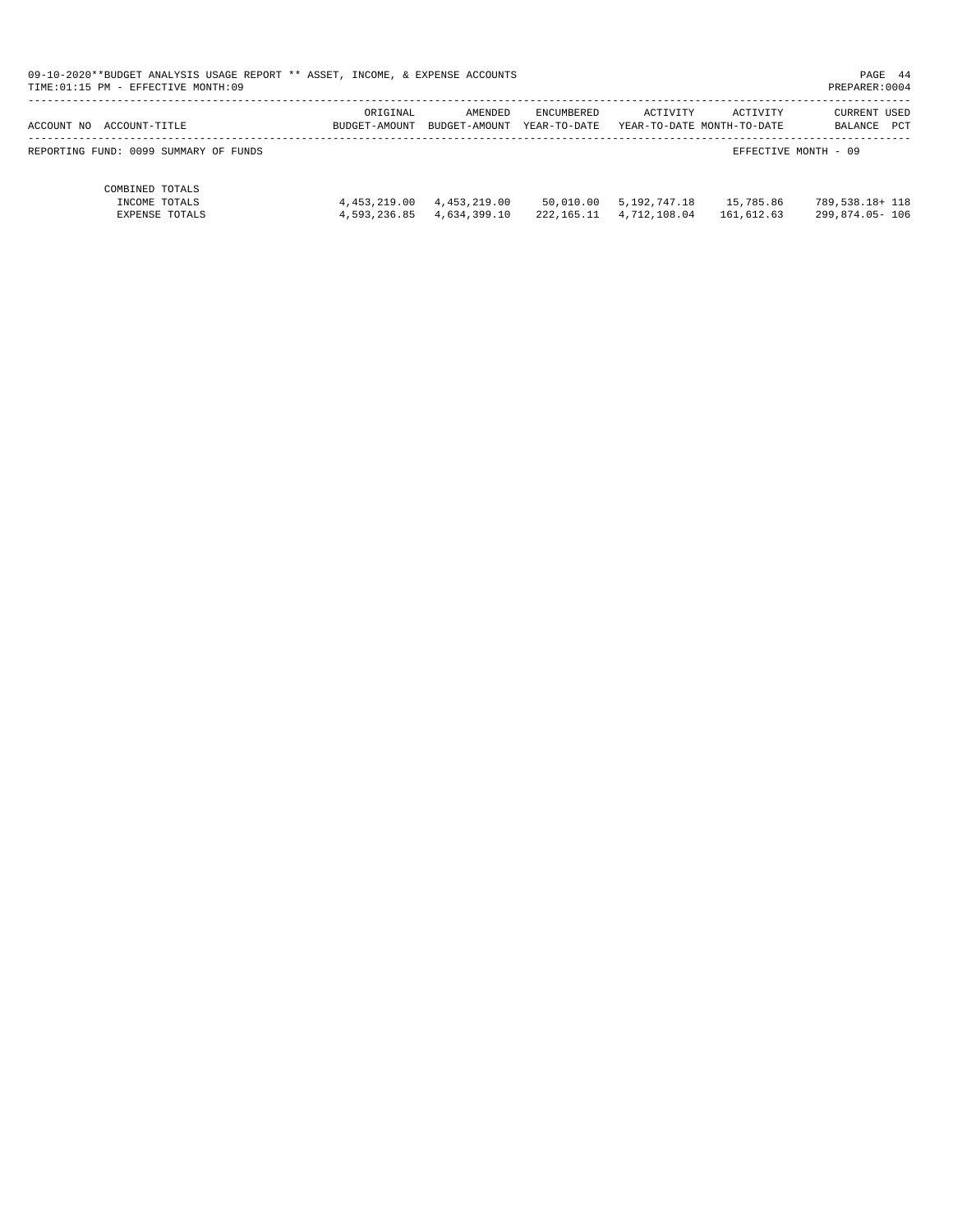| ACCOUNT NO | ACCOUNT-TITLE | ORIGINAL BUDGET-AMOUNT | AMENDED BUDGET-AMOUNT | ENCUMBERED YEAR-TO-DATE | ACTIVITY YEAR-TO-DATE | ACTIVITY MONTH-TO-DATE | CURRENT BALANCE | USED PCT |
|---|---|---|---|---|---|---|---|---|
| REPORTING FUND: 0099 SUMMARY OF FUNDS | | | | | | EFFECTIVE MONTH - 09 | | |
| | COMBINED TOTALS | | | | | | | |
| | INCOME TOTALS | 4,453,219.00 | 4,453,219.00 | 50,010.00 | 5,192,747.18 | 15,785.86 | 789,538.18+ | 118 |
| | EXPENSE TOTALS | 4,593,236.85 | 4,634,399.10 | 222,165.11 | 4,712,108.04 | 161,612.63 | 299,874.05- | 106 |